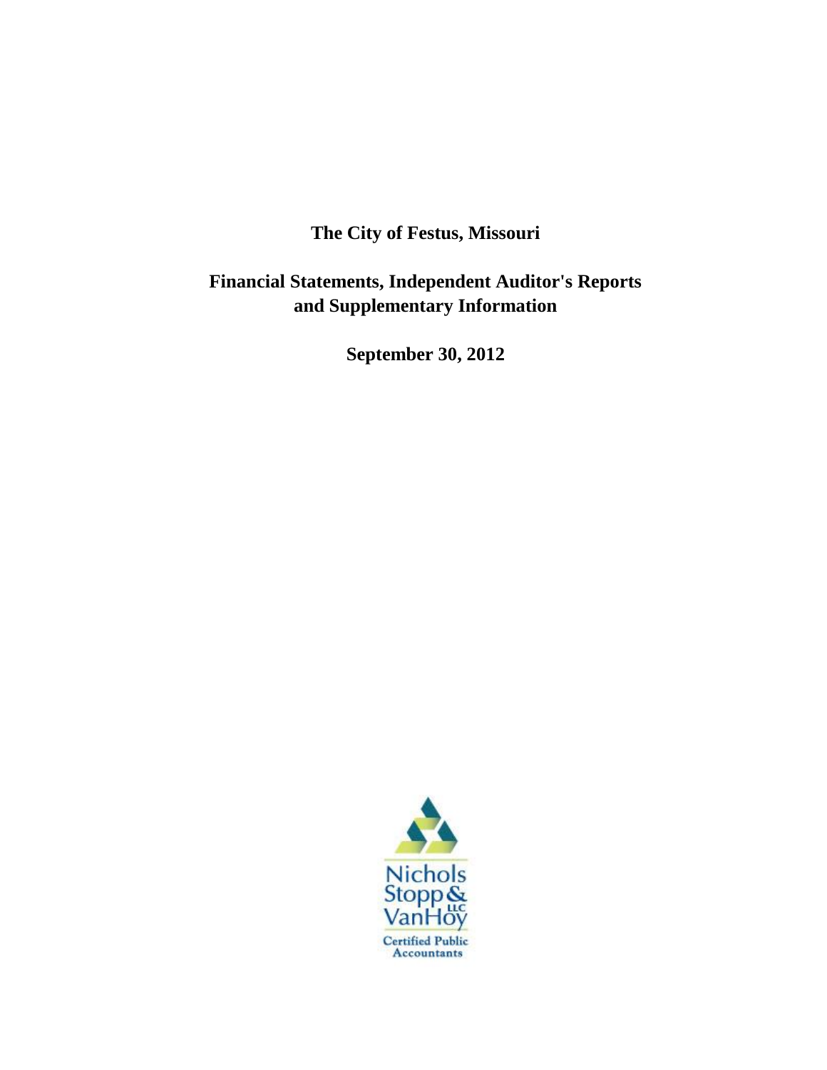# The City of Festus, Missouri

## Financial Statements, Independent Auditor's Reports and Supplementary Information

**September 30, 2012**

Nichols Stopp & VanHoy LLC

Certified Public Accountants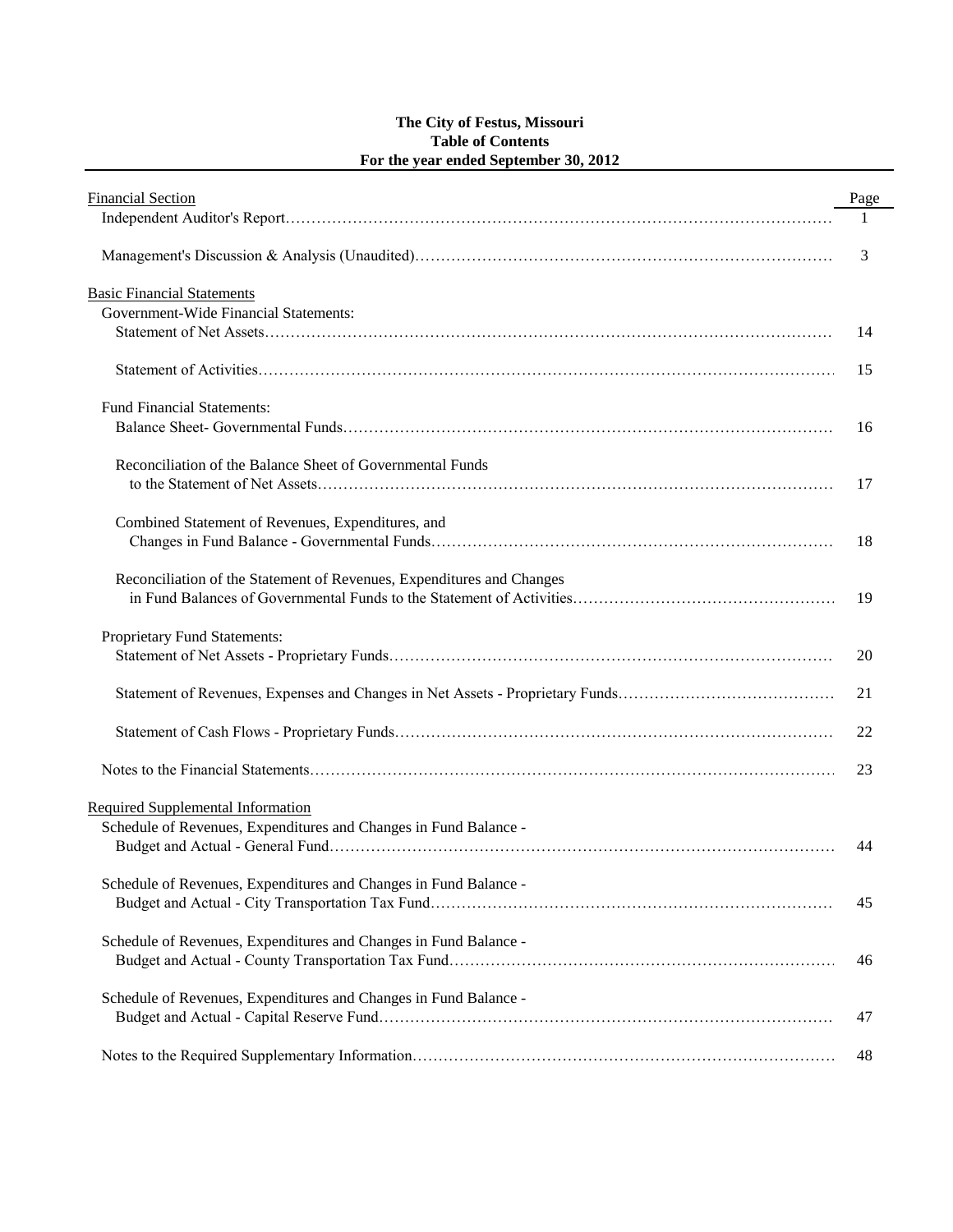**The City of Festus, Missouri**
**Table of Contents**
**For the year ended September 30, 2012**

| Financial Section | Page |
|---|---|
| Independent Auditor's Report | 1 |
| Management's Discussion & Analysis (Unaudited) | 3 |
| **Basic Financial Statements** | |
| Government-Wide Financial Statements: | |
| Statement of Net Assets | 14 |
| Statement of Activities | 15 |
| Fund Financial Statements: | |
| Balance Sheet- Governmental Funds | 16 |
| Reconciliation of the Balance Sheet of Governmental Funds to the Statement of Net Assets | 17 |
| Combined Statement of Revenues, Expenditures, and Changes in Fund Balance - Governmental Funds | 18 |
| Reconciliation of the Statement of Revenues, Expenditures and Changes in Fund Balances of Governmental Funds to the Statement of Activities | 19 |
| Proprietary Fund Statements: | |
| Statement of Net Assets - Proprietary Funds | 20 |
| Statement of Revenues, Expenses and Changes in Net Assets - Proprietary Funds | 21 |
| Statement of Cash Flows - Proprietary Funds | 22 |
| Notes to the Financial Statements | 23 |
| **Required Supplemental Information** | |
| Schedule of Revenues, Expenditures and Changes in Fund Balance - Budget and Actual - General Fund | 44 |
| Schedule of Revenues, Expenditures and Changes in Fund Balance - Budget and Actual - City Transportation Tax Fund | 45 |
| Schedule of Revenues, Expenditures and Changes in Fund Balance - Budget and Actual - County Transportation Tax Fund | 46 |
| Schedule of Revenues, Expenditures and Changes in Fund Balance - Budget and Actual - Capital Reserve Fund | 47 |
| Notes to the Required Supplementary Information | 48 |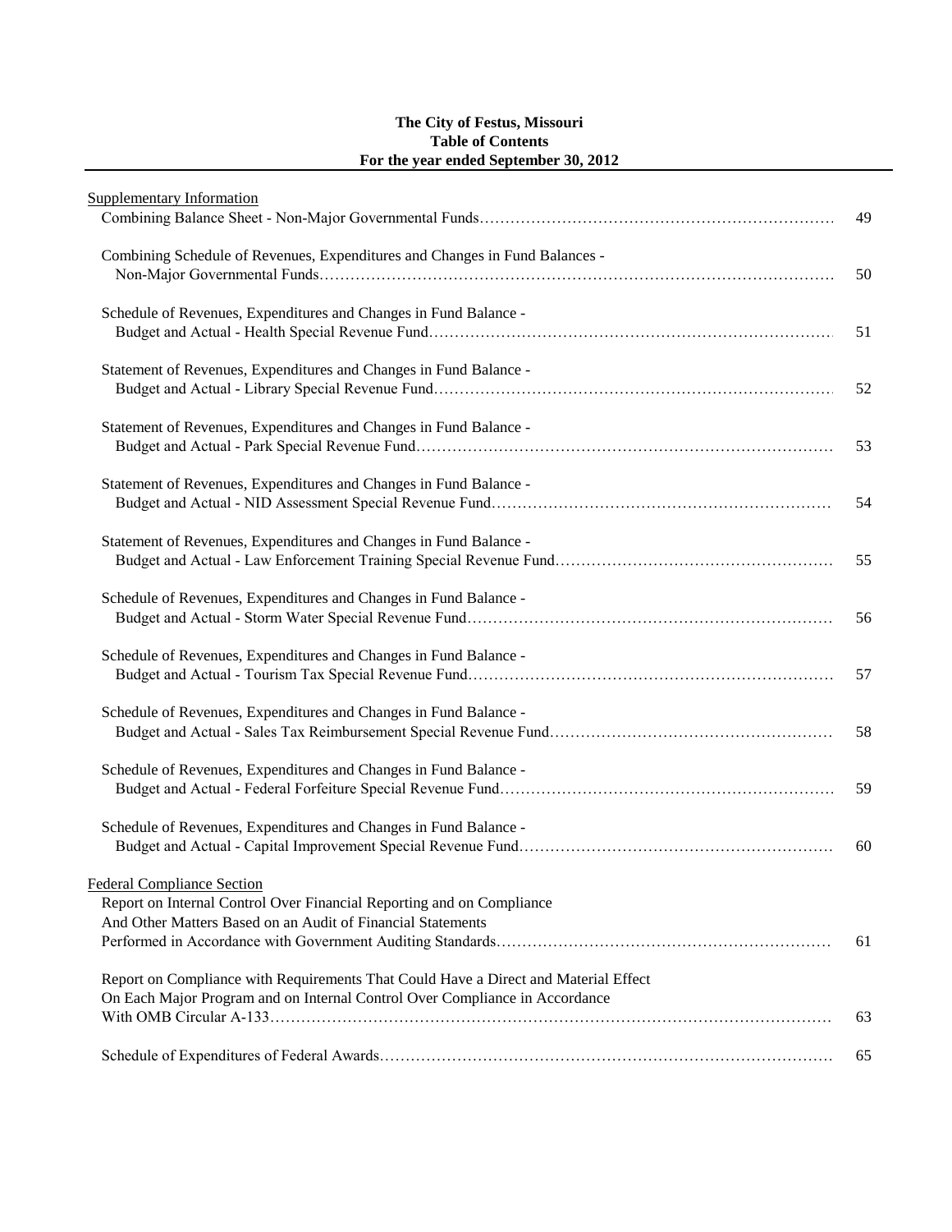**The City of Festus, Missouri**
**Table of Contents**
**For the year ended September 30, 2012**

Supplementary Information

| | |
|---|---|
| Combining Balance Sheet - Non-Major Governmental Funds | 49 |
| Combining Schedule of Revenues, Expenditures and Changes in Fund Balances - Non-Major Governmental Funds | 50 |
| Schedule of Revenues, Expenditures and Changes in Fund Balance - Budget and Actual - Health Special Revenue Fund | 51 |
| Statement of Revenues, Expenditures and Changes in Fund Balance - Budget and Actual - Library Special Revenue Fund | 52 |
| Statement of Revenues, Expenditures and Changes in Fund Balance - Budget and Actual - Park Special Revenue Fund | 53 |
| Statement of Revenues, Expenditures and Changes in Fund Balance - Budget and Actual - NID Assessment Special Revenue Fund | 54 |
| Statement of Revenues, Expenditures and Changes in Fund Balance - Budget and Actual - Law Enforcement Training Special Revenue Fund | 55 |
| Schedule of Revenues, Expenditures and Changes in Fund Balance - Budget and Actual - Storm Water Special Revenue Fund | 56 |
| Schedule of Revenues, Expenditures and Changes in Fund Balance - Budget and Actual - Tourism Tax Special Revenue Fund | 57 |
| Schedule of Revenues, Expenditures and Changes in Fund Balance - Budget and Actual - Sales Tax Reimbursement Special Revenue Fund | 58 |
| Schedule of Revenues, Expenditures and Changes in Fund Balance - Budget and Actual - Federal Forfeiture Special Revenue Fund | 59 |
| Schedule of Revenues, Expenditures and Changes in Fund Balance - Budget and Actual - Capital Improvement Special Revenue Fund | 60 |

Federal Compliance Section

| | |
|---|---|
| Report on Internal Control Over Financial Reporting and on Compliance And Other Matters Based on an Audit of Financial Statements Performed in Accordance with Government Auditing Standards | 61 |
| Report on Compliance with Requirements That Could Have a Direct and Material Effect On Each Major Program and on Internal Control Over Compliance in Accordance With OMB Circular A-133 | 63 |
| Schedule of Expenditures of Federal Awards | 65 |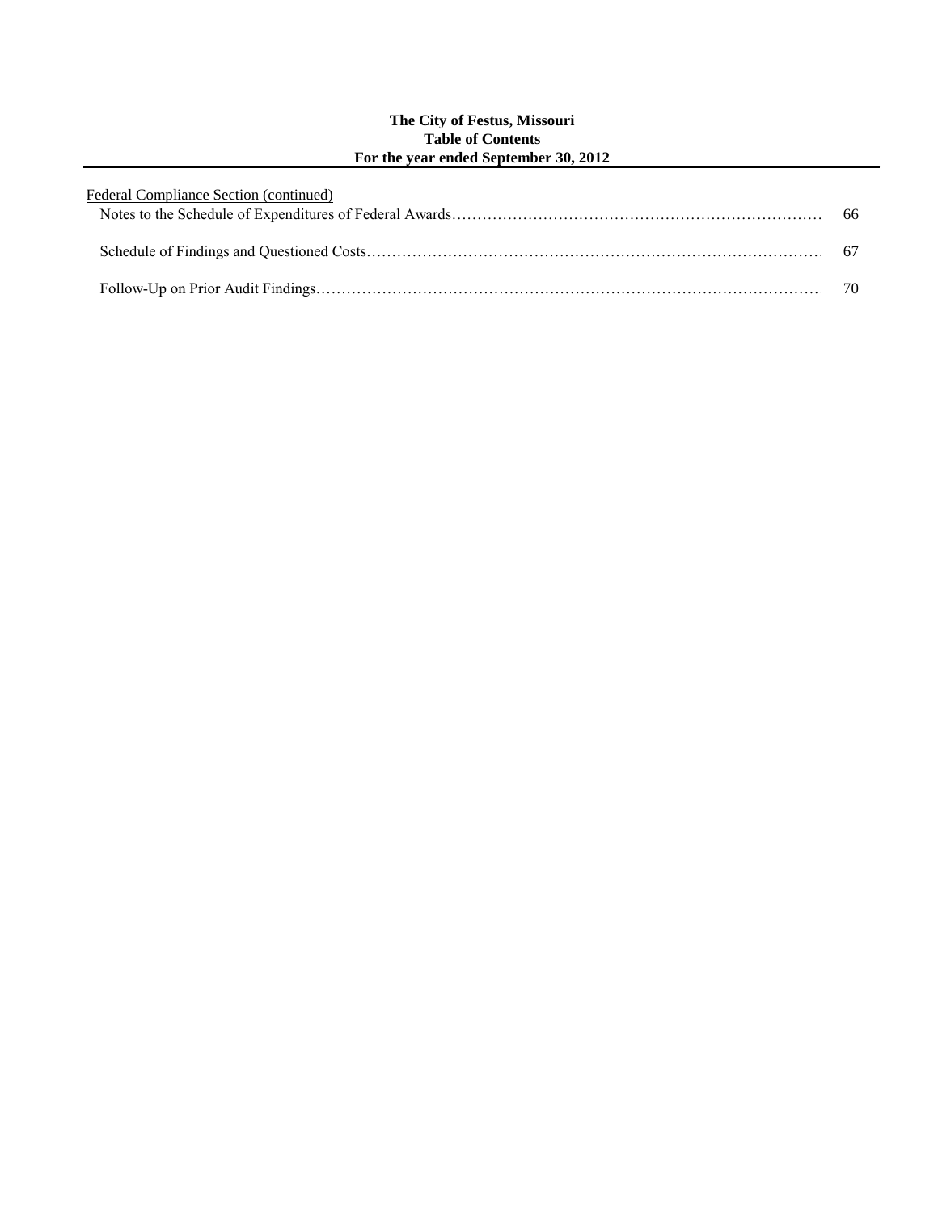**The City of Festus, Missouri**
**Table of Contents**
**For the year ended September 30, 2012**

Federal Compliance Section (continued)

| | |
|---|---|
| Notes to the Schedule of Expenditures of Federal Awards | 66 |
| Schedule of Findings and Questioned Costs | 67 |
| Follow-Up on Prior Audit Findings | 70 |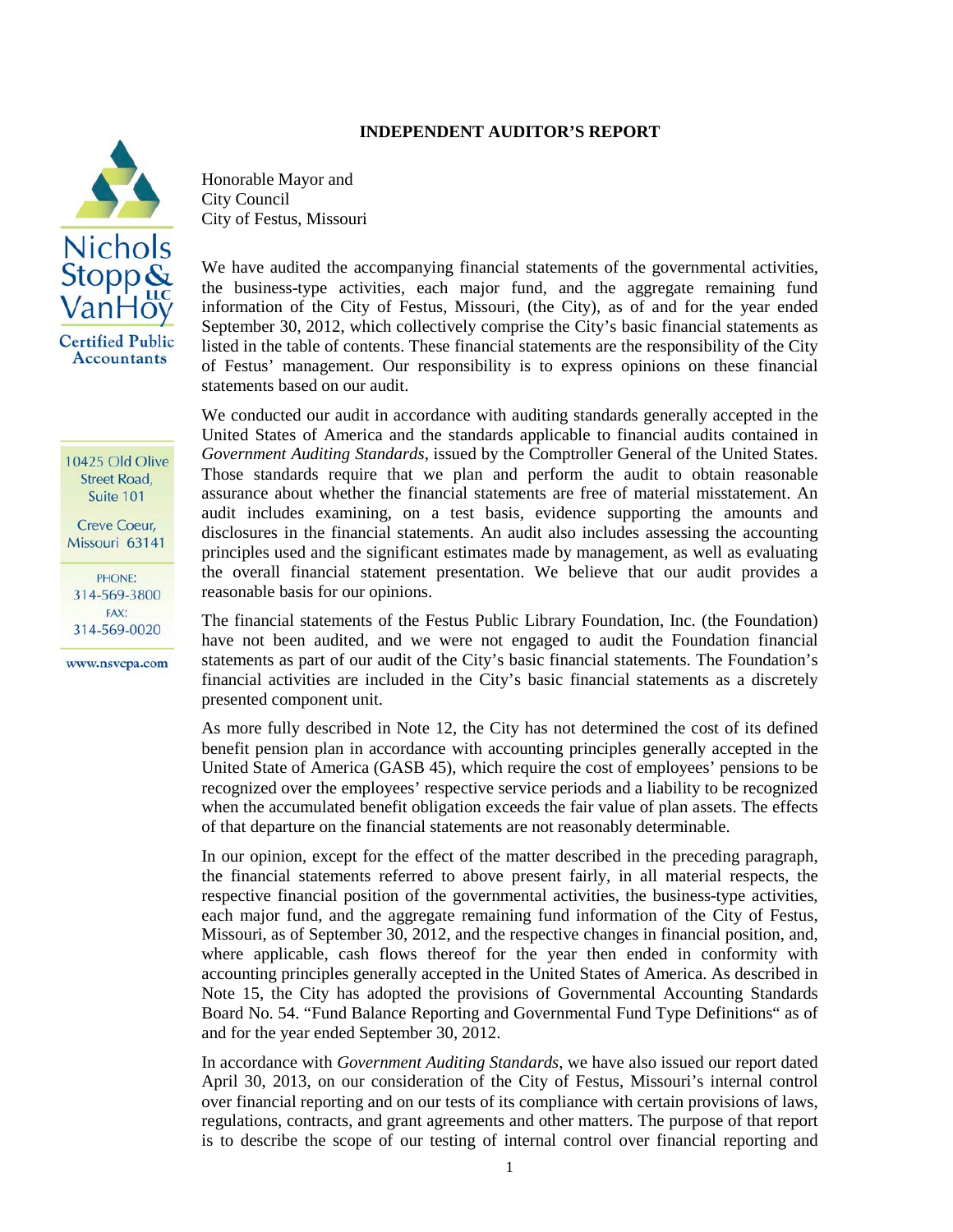Nichols Stopp & VanHoy LLC
Certified Public Accountants

10425 Old Olive Street Road, Suite 101

Creve Coeur, Missouri 63141

PHONE: 314-569-3800
FAX: 314-569-0020

www.nsvcpa.com

# INDEPENDENT AUDITOR'S REPORT

Honorable Mayor and
City Council
City of Festus, Missouri

We have audited the accompanying financial statements of the governmental activities, the business-type activities, each major fund, and the aggregate remaining fund information of the City of Festus, Missouri, (the City), as of and for the year ended September 30, 2012, which collectively comprise the City's basic financial statements as listed in the table of contents. These financial statements are the responsibility of the City of Festus' management. Our responsibility is to express opinions on these financial statements based on our audit.

We conducted our audit in accordance with auditing standards generally accepted in the United States of America and the standards applicable to financial audits contained in *Government Auditing Standards*, issued by the Comptroller General of the United States. Those standards require that we plan and perform the audit to obtain reasonable assurance about whether the financial statements are free of material misstatement. An audit includes examining, on a test basis, evidence supporting the amounts and disclosures in the financial statements. An audit also includes assessing the accounting principles used and the significant estimates made by management, as well as evaluating the overall financial statement presentation. We believe that our audit provides a reasonable basis for our opinions.

The financial statements of the Festus Public Library Foundation, Inc. (the Foundation) have not been audited, and we were not engaged to audit the Foundation financial statements as part of our audit of the City's basic financial statements. The Foundation's financial activities are included in the City's basic financial statements as a discretely presented component unit.

As more fully described in Note 12, the City has not determined the cost of its defined benefit pension plan in accordance with accounting principles generally accepted in the United State of America (GASB 45), which require the cost of employees' pensions to be recognized over the employees' respective service periods and a liability to be recognized when the accumulated benefit obligation exceeds the fair value of plan assets. The effects of that departure on the financial statements are not reasonably determinable.

In our opinion, except for the effect of the matter described in the preceding paragraph, the financial statements referred to above present fairly, in all material respects, the respective financial position of the governmental activities, the business-type activities, each major fund, and the aggregate remaining fund information of the City of Festus, Missouri, as of September 30, 2012, and the respective changes in financial position, and, where applicable, cash flows thereof for the year then ended in conformity with accounting principles generally accepted in the United States of America. As described in Note 15, the City has adopted the provisions of Governmental Accounting Standards Board No. 54. "Fund Balance Reporting and Governmental Fund Type Definitions" as of and for the year ended September 30, 2012.

In accordance with *Government Auditing Standards*, we have also issued our report dated April 30, 2013, on our consideration of the City of Festus, Missouri's internal control over financial reporting and on our tests of its compliance with certain provisions of laws, regulations, contracts, and grant agreements and other matters. The purpose of that report is to describe the scope of our testing of internal control over financial reporting and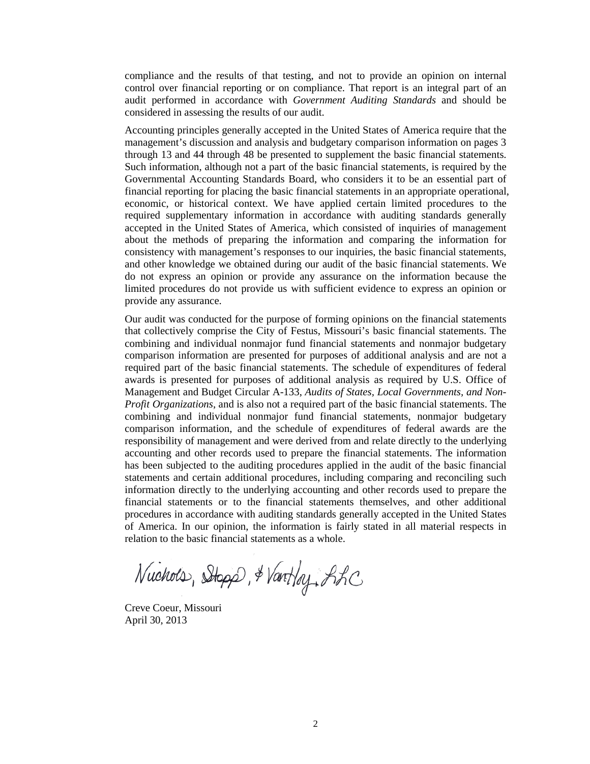compliance and the results of that testing, and not to provide an opinion on internal control over financial reporting or on compliance. That report is an integral part of an audit performed in accordance with *Government Auditing Standards* and should be considered in assessing the results of our audit.

Accounting principles generally accepted in the United States of America require that the management's discussion and analysis and budgetary comparison information on pages 3 through 13 and 44 through 48 be presented to supplement the basic financial statements. Such information, although not a part of the basic financial statements, is required by the Governmental Accounting Standards Board, who considers it to be an essential part of financial reporting for placing the basic financial statements in an appropriate operational, economic, or historical context. We have applied certain limited procedures to the required supplementary information in accordance with auditing standards generally accepted in the United States of America, which consisted of inquiries of management about the methods of preparing the information and comparing the information for consistency with management's responses to our inquiries, the basic financial statements, and other knowledge we obtained during our audit of the basic financial statements. We do not express an opinion or provide any assurance on the information because the limited procedures do not provide us with sufficient evidence to express an opinion or provide any assurance.

Our audit was conducted for the purpose of forming opinions on the financial statements that collectively comprise the City of Festus, Missouri's basic financial statements. The combining and individual nonmajor fund financial statements and nonmajor budgetary comparison information are presented for purposes of additional analysis and are not a required part of the basic financial statements. The schedule of expenditures of federal awards is presented for purposes of additional analysis as required by U.S. Office of Management and Budget Circular A-133, *Audits of States, Local Governments, and Non-Profit Organizations*, and is also not a required part of the basic financial statements. The combining and individual nonmajor fund financial statements, nonmajor budgetary comparison information, and the schedule of expenditures of federal awards are the responsibility of management and were derived from and relate directly to the underlying accounting and other records used to prepare the financial statements. The information has been subjected to the auditing procedures applied in the audit of the basic financial statements and certain additional procedures, including comparing and reconciling such information directly to the underlying accounting and other records used to prepare the financial statements or to the financial statements themselves, and other additional procedures in accordance with auditing standards generally accepted in the United States of America. In our opinion, the information is fairly stated in all material respects in relation to the basic financial statements as a whole.

Nichols, Stopp, & VanHoy, LLC

Creve Coeur, Missouri
April 30, 2013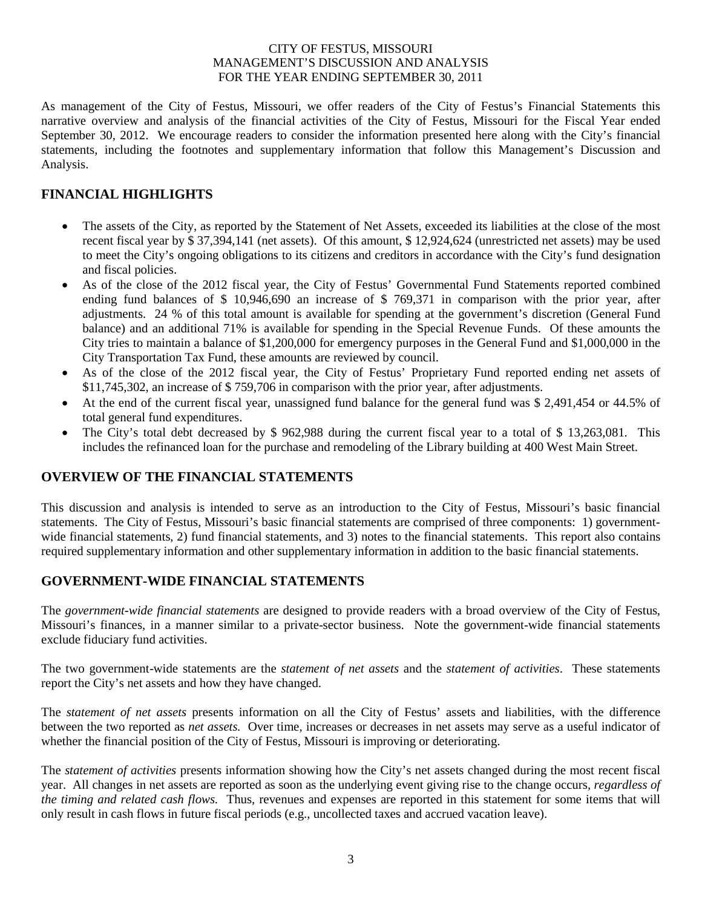# CITY OF FESTUS, MISSOURI
# MANAGEMENT'S DISCUSSION AND ANALYSIS
# FOR THE YEAR ENDING SEPTEMBER 30, 2011

As management of the City of Festus, Missouri, we offer readers of the City of Festus's Financial Statements this narrative overview and analysis of the financial activities of the City of Festus, Missouri for the Fiscal Year ended September 30, 2012. We encourage readers to consider the information presented here along with the City's financial statements, including the footnotes and supplementary information that follow this Management's Discussion and Analysis.

## FINANCIAL HIGHLIGHTS

- The assets of the City, as reported by the Statement of Net Assets, exceeded its liabilities at the close of the most recent fiscal year by $ 37,394,141 (net assets). Of this amount, $ 12,924,624 (unrestricted net assets) may be used to meet the City's ongoing obligations to its citizens and creditors in accordance with the City's fund designation and fiscal policies.
- As of the close of the 2012 fiscal year, the City of Festus' Governmental Fund Statements reported combined ending fund balances of $ 10,946,690 an increase of $ 769,371 in comparison with the prior year, after adjustments. 24 % of this total amount is available for spending at the government's discretion (General Fund balance) and an additional 71% is available for spending in the Special Revenue Funds. Of these amounts the City tries to maintain a balance of $1,200,000 for emergency purposes in the General Fund and $1,000,000 in the City Transportation Tax Fund, these amounts are reviewed by council.
- As of the close of the 2012 fiscal year, the City of Festus' Proprietary Fund reported ending net assets of $11,745,302, an increase of $ 759,706 in comparison with the prior year, after adjustments.
- At the end of the current fiscal year, unassigned fund balance for the general fund was $ 2,491,454 or 44.5% of total general fund expenditures.
- The City's total debt decreased by $ 962,988 during the current fiscal year to a total of $ 13,263,081. This includes the refinanced loan for the purchase and remodeling of the Library building at 400 West Main Street.

## OVERVIEW OF THE FINANCIAL STATEMENTS

This discussion and analysis is intended to serve as an introduction to the City of Festus, Missouri's basic financial statements. The City of Festus, Missouri's basic financial statements are comprised of three components: 1) government-wide financial statements, 2) fund financial statements, and 3) notes to the financial statements. This report also contains required supplementary information and other supplementary information in addition to the basic financial statements.

## GOVERNMENT-WIDE FINANCIAL STATEMENTS

The *government-wide financial statements* are designed to provide readers with a broad overview of the City of Festus, Missouri's finances, in a manner similar to a private-sector business. Note the government-wide financial statements exclude fiduciary fund activities.

The two government-wide statements are the *statement of net assets* and the *statement of activities*. These statements report the City's net assets and how they have changed.

The *statement of net assets* presents information on all the City of Festus' assets and liabilities, with the difference between the two reported as *net assets.* Over time, increases or decreases in net assets may serve as a useful indicator of whether the financial position of the City of Festus, Missouri is improving or deteriorating.

The *statement of activities* presents information showing how the City's net assets changed during the most recent fiscal year. All changes in net assets are reported as soon as the underlying event giving rise to the change occurs, *regardless of the timing and related cash flows.* Thus, revenues and expenses are reported in this statement for some items that will only result in cash flows in future fiscal periods (e.g., uncollected taxes and accrued vacation leave).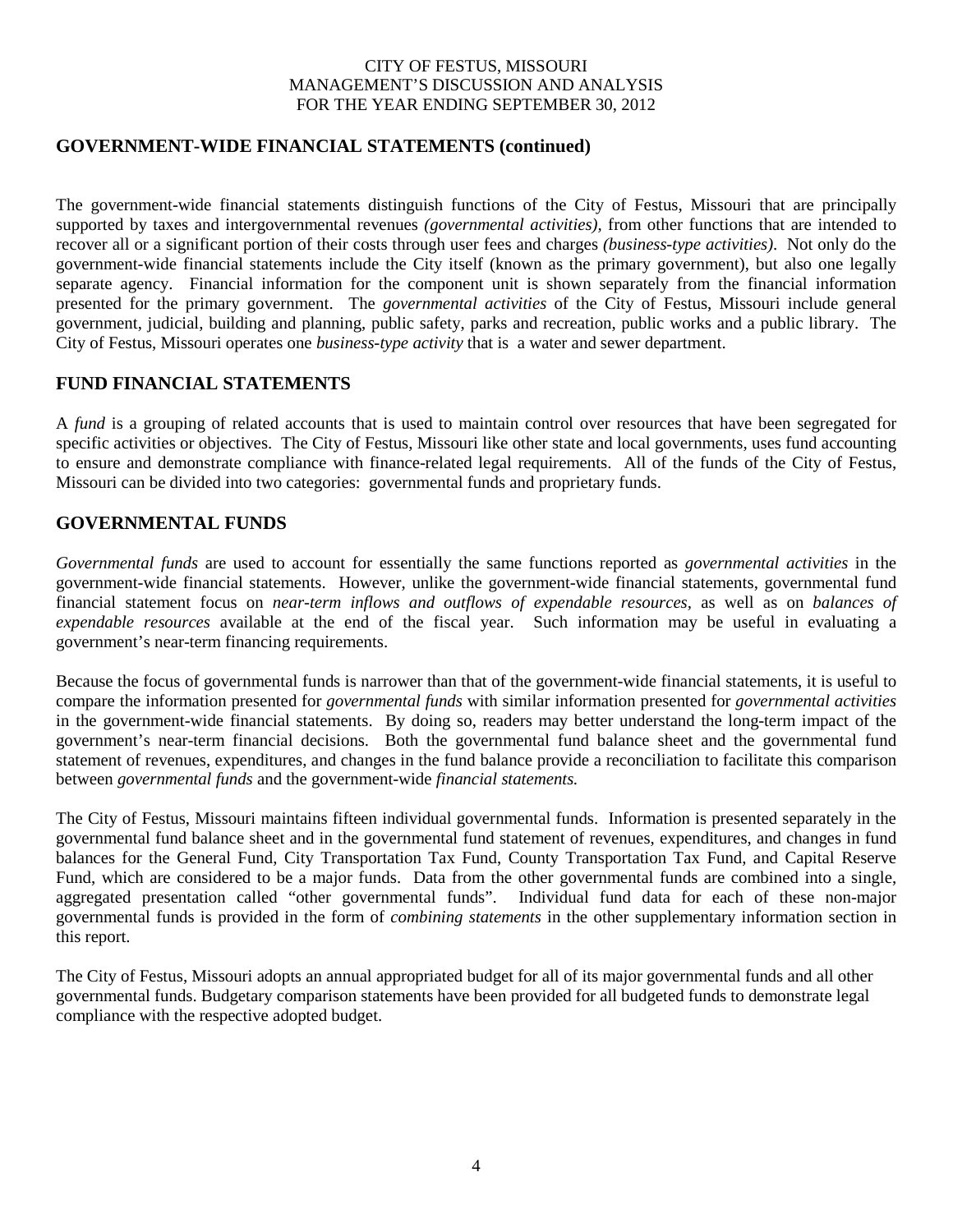## GOVERNMENT-WIDE FINANCIAL STATEMENTS (continued)

The government-wide financial statements distinguish functions of the City of Festus, Missouri that are principally supported by taxes and intergovernmental revenues *(governmental activities)*, from other functions that are intended to recover all or a significant portion of their costs through user fees and charges *(business-type activities)*. Not only do the government-wide financial statements include the City itself (known as the primary government), but also one legally separate agency. Financial information for the component unit is shown separately from the financial information presented for the primary government. The *governmental activities* of the City of Festus, Missouri include general government, judicial, building and planning, public safety, parks and recreation, public works and a public library. The City of Festus, Missouri operates one *business-type activity* that is a water and sewer department.

## FUND FINANCIAL STATEMENTS

A *fund* is a grouping of related accounts that is used to maintain control over resources that have been segregated for specific activities or objectives. The City of Festus, Missouri like other state and local governments, uses fund accounting to ensure and demonstrate compliance with finance-related legal requirements. All of the funds of the City of Festus, Missouri can be divided into two categories: governmental funds and proprietary funds.

## GOVERNMENTAL FUNDS

*Governmental funds* are used to account for essentially the same functions reported as *governmental activities* in the government-wide financial statements. However, unlike the government-wide financial statements, governmental fund financial statement focus on *near-term inflows and outflows of expendable resources*, as well as on *balances of expendable resources* available at the end of the fiscal year. Such information may be useful in evaluating a government's near-term financing requirements.

Because the focus of governmental funds is narrower than that of the government-wide financial statements, it is useful to compare the information presented for *governmental funds* with similar information presented for *governmental activities* in the government-wide financial statements. By doing so, readers may better understand the long-term impact of the government's near-term financial decisions. Both the governmental fund balance sheet and the governmental fund statement of revenues, expenditures, and changes in the fund balance provide a reconciliation to facilitate this comparison between *governmental funds* and the government-wide *financial statements.*

The City of Festus, Missouri maintains fifteen individual governmental funds. Information is presented separately in the governmental fund balance sheet and in the governmental fund statement of revenues, expenditures, and changes in fund balances for the General Fund, City Transportation Tax Fund, County Transportation Tax Fund, and Capital Reserve Fund, which are considered to be a major funds. Data from the other governmental funds are combined into a single, aggregated presentation called "other governmental funds". Individual fund data for each of these non-major governmental funds is provided in the form of *combining statements* in the other supplementary information section in this report.

The City of Festus, Missouri adopts an annual appropriated budget for all of its major governmental funds and all other governmental funds. Budgetary comparison statements have been provided for all budgeted funds to demonstrate legal compliance with the respective adopted budget.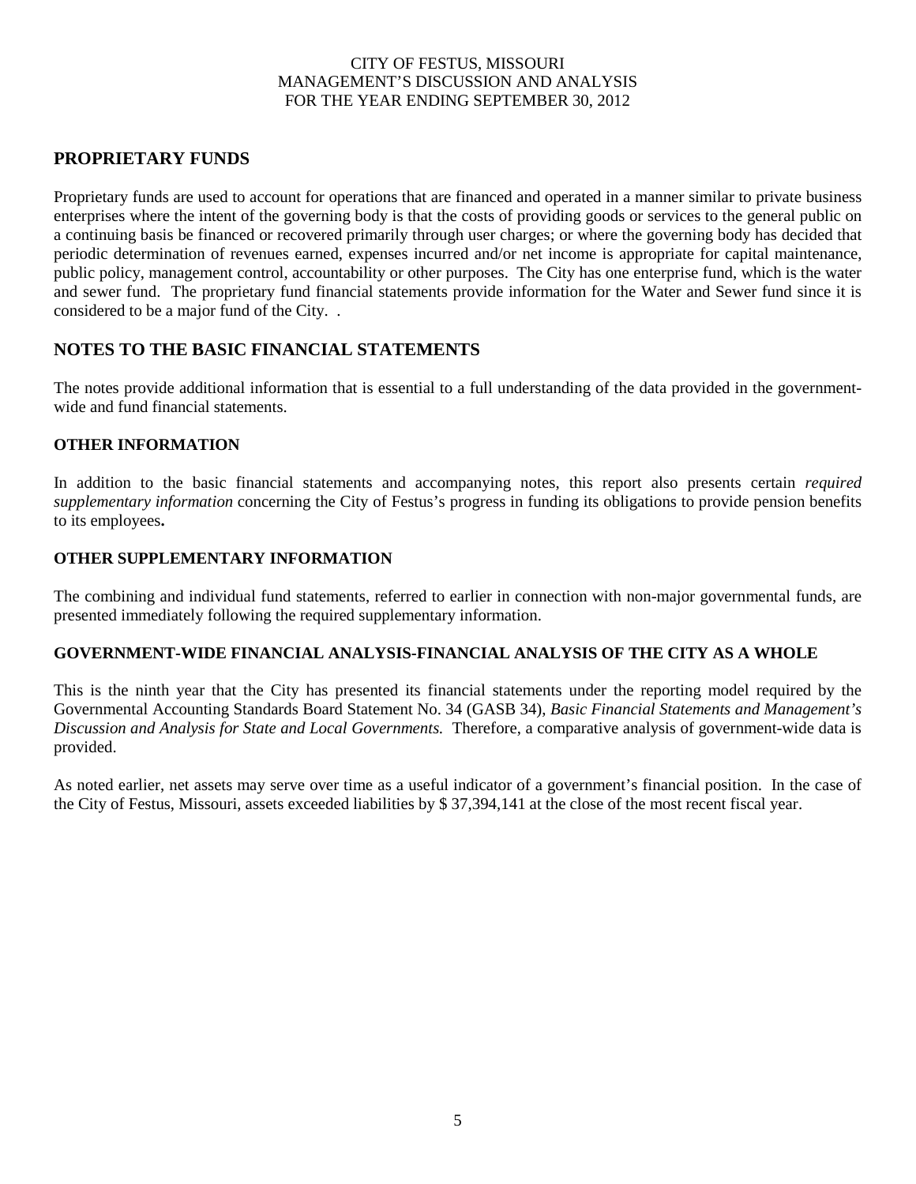## PROPRIETARY FUNDS

Proprietary funds are used to account for operations that are financed and operated in a manner similar to private business enterprises where the intent of the governing body is that the costs of providing goods or services to the general public on a continuing basis be financed or recovered primarily through user charges; or where the governing body has decided that periodic determination of revenues earned, expenses incurred and/or net income is appropriate for capital maintenance, public policy, management control, accountability or other purposes. The City has one enterprise fund, which is the water and sewer fund. The proprietary fund financial statements provide information for the Water and Sewer fund since it is considered to be a major fund of the City. .

## NOTES TO THE BASIC FINANCIAL STATEMENTS

The notes provide additional information that is essential to a full understanding of the data provided in the government-wide and fund financial statements.

### OTHER INFORMATION

In addition to the basic financial statements and accompanying notes, this report also presents certain *required supplementary information* concerning the City of Festus's progress in funding its obligations to provide pension benefits to its employees**.**

### OTHER SUPPLEMENTARY INFORMATION

The combining and individual fund statements, referred to earlier in connection with non-major governmental funds, are presented immediately following the required supplementary information.

### GOVERNMENT-WIDE FINANCIAL ANALYSIS-FINANCIAL ANALYSIS OF THE CITY AS A WHOLE

This is the ninth year that the City has presented its financial statements under the reporting model required by the Governmental Accounting Standards Board Statement No. 34 (GASB 34), *Basic Financial Statements and Management's Discussion and Analysis for State and Local Governments.* Therefore, a comparative analysis of government-wide data is provided.

As noted earlier, net assets may serve over time as a useful indicator of a government's financial position. In the case of the City of Festus, Missouri, assets exceeded liabilities by $ 37,394,141 at the close of the most recent fiscal year.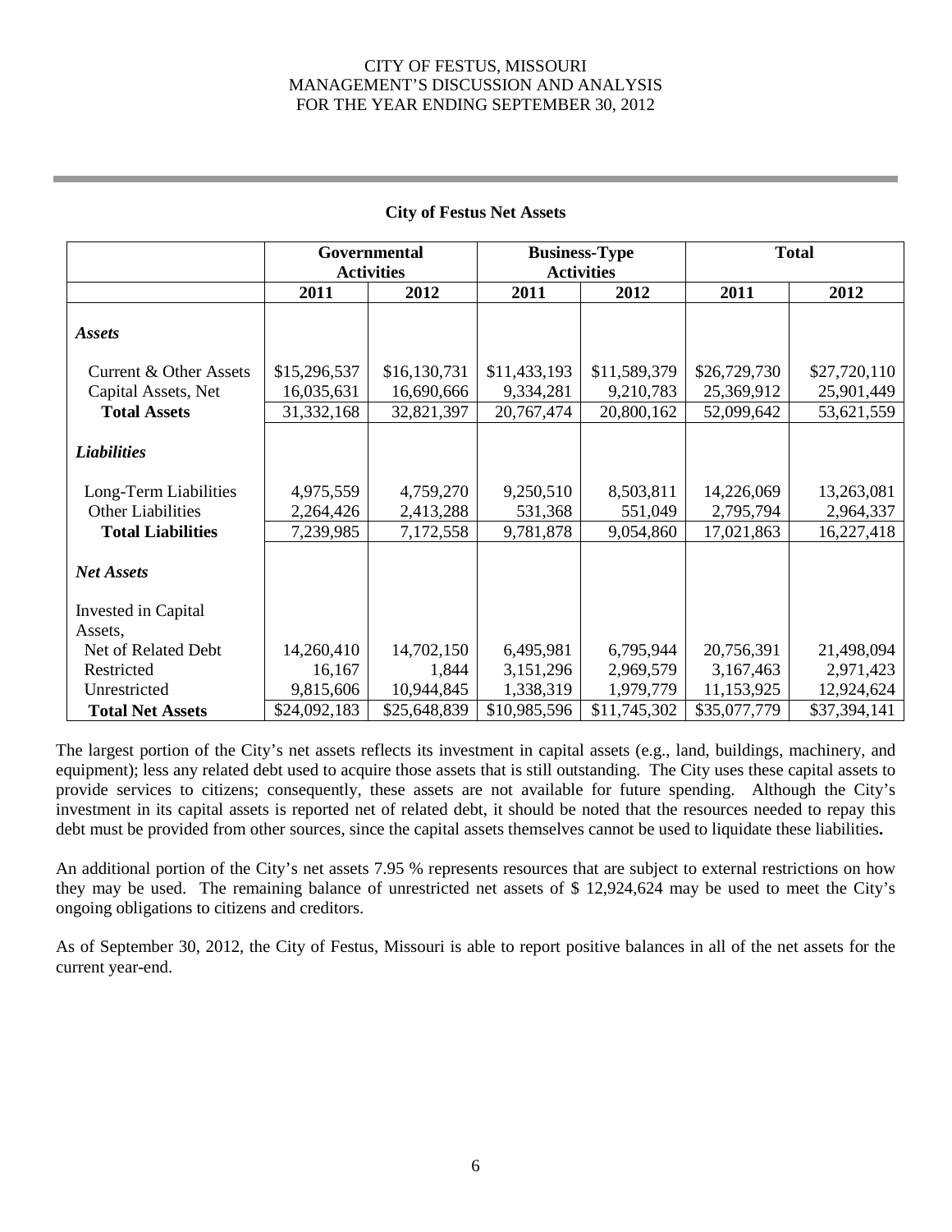**City of Festus Net Assets**

| | Governmental Activities | | Business-Type Activities | | Total | |
|---|---|---|---|---|---|---|
| | **2011** | **2012** | **2011** | **2012** | **2011** | **2012** |
| ***Assets*** | | | | | | |
| Current & Other Assets | $15,296,537 | $16,130,731 | $11,433,193 | $11,589,379 | $26,729,730 | $27,720,110 |
| Capital Assets, Net | 16,035,631 | 16,690,666 | 9,334,281 | 9,210,783 | 25,369,912 | 25,901,449 |
| **Total Assets** | 31,332,168 | 32,821,397 | 20,767,474 | 20,800,162 | 52,099,642 | 53,621,559 |
| ***Liabilities*** | | | | | | |
| Long-Term Liabilities | 4,975,559 | 4,759,270 | 9,250,510 | 8,503,811 | 14,226,069 | 13,263,081 |
| Other Liabilities | 2,264,426 | 2,413,288 | 531,368 | 551,049 | 2,795,794 | 2,964,337 |
| **Total Liabilities** | 7,239,985 | 7,172,558 | 9,781,878 | 9,054,860 | 17,021,863 | 16,227,418 |
| ***Net Assets*** | | | | | | |
| Invested in Capital Assets, Net of Related Debt | 14,260,410 | 14,702,150 | 6,495,981 | 6,795,944 | 20,756,391 | 21,498,094 |
| Restricted | 16,167 | 1,844 | 3,151,296 | 2,969,579 | 3,167,463 | 2,971,423 |
| Unrestricted | 9,815,606 | 10,944,845 | 1,338,319 | 1,979,779 | 11,153,925 | 12,924,624 |
| **Total Net Assets** | $24,092,183 | $25,648,839 | $10,985,596 | $11,745,302 | $35,077,779 | $37,394,141 |

The largest portion of the City's net assets reflects its investment in capital assets (e.g., land, buildings, machinery, and equipment); less any related debt used to acquire those assets that is still outstanding. The City uses these capital assets to provide services to citizens; consequently, these assets are not available for future spending. Although the City's investment in its capital assets is reported net of related debt, it should be noted that the resources needed to repay this debt must be provided from other sources, since the capital assets themselves cannot be used to liquidate these liabilities**.**

An additional portion of the City's net assets 7.95 % represents resources that are subject to external restrictions on how they may be used. The remaining balance of unrestricted net assets of $ 12,924,624 may be used to meet the City's ongoing obligations to citizens and creditors.

As of September 30, 2012, the City of Festus, Missouri is able to report positive balances in all of the net assets for the current year-end.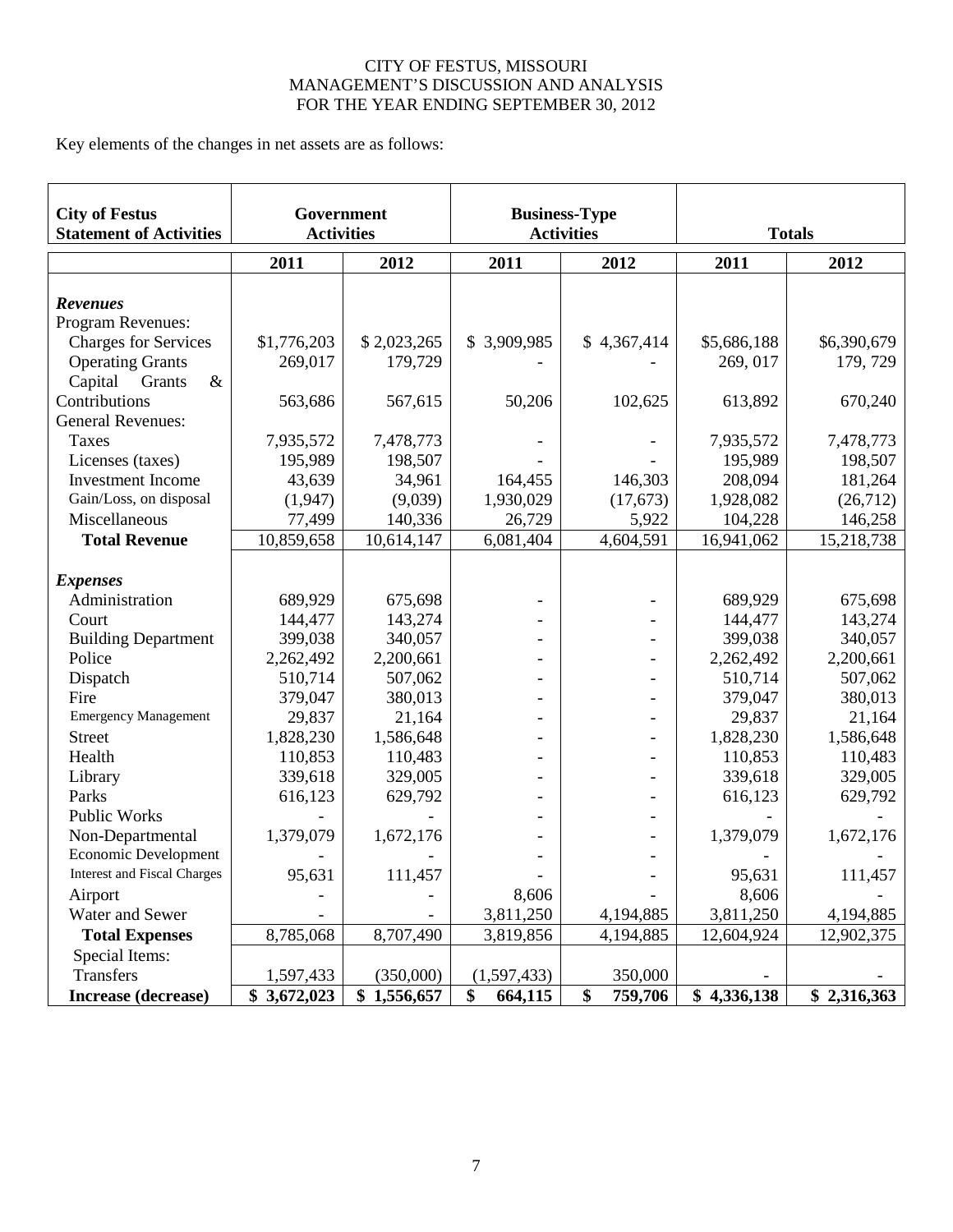CITY OF FESTUS, MISSOURI
MANAGEMENT'S DISCUSSION AND ANALYSIS
FOR THE YEAR ENDING SEPTEMBER 30, 2012

Key elements of the changes in net assets are as follows:

| City of Festus Statement of Activities | Government Activities | | Business-Type Activities | | Totals | |
|---|---|---|---|---|---|---|
| | 2011 | 2012 | 2011 | 2012 | 2011 | 2012 |
| ***Revenues*** | | | | | | |
| Program Revenues: | | | | | | |
| Charges for Services | $1,776,203 | $ 2,023,265 | $ 3,909,985 | $ 4,367,414 | $5,686,188 | $6,390,679 |
| Operating Grants | 269,017 | 179,729 | - | - | 269, 017 | 179, 729 |
| Capital Grants & Contributions | 563,686 | 567,615 | 50,206 | 102,625 | 613,892 | 670,240 |
| General Revenues: | | | | | | |
| Taxes | 7,935,572 | 7,478,773 | - | - | 7,935,572 | 7,478,773 |
| Licenses (taxes) | 195,989 | 198,507 | - | - | 195,989 | 198,507 |
| Investment Income | 43,639 | 34,961 | 164,455 | 146,303 | 208,094 | 181,264 |
| Gain/Loss, on disposal | (1,947) | (9,039) | 1,930,029 | (17,673) | 1,928,082 | (26,712) |
| Miscellaneous | 77,499 | 140,336 | 26,729 | 5,922 | 104,228 | 146,258 |
| **Total Revenue** | 10,859,658 | 10,614,147 | 6,081,404 | 4,604,591 | 16,941,062 | 15,218,738 |
| ***Expenses*** | | | | | | |
| Administration | 689,929 | 675,698 | - | - | 689,929 | 675,698 |
| Court | 144,477 | 143,274 | - | - | 144,477 | 143,274 |
| Building Department | 399,038 | 340,057 | - | - | 399,038 | 340,057 |
| Police | 2,262,492 | 2,200,661 | - | - | 2,262,492 | 2,200,661 |
| Dispatch | 510,714 | 507,062 | - | - | 510,714 | 507,062 |
| Fire | 379,047 | 380,013 | - | - | 379,047 | 380,013 |
| Emergency Management | 29,837 | 21,164 | - | - | 29,837 | 21,164 |
| Street | 1,828,230 | 1,586,648 | - | - | 1,828,230 | 1,586,648 |
| Health | 110,853 | 110,483 | - | - | 110,853 | 110,483 |
| Library | 339,618 | 329,005 | - | - | 339,618 | 329,005 |
| Parks | 616,123 | 629,792 | - | - | 616,123 | 629,792 |
| Public Works | - | - | - | - | - | - |
| Non-Departmental | 1,379,079 | 1,672,176 | - | - | 1,379,079 | 1,672,176 |
| Economic Development | - | - | - | - | - | - |
| Interest and Fiscal Charges | 95,631 | 111,457 | - | - | 95,631 | 111,457 |
| Airport | - | - | 8,606 | - | 8,606 | - |
| Water and Sewer | - | - | 3,811,250 | 4,194,885 | 3,811,250 | 4,194,885 |
| **Total Expenses** | 8,785,068 | 8,707,490 | 3,819,856 | 4,194,885 | 12,604,924 | 12,902,375 |
| Special Items: | | | | | | |
| Transfers | 1,597,433 | (350,000) | (1,597,433) | 350,000 | - | - |
| **Increase (decrease)** | **$ 3,672,023** | **$ 1,556,657** | **$ 664,115** | **$ 759,706** | **$ 4,336,138** | **$ 2,316,363** |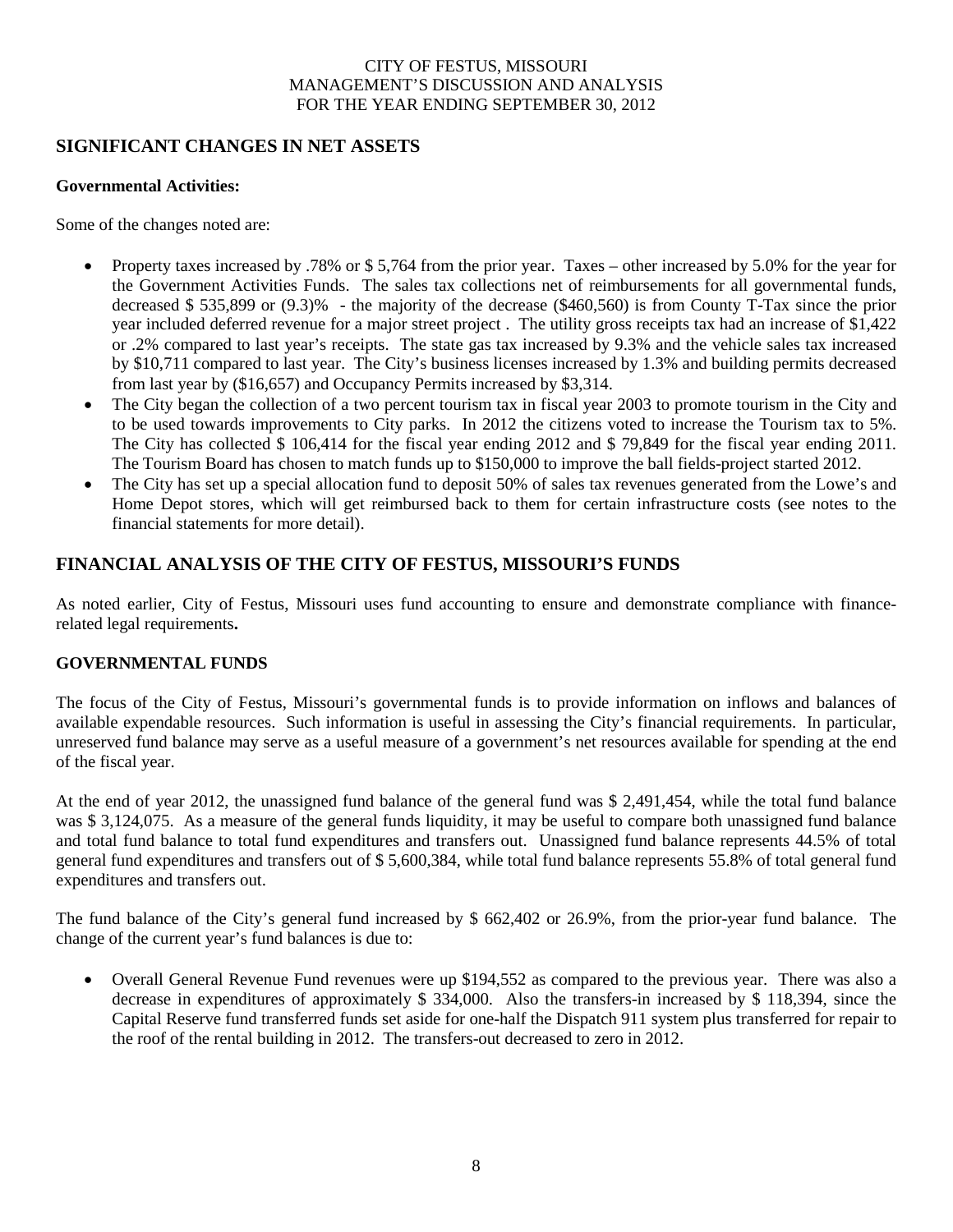## SIGNIFICANT CHANGES IN NET ASSETS

**Governmental Activities:**

Some of the changes noted are:

- Property taxes increased by .78% or $ 5,764 from the prior year. Taxes – other increased by 5.0% for the year for the Government Activities Funds. The sales tax collections net of reimbursements for all governmental funds, decreased $ 535,899 or (9.3)% - the majority of the decrease ($460,560) is from County T-Tax since the prior year included deferred revenue for a major street project . The utility gross receipts tax had an increase of $1,422 or .2% compared to last year's receipts. The state gas tax increased by 9.3% and the vehicle sales tax increased by $10,711 compared to last year. The City's business licenses increased by 1.3% and building permits decreased from last year by ($16,657) and Occupancy Permits increased by $3,314.
- The City began the collection of a two percent tourism tax in fiscal year 2003 to promote tourism in the City and to be used towards improvements to City parks. In 2012 the citizens voted to increase the Tourism tax to 5%. The City has collected $ 106,414 for the fiscal year ending 2012 and $ 79,849 for the fiscal year ending 2011. The Tourism Board has chosen to match funds up to $150,000 to improve the ball fields-project started 2012.
- The City has set up a special allocation fund to deposit 50% of sales tax revenues generated from the Lowe's and Home Depot stores, which will get reimbursed back to them for certain infrastructure costs (see notes to the financial statements for more detail).

## FINANCIAL ANALYSIS OF THE CITY OF FESTUS, MISSOURI'S FUNDS

As noted earlier, City of Festus, Missouri uses fund accounting to ensure and demonstrate compliance with finance-related legal requirements**.**

**GOVERNMENTAL FUNDS**

The focus of the City of Festus, Missouri's governmental funds is to provide information on inflows and balances of available expendable resources. Such information is useful in assessing the City's financial requirements. In particular, unreserved fund balance may serve as a useful measure of a government's net resources available for spending at the end of the fiscal year.

At the end of year 2012, the unassigned fund balance of the general fund was $ 2,491,454, while the total fund balance was $ 3,124,075. As a measure of the general funds liquidity, it may be useful to compare both unassigned fund balance and total fund balance to total fund expenditures and transfers out. Unassigned fund balance represents 44.5% of total general fund expenditures and transfers out of $ 5,600,384, while total fund balance represents 55.8% of total general fund expenditures and transfers out.

The fund balance of the City's general fund increased by $ 662,402 or 26.9%, from the prior-year fund balance. The change of the current year's fund balances is due to:

- Overall General Revenue Fund revenues were up $194,552 as compared to the previous year. There was also a decrease in expenditures of approximately $ 334,000. Also the transfers-in increased by $ 118,394, since the Capital Reserve fund transferred funds set aside for one-half the Dispatch 911 system plus transferred for repair to the roof of the rental building in 2012. The transfers-out decreased to zero in 2012.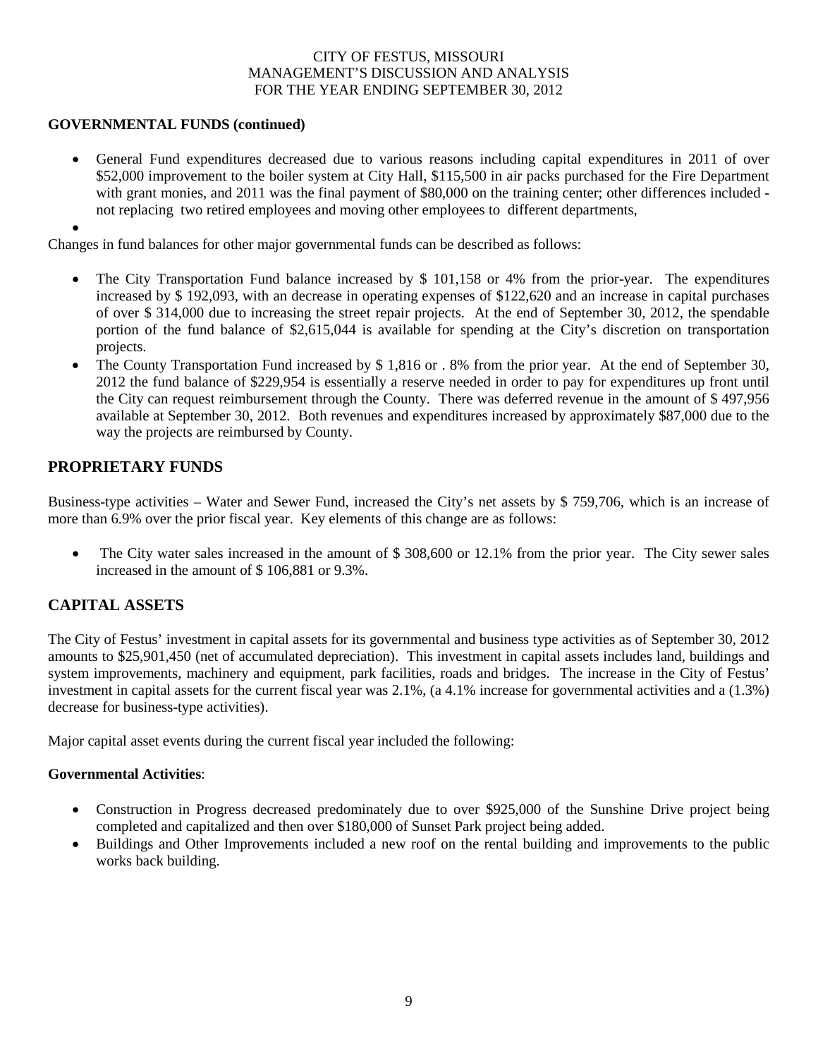**GOVERNMENTAL FUNDS (continued)**

- General Fund expenditures decreased due to various reasons including capital expenditures in 2011 of over \$52,000 improvement to the boiler system at City Hall, \$115,500 in air packs purchased for the Fire Department with grant monies, and 2011 was the final payment of \$80,000 on the training center; other differences included - not replacing two retired employees and moving other employees to different departments,
- 

Changes in fund balances for other major governmental funds can be described as follows:

- The City Transportation Fund balance increased by \$ 101,158 or 4% from the prior-year. The expenditures increased by \$ 192,093, with an decrease in operating expenses of \$122,620 and an increase in capital purchases of over \$ 314,000 due to increasing the street repair projects. At the end of September 30, 2012, the spendable portion of the fund balance of \$2,615,044 is available for spending at the City's discretion on transportation projects.
- The County Transportation Fund increased by \$ 1,816 or . 8% from the prior year. At the end of September 30, 2012 the fund balance of \$229,954 is essentially a reserve needed in order to pay for expenditures up front until the City can request reimbursement through the County. There was deferred revenue in the amount of \$ 497,956 available at September 30, 2012. Both revenues and expenditures increased by approximately \$87,000 due to the way the projects are reimbursed by County.

## PROPRIETARY FUNDS

Business-type activities – Water and Sewer Fund, increased the City's net assets by \$ 759,706, which is an increase of more than 6.9% over the prior fiscal year. Key elements of this change are as follows:

- The City water sales increased in the amount of \$ 308,600 or 12.1% from the prior year. The City sewer sales increased in the amount of \$ 106,881 or 9.3%.

## CAPITAL ASSETS

The City of Festus' investment in capital assets for its governmental and business type activities as of September 30, 2012 amounts to \$25,901,450 (net of accumulated depreciation). This investment in capital assets includes land, buildings and system improvements, machinery and equipment, park facilities, roads and bridges. The increase in the City of Festus' investment in capital assets for the current fiscal year was 2.1%, (a 4.1% increase for governmental activities and a (1.3%) decrease for business-type activities).

Major capital asset events during the current fiscal year included the following:

**Governmental Activities**:

- Construction in Progress decreased predominately due to over \$925,000 of the Sunshine Drive project being completed and capitalized and then over \$180,000 of Sunset Park project being added.
- Buildings and Other Improvements included a new roof on the rental building and improvements to the public works back building.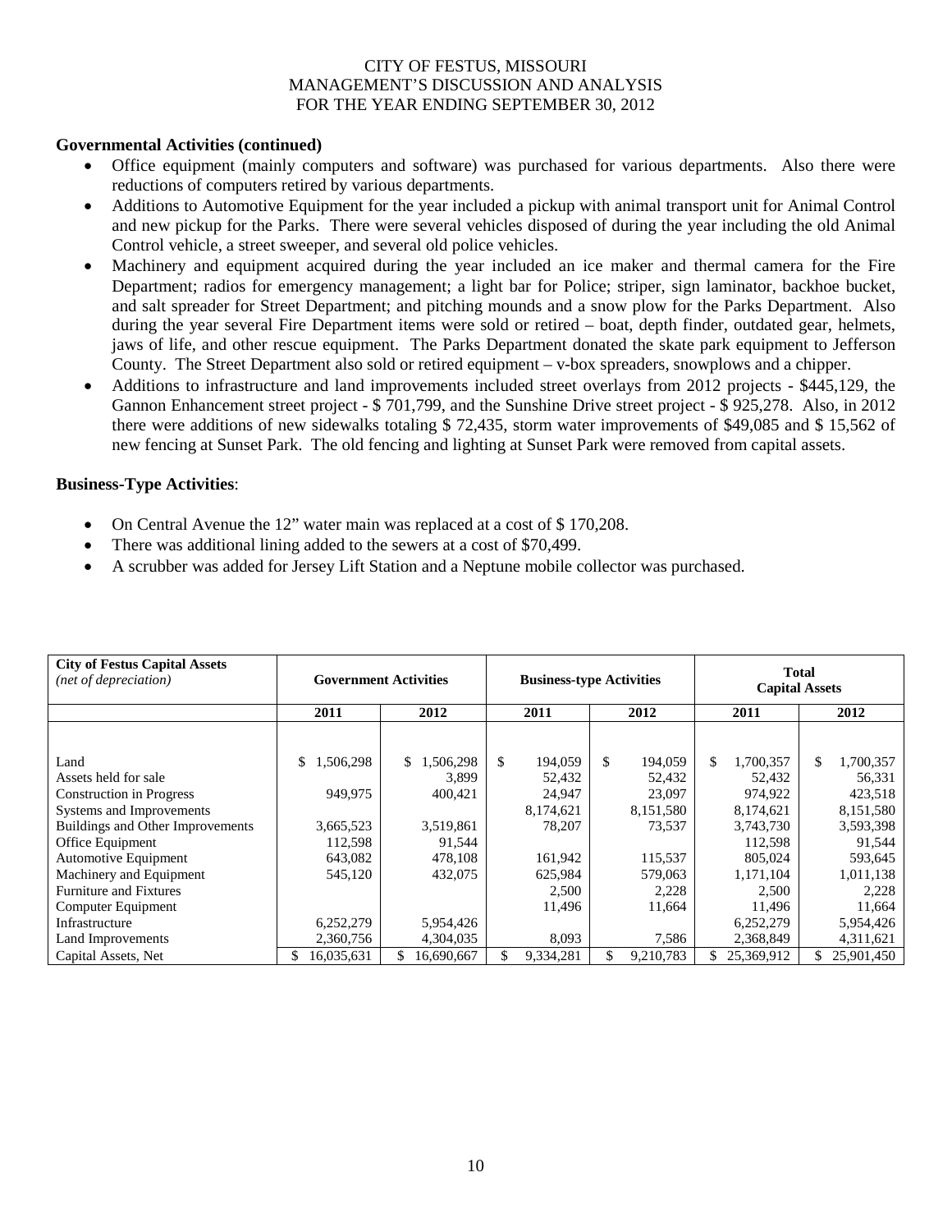## Governmental Activities (continued)

- Office equipment (mainly computers and software) was purchased for various departments. Also there were reductions of computers retired by various departments.
- Additions to Automotive Equipment for the year included a pickup with animal transport unit for Animal Control and new pickup for the Parks. There were several vehicles disposed of during the year including the old Animal Control vehicle, a street sweeper, and several old police vehicles.
- Machinery and equipment acquired during the year included an ice maker and thermal camera for the Fire Department; radios for emergency management; a light bar for Police; striper, sign laminator, backhoe bucket, and salt spreader for Street Department; and pitching mounds and a snow plow for the Parks Department. Also during the year several Fire Department items were sold or retired – boat, depth finder, outdated gear, helmets, jaws of life, and other rescue equipment. The Parks Department donated the skate park equipment to Jefferson County. The Street Department also sold or retired equipment – v-box spreaders, snowplows and a chipper.
- Additions to infrastructure and land improvements included street overlays from 2012 projects - $445,129, the Gannon Enhancement street project - $ 701,799, and the Sunshine Drive street project - $ 925,278. Also, in 2012 there were additions of new sidewalks totaling $ 72,435, storm water improvements of $49,085 and $ 15,562 of new fencing at Sunset Park. The old fencing and lighting at Sunset Park were removed from capital assets.

## Business-Type Activities:

- On Central Avenue the 12" water main was replaced at a cost of $ 170,208.
- There was additional lining added to the sewers at a cost of $70,499.
- A scrubber was added for Jersey Lift Station and a Neptune mobile collector was purchased.

| **City of Festus Capital Assets** *(net of depreciation)* | **Government Activities** | | **Business-type Activities** | | **Total Capital Assets** | |
|---|---|---|---|---|---|---|
| | **2011** | **2012** | **2011** | **2012** | **2011** | **2012** |
| Land | $ 1,506,298 | $ 1,506,298 | $ 194,059 | $ 194,059 | $ 1,700,357 | $ 1,700,357 |
| Assets held for sale | | 3,899 | 52,432 | 52,432 | 52,432 | 56,331 |
| Construction in Progress | 949,975 | 400,421 | 24,947 | 23,097 | 974,922 | 423,518 |
| Systems and Improvements | | | 8,174,621 | 8,151,580 | 8,174,621 | 8,151,580 |
| Buildings and Other Improvements | 3,665,523 | 3,519,861 | 78,207 | 73,537 | 3,743,730 | 3,593,398 |
| Office Equipment | 112,598 | 91,544 | | | 112,598 | 91,544 |
| Automotive Equipment | 643,082 | 478,108 | 161,942 | 115,537 | 805,024 | 593,645 |
| Machinery and Equipment | 545,120 | 432,075 | 625,984 | 579,063 | 1,171,104 | 1,011,138 |
| Furniture and Fixtures | | | 2,500 | 2,228 | 2,500 | 2,228 |
| Computer Equipment | | | 11,496 | 11,664 | 11,496 | 11,664 |
| Infrastructure | 6,252,279 | 5,954,426 | | | 6,252,279 | 5,954,426 |
| Land Improvements | 2,360,756 | 4,304,035 | 8,093 | 7,586 | 2,368,849 | 4,311,621 |
| Capital Assets, Net | $ 16,035,631 | $ 16,690,667 | $ 9,334,281 | $ 9,210,783 | $ 25,369,912 | $ 25,901,450 |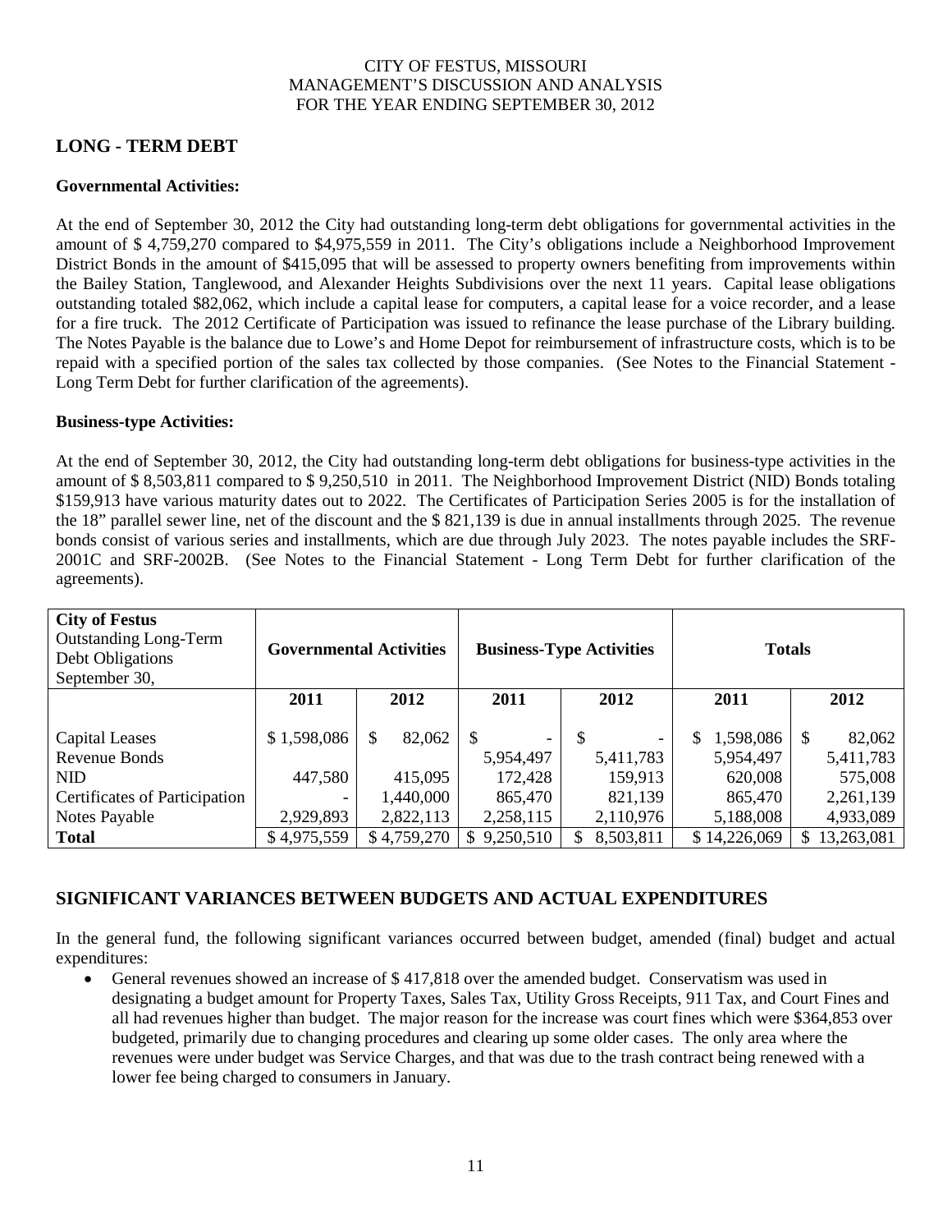## LONG - TERM DEBT

### Governmental Activities:

At the end of September 30, 2012 the City had outstanding long-term debt obligations for governmental activities in the amount of $ 4,759,270 compared to $4,975,559 in 2011. The City's obligations include a Neighborhood Improvement District Bonds in the amount of $415,095 that will be assessed to property owners benefiting from improvements within the Bailey Station, Tanglewood, and Alexander Heights Subdivisions over the next 11 years. Capital lease obligations outstanding totaled $82,062, which include a capital lease for computers, a capital lease for a voice recorder, and a lease for a fire truck. The 2012 Certificate of Participation was issued to refinance the lease purchase of the Library building. The Notes Payable is the balance due to Lowe's and Home Depot for reimbursement of infrastructure costs, which is to be repaid with a specified portion of the sales tax collected by those companies. (See Notes to the Financial Statement - Long Term Debt for further clarification of the agreements).

### Business-type Activities:

At the end of September 30, 2012, the City had outstanding long-term debt obligations for business-type activities in the amount of $ 8,503,811 compared to $ 9,250,510 in 2011. The Neighborhood Improvement District (NID) Bonds totaling $159,913 have various maturity dates out to 2022. The Certificates of Participation Series 2005 is for the installation of the 18" parallel sewer line, net of the discount and the $ 821,139 is due in annual installments through 2025. The revenue bonds consist of various series and installments, which are due through July 2023. The notes payable includes the SRF-2001C and SRF-2002B. (See Notes to the Financial Statement - Long Term Debt for further clarification of the agreements).

| **City of Festus** Outstanding Long-Term Debt Obligations September 30, | **Governmental Activities** | | **Business-Type Activities** | | **Totals** | |
|---|---|---|---|---|---|---|
| | **2011** | **2012** | **2011** | **2012** | **2011** | **2012** |
| Capital Leases | $ 1,598,086 | $ 82,062 | $ - | $ - | $ 1,598,086 | $ 82,062 |
| Revenue Bonds | | | 5,954,497 | 5,411,783 | 5,954,497 | 5,411,783 |
| NID | 447,580 | 415,095 | 172,428 | 159,913 | 620,008 | 575,008 |
| Certificates of Participation | - | 1,440,000 | 865,470 | 821,139 | 865,470 | 2,261,139 |
| Notes Payable | 2,929,893 | 2,822,113 | 2,258,115 | 2,110,976 | 5,188,008 | 4,933,089 |
| **Total** | $ 4,975,559 | $ 4,759,270 | $ 9,250,510 | $ 8,503,811 | $ 14,226,069 | $ 13,263,081 |

## SIGNIFICANT VARIANCES BETWEEN BUDGETS AND ACTUAL EXPENDITURES

In the general fund, the following significant variances occurred between budget, amended (final) budget and actual expenditures:

- General revenues showed an increase of $ 417,818 over the amended budget. Conservatism was used in designating a budget amount for Property Taxes, Sales Tax, Utility Gross Receipts, 911 Tax, and Court Fines and all had revenues higher than budget. The major reason for the increase was court fines which were $364,853 over budgeted, primarily due to changing procedures and clearing up some older cases. The only area where the revenues were under budget was Service Charges, and that was due to the trash contract being renewed with a lower fee being charged to consumers in January.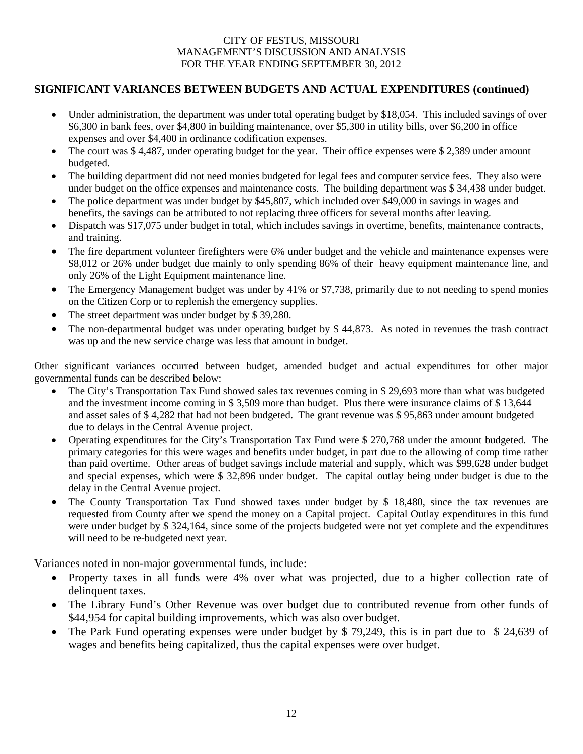## SIGNIFICANT VARIANCES BETWEEN BUDGETS AND ACTUAL EXPENDITURES (continued)

- Under administration, the department was under total operating budget by $18,054. This included savings of over $6,300 in bank fees, over $4,800 in building maintenance, over $5,300 in utility bills, over $6,200 in office expenses and over $4,400 in ordinance codification expenses.
- The court was $ 4,487, under operating budget for the year. Their office expenses were $ 2,389 under amount budgeted.
- The building department did not need monies budgeted for legal fees and computer service fees. They also were under budget on the office expenses and maintenance costs. The building department was $ 34,438 under budget.
- The police department was under budget by $45,807, which included over $49,000 in savings in wages and benefits, the savings can be attributed to not replacing three officers for several months after leaving.
- Dispatch was $17,075 under budget in total, which includes savings in overtime, benefits, maintenance contracts, and training.
- The fire department volunteer firefighters were 6% under budget and the vehicle and maintenance expenses were $8,012 or 26% under budget due mainly to only spending 86% of their heavy equipment maintenance line, and only 26% of the Light Equipment maintenance line.
- The Emergency Management budget was under by 41% or $7,738, primarily due to not needing to spend monies on the Citizen Corp or to replenish the emergency supplies.
- The street department was under budget by $ 39,280.
- The non-departmental budget was under operating budget by $ 44,873. As noted in revenues the trash contract was up and the new service charge was less that amount in budget.

Other significant variances occurred between budget, amended budget and actual expenditures for other major governmental funds can be described below:

- The City's Transportation Tax Fund showed sales tax revenues coming in $ 29,693 more than what was budgeted and the investment income coming in $ 3,509 more than budget. Plus there were insurance claims of $ 13,644 and asset sales of $ 4,282 that had not been budgeted. The grant revenue was $ 95,863 under amount budgeted due to delays in the Central Avenue project.
- Operating expenditures for the City's Transportation Tax Fund were $ 270,768 under the amount budgeted. The primary categories for this were wages and benefits under budget, in part due to the allowing of comp time rather than paid overtime. Other areas of budget savings include material and supply, which was $99,628 under budget and special expenses, which were $ 32,896 under budget. The capital outlay being under budget is due to the delay in the Central Avenue project.
- The County Transportation Tax Fund showed taxes under budget by $ 18,480, since the tax revenues are requested from County after we spend the money on a Capital project. Capital Outlay expenditures in this fund were under budget by $ 324,164, since some of the projects budgeted were not yet complete and the expenditures will need to be re-budgeted next year.

Variances noted in non-major governmental funds, include:

- Property taxes in all funds were 4% over what was projected, due to a higher collection rate of delinquent taxes.
- The Library Fund's Other Revenue was over budget due to contributed revenue from other funds of $44,954 for capital building improvements, which was also over budget.
- The Park Fund operating expenses were under budget by $ 79,249, this is in part due to $ 24,639 of wages and benefits being capitalized, thus the capital expenses were over budget.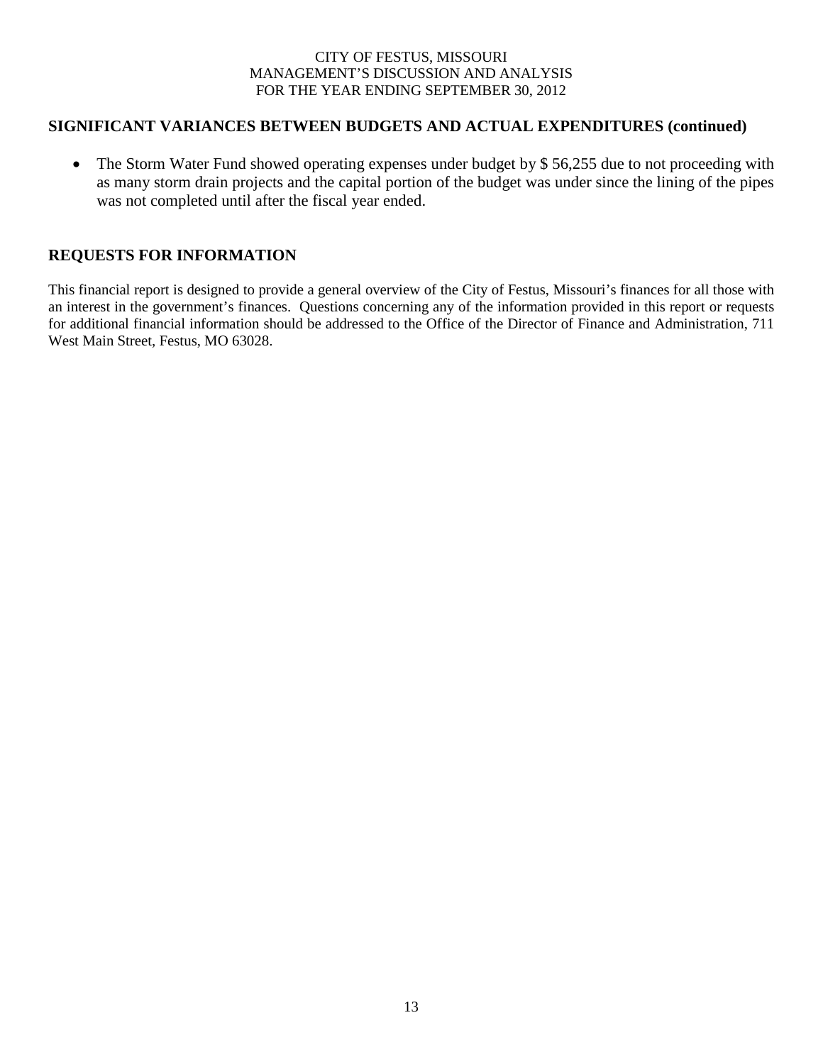## SIGNIFICANT VARIANCES BETWEEN BUDGETS AND ACTUAL EXPENDITURES (continued)

- The Storm Water Fund showed operating expenses under budget by $ 56,255 due to not proceeding with as many storm drain projects and the capital portion of the budget was under since the lining of the pipes was not completed until after the fiscal year ended.

## REQUESTS FOR INFORMATION

This financial report is designed to provide a general overview of the City of Festus, Missouri's finances for all those with an interest in the government's finances. Questions concerning any of the information provided in this report or requests for additional financial information should be addressed to the Office of the Director of Finance and Administration, 711 West Main Street, Festus, MO 63028.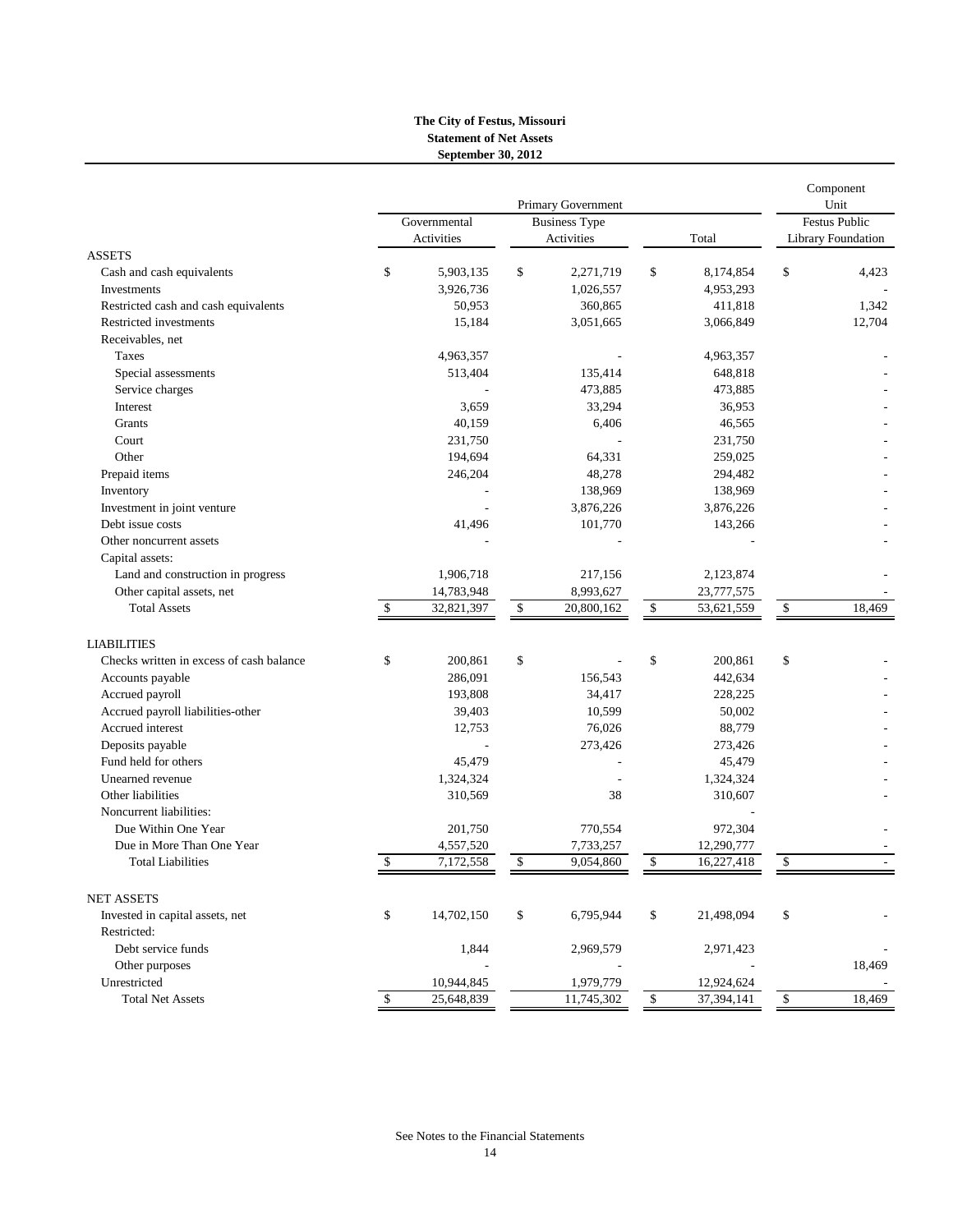# The City of Festus, Missouri
## Statement of Net Assets
### September 30, 2012

| | Primary Government | | | Component Unit |
|---|---|---|---|---|
| | Governmental Activities | Business Type Activities | Total | Festus Public Library Foundation |
| **ASSETS** | | | | |
| Cash and cash equivalents | $ 5,903,135 | $ 2,271,719 | $ 8,174,854 | $ 4,423 |
| Investments | 3,926,736 | 1,026,557 | 4,953,293 | - |
| Restricted cash and cash equivalents | 50,953 | 360,865 | 411,818 | 1,342 |
| Restricted investments | 15,184 | 3,051,665 | 3,066,849 | 12,704 |
| Receivables, net | | | | |
| Taxes | 4,963,357 | - | 4,963,357 | - |
| Special assessments | 513,404 | 135,414 | 648,818 | - |
| Service charges | - | 473,885 | 473,885 | - |
| Interest | 3,659 | 33,294 | 36,953 | - |
| Grants | 40,159 | 6,406 | 46,565 | - |
| Court | 231,750 | - | 231,750 | - |
| Other | 194,694 | 64,331 | 259,025 | - |
| Prepaid items | 246,204 | 48,278 | 294,482 | - |
| Inventory | - | 138,969 | 138,969 | - |
| Investment in joint venture | - | 3,876,226 | 3,876,226 | - |
| Debt issue costs | 41,496 | 101,770 | 143,266 | - |
| Other noncurrent assets | - | - | - | - |
| Capital assets: | | | | |
| Land and construction in progress | 1,906,718 | 217,156 | 2,123,874 | - |
| Other capital assets, net | 14,783,948 | 8,993,627 | 23,777,575 | - |
| Total Assets | $ 32,821,397 | $ 20,800,162 | $ 53,621,559 | $ 18,469 |
| **LIABILITIES** | | | | |
| Checks written in excess of cash balance | $ 200,861 | $ - | $ 200,861 | $ - |
| Accounts payable | 286,091 | 156,543 | 442,634 | - |
| Accrued payroll | 193,808 | 34,417 | 228,225 | - |
| Accrued payroll liabilities-other | 39,403 | 10,599 | 50,002 | - |
| Accrued interest | 12,753 | 76,026 | 88,779 | - |
| Deposits payable | - | 273,426 | 273,426 | - |
| Fund held for others | 45,479 | - | 45,479 | - |
| Unearned revenue | 1,324,324 | - | 1,324,324 | - |
| Other liabilities | 310,569 | 38 | 310,607 | - |
| Noncurrent liabilities: | | | - | |
| Due Within One Year | 201,750 | 770,554 | 972,304 | - |
| Due in More Than One Year | 4,557,520 | 7,733,257 | 12,290,777 | - |
| Total Liabilities | $ 7,172,558 | $ 9,054,860 | $ 16,227,418 | $ - |
| **NET ASSETS** | | | | |
| Invested in capital assets, net | $ 14,702,150 | $ 6,795,944 | $ 21,498,094 | $ - |
| Restricted: | | | | |
| Debt service funds | 1,844 | 2,969,579 | 2,971,423 | - |
| Other purposes | - | - | - | 18,469 |
| Unrestricted | 10,944,845 | 1,979,779 | 12,924,624 | - |
| Total Net Assets | $ 25,648,839 | 11,745,302 | $ 37,394,141 | $ 18,469 |

See Notes to the Financial Statements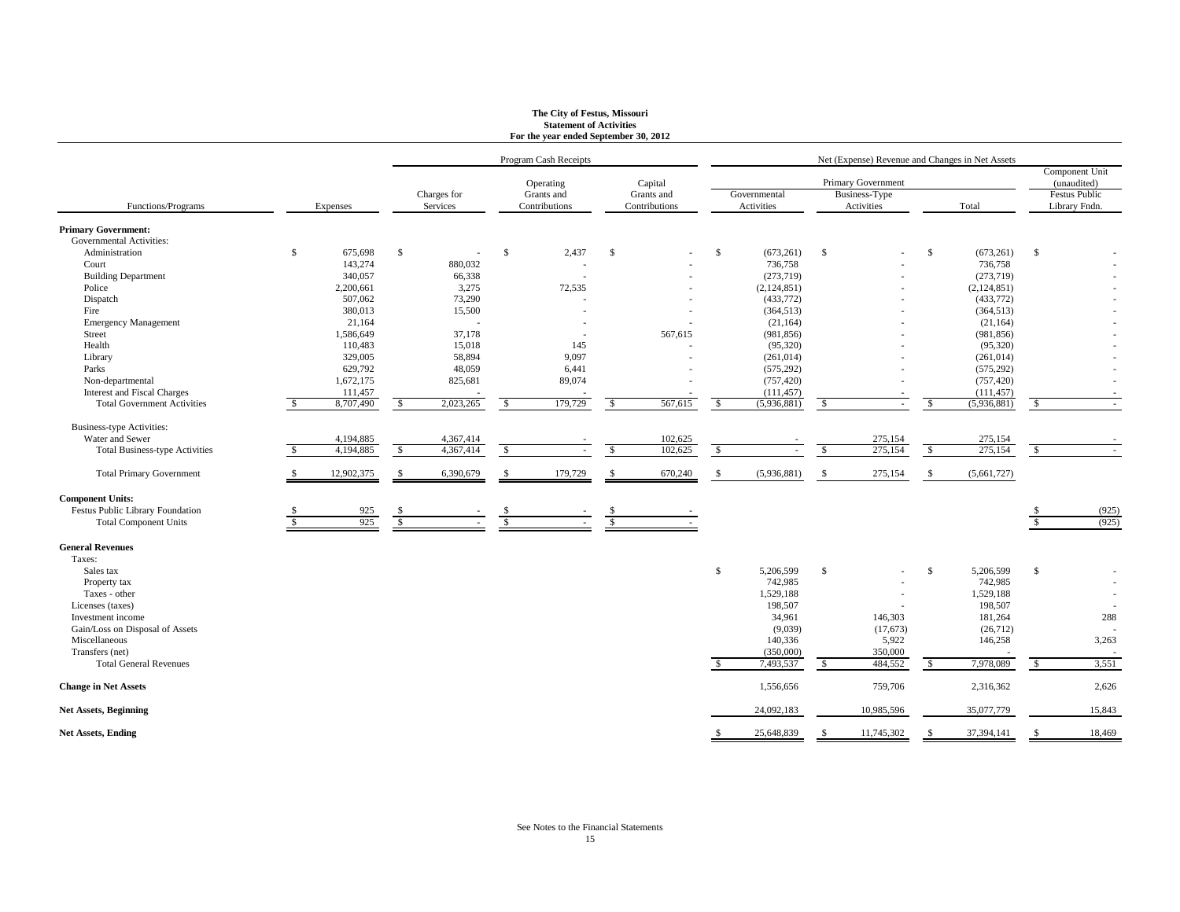**The City of Festus, Missouri**
**Statement of Activities**
**For the year ended September 30, 2012**

| | | Program Cash Receipts | | | Net (Expense) Revenue and Changes in Net Assets | | | |
|---|---|---|---|---|---|---|---|---|
| | | | | | Primary Government | | | Component Unit (unaudited) |
| Functions/Programs | Expenses | Charges for Services | Operating Grants and Contributions | Capital Grants and Contributions | Governmental Activities | Business-Type Activities | Total | Festus Public Library Fndn. |
| **Primary Government:** | | | | | | | | |
| Governmental Activities: | | | | | | | | |
| Administration | $ 675,698 | $ - | $ 2,437 | $ - | $ (673,261) | $ - | $ (673,261) | $ - |
| Court | 143,274 | 880,032 | - | - | 736,758 | - | 736,758 | - |
| Building Department | 340,057 | 66,338 | - | - | (273,719) | - | (273,719) | - |
| Police | 2,200,661 | 3,275 | 72,535 | - | (2,124,851) | - | (2,124,851) | - |
| Dispatch | 507,062 | 73,290 | - | - | (433,772) | - | (433,772) | - |
| Fire | 380,013 | 15,500 | - | - | (364,513) | - | (364,513) | - |
| Emergency Management | 21,164 | - | - | - | (21,164) | - | (21,164) | - |
| Street | 1,586,649 | 37,178 | - | 567,615 | (981,856) | - | (981,856) | - |
| Health | 110,483 | 15,018 | 145 | - | (95,320) | - | (95,320) | - |
| Library | 329,005 | 58,894 | 9,097 | - | (261,014) | - | (261,014) | - |
| Parks | 629,792 | 48,059 | 6,441 | - | (575,292) | - | (575,292) | - |
| Non-departmental | 1,672,175 | 825,681 | 89,074 | - | (757,420) | - | (757,420) | - |
| Interest and Fiscal Charges | 111,457 | - | - | - | (111,457) | - | (111,457) | - |
| Total Government Activities | $ 8,707,490 | $ 2,023,265 | $ 179,729 | $ 567,615 | $ (5,936,881) | $ - | $ (5,936,881) | $ - |
| Business-type Activities: | | | | | | | | |
| Water and Sewer | 4,194,885 | 4,367,414 | - | 102,625 | - | 275,154 | 275,154 | - |
| Total Business-type Activities | $ 4,194,885 | $ 4,367,414 | $ - | $ 102,625 | $ - | $ 275,154 | $ 275,154 | $ - |
| Total Primary Government | $ 12,902,375 | $ 6,390,679 | $ 179,729 | $ 670,240 | $ (5,936,881) | $ 275,154 | $ (5,661,727) | |
| **Component Units:** | | | | | | | | |
| Festus Public Library Foundation | $ 925 | $ - | $ - | $ - | | | | $ (925) |
| Total Component Units | $ 925 | $ - | $ - | $ - | | | | $ (925) |
| **General Revenues** | | | | | | | | |
| Taxes: | | | | | | | | |
| Sales tax | | | | | $ 5,206,599 | $ - | $ 5,206,599 | $ - |
| Property tax | | | | | 742,985 | - | 742,985 | - |
| Taxes - other | | | | | 1,529,188 | - | 1,529,188 | - |
| Licenses (taxes) | | | | | 198,507 | - | 198,507 | - |
| Investment income | | | | | 34,961 | 146,303 | 181,264 | 288 |
| Gain/Loss on Disposal of Assets | | | | | (9,039) | (17,673) | (26,712) | - |
| Miscellaneous | | | | | 140,336 | 5,922 | 146,258 | 3,263 |
| Transfers (net) | | | | | (350,000) | 350,000 | - | - |
| Total General Revenues | | | | | $ 7,493,537 | $ 484,552 | $ 7,978,089 | $ 3,551 |
| **Change in Net Assets** | | | | | 1,556,656 | 759,706 | 2,316,362 | 2,626 |
| **Net Assets, Beginning** | | | | | 24,092,183 | 10,985,596 | 35,077,779 | 15,843 |
| **Net Assets, Ending** | | | | | $ 25,648,839 | $ 11,745,302 | $ 37,394,141 | $ 18,469 |

See Notes to the Financial Statements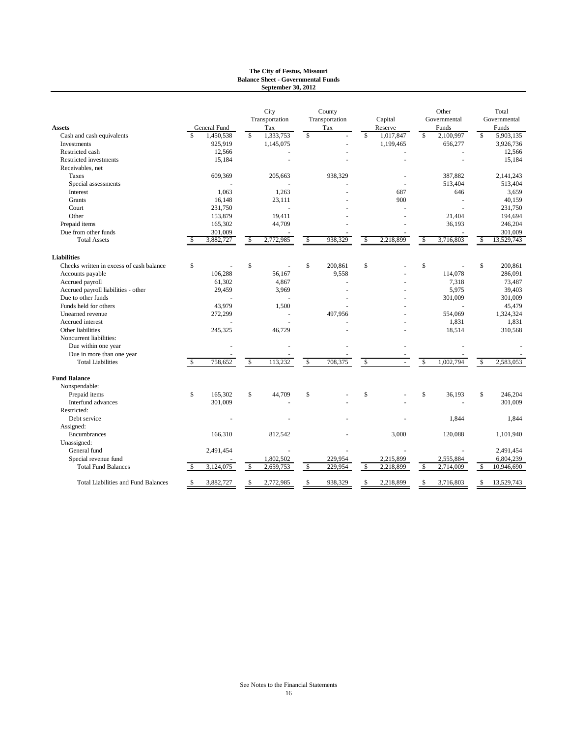**The City of Festus, Missouri**
**Balance Sheet - Governmental Funds**
**September 30, 2012**

| **Assets** | General Fund | City Transportation Tax | County Transportation Tax | Capital Reserve | Other Governmental Funds | Total Governmental Funds |
|---|---|---|---|---|---|---|
| Cash and cash equivalents | $ 1,450,538 | $ 1,333,753 | $ - | $ 1,017,847 | $ 2,100,997 | $ 5,903,135 |
| Investments | 925,919 | 1,145,075 | - | 1,199,465 | 656,277 | 3,926,736 |
| Restricted cash | 12,566 | - | - | - | - | 12,566 |
| Restricted investments | 15,184 | - | - | - | - | 15,184 |
| Receivables, net | | | | | | |
| Taxes | 609,369 | 205,663 | 938,329 | - | 387,882 | 2,141,243 |
| Special assessments | - | - | - | - | 513,404 | 513,404 |
| Interest | 1,063 | 1,263 | - | 687 | 646 | 3,659 |
| Grants | 16,148 | 23,111 | - | 900 | - | 40,159 |
| Court | 231,750 | - | - | - | - | 231,750 |
| Other | 153,879 | 19,411 | - | - | 21,404 | 194,694 |
| Prepaid items | 165,302 | 44,709 | - | - | 36,193 | 246,204 |
| Due from other funds | 301,009 | - | - | - | - | 301,009 |
| Total Assets | $ 3,882,727 | $ 2,772,985 | $ 938,329 | $ 2,218,899 | $ 3,716,803 | $ 13,529,743 |
| **Liabilities** | | | | | | |
| Checks written in excess of cash balance | $ - | $ - | $ 200,861 | $ - | $ - | $ 200,861 |
| Accounts payable | 106,288 | 56,167 | 9,558 | - | 114,078 | 286,091 |
| Accrued payroll | 61,302 | 4,867 | - | - | 7,318 | 73,487 |
| Accrued payroll liabilities - other | 29,459 | 3,969 | - | - | 5,975 | 39,403 |
| Due to other funds | - | - | - | - | 301,009 | 301,009 |
| Funds held for others | 43,979 | 1,500 | - | - | - | 45,479 |
| Unearned revenue | 272,299 | - | 497,956 | - | 554,069 | 1,324,324 |
| Accrued interest | - | - | - | - | 1,831 | 1,831 |
| Other liabilities | 245,325 | 46,729 | - | - | 18,514 | 310,568 |
| Noncurrent liabilities: | | | | | | |
| Due within one year | - | - | - | - | - | - |
| Due in more than one year | - | - | - | - | - | - |
| Total Liabilities | $ 758,652 | $ 113,232 | $ 708,375 | $ - | $ 1,002,794 | $ 2,583,053 |
| **Fund Balance** | | | | | | |
| Nonspendable: | | | | | | |
| Prepaid items | $ 165,302 | $ 44,709 | $ - | $ - | $ 36,193 | $ 246,204 |
| Interfund advances | 301,009 | - | - | - | - | 301,009 |
| Restricted: | | | | | | |
| Debt service | - | - | - | - | 1,844 | 1,844 |
| Assigned: | | | | | | |
| Encumbrances | 166,310 | 812,542 | - | 3,000 | 120,088 | 1,101,940 |
| Unassigned: | | | | | | |
| General fund | 2,491,454 | - | - | - | - | 2,491,454 |
| Special revenue fund | - | 1,802,502 | 229,954 | 2,215,899 | 2,555,884 | 6,804,239 |
| Total Fund Balances | $ 3,124,075 | $ 2,659,753 | $ 229,954 | $ 2,218,899 | $ 2,714,009 | $ 10,946,690 |
| Total Liabilities and Fund Balances | $ 3,882,727 | $ 2,772,985 | $ 938,329 | $ 2,218,899 | $ 3,716,803 | $ 13,529,743 |

See Notes to the Financial Statements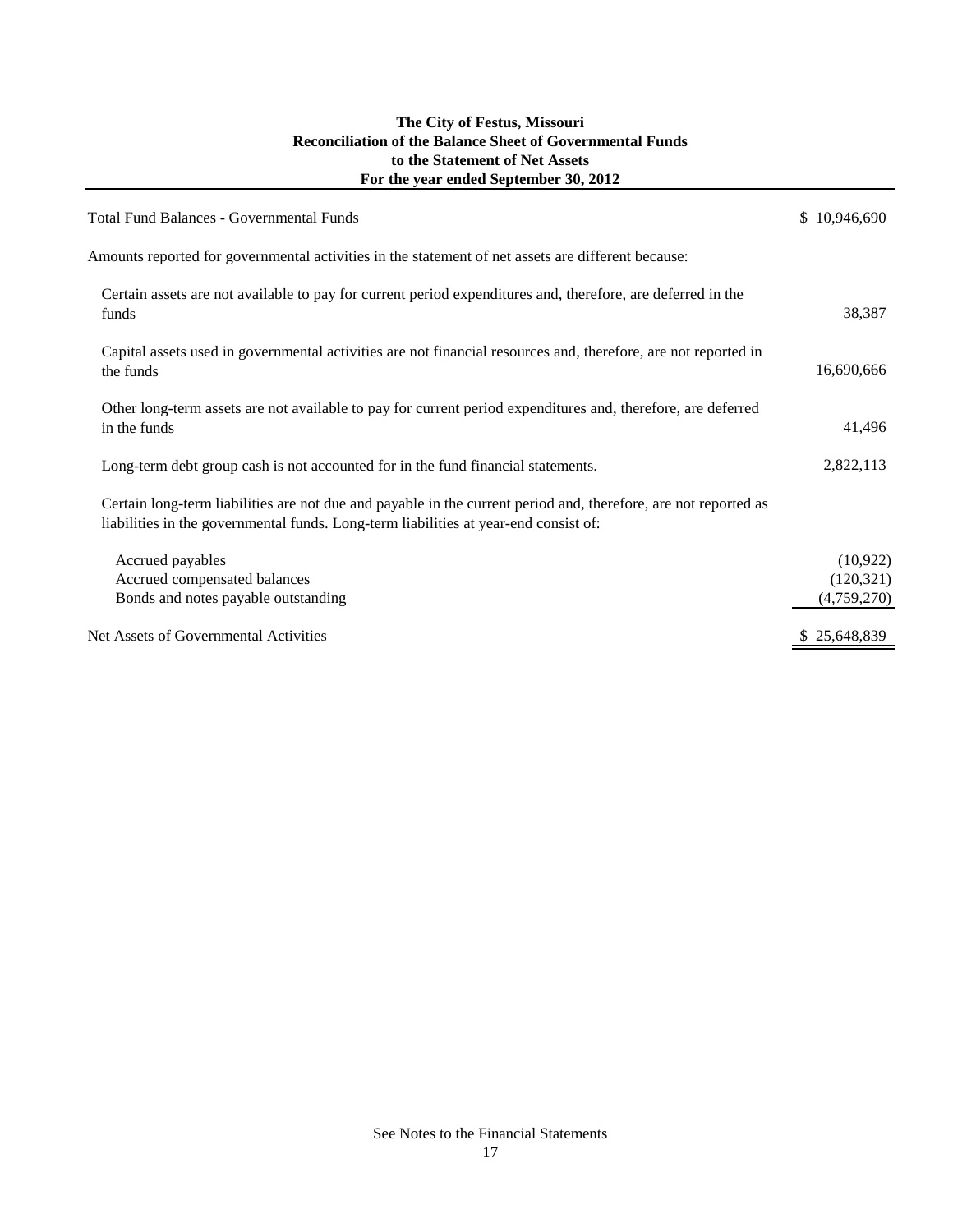**The City of Festus, Missouri**
**Reconciliation of the Balance Sheet of Governmental Funds**
**to the Statement of Net Assets**
**For the year ended September 30, 2012**

| | |
|---|---|
| Total Fund Balances - Governmental Funds | $ 10,946,690 |
| Amounts reported for governmental activities in the statement of net assets are different because: | |
| Certain assets are not available to pay for current period expenditures and, therefore, are deferred in the funds | 38,387 |
| Capital assets used in governmental activities are not financial resources and, therefore, are not reported in the funds | 16,690,666 |
| Other long-term assets are not available to pay for current period expenditures and, therefore, are deferred in the funds | 41,496 |
| Long-term debt group cash is not accounted for in the fund financial statements. | 2,822,113 |
| Certain long-term liabilities are not due and payable in the current period and, therefore, are not reported as liabilities in the governmental funds. Long-term liabilities at year-end consist of: | |
| Accrued payables | (10,922) |
| Accrued compensated balances | (120,321) |
| Bonds and notes payable outstanding | (4,759,270) |
| Net Assets of Governmental Activities | $ 25,648,839 |

See Notes to the Financial Statements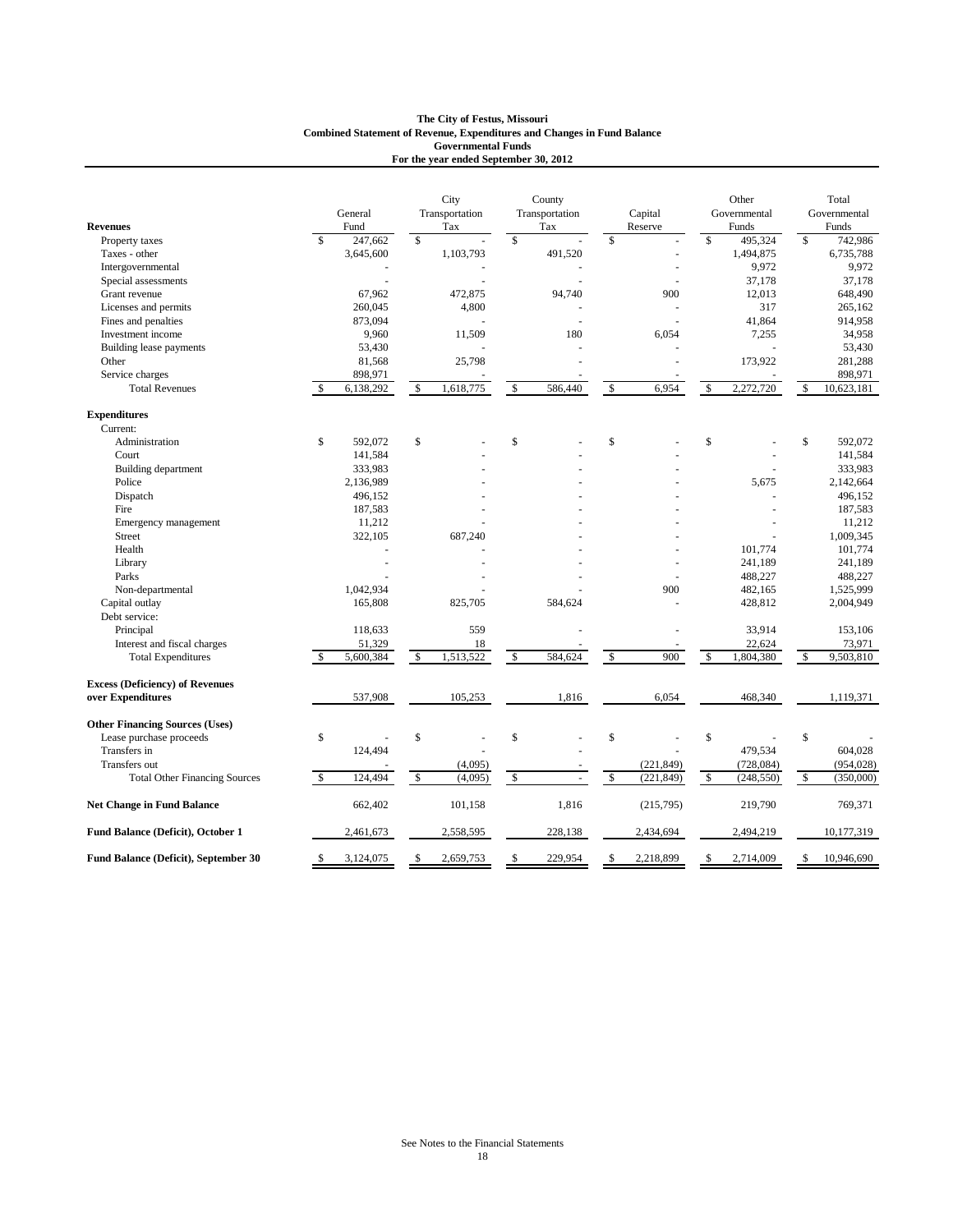**The City of Festus, Missouri**
**Combined Statement of Revenue, Expenditures and Changes in Fund Balance**
**Governmental Funds**
**For the year ended September 30, 2012**

| | General Fund | City Transportation Tax | County Transportation Tax | Capital Reserve | Other Governmental Funds | Total Governmental Funds |
|---|---|---|---|---|---|---|
| **Revenues** | | | | | | |
| Property taxes | $ 247,662 | $ - | $ - | $ - | $ 495,324 | $ 742,986 |
| Taxes - other | 3,645,600 | 1,103,793 | 491,520 | - | 1,494,875 | 6,735,788 |
| Intergovernmental | - | - | - | - | 9,972 | 9,972 |
| Special assessments | - | - | - | - | 37,178 | 37,178 |
| Grant revenue | 67,962 | 472,875 | 94,740 | 900 | 12,013 | 648,490 |
| Licenses and permits | 260,045 | 4,800 | - | - | 317 | 265,162 |
| Fines and penalties | 873,094 | - | - | - | 41,864 | 914,958 |
| Investment income | 9,960 | 11,509 | 180 | 6,054 | 7,255 | 34,958 |
| Building lease payments | 53,430 | - | - | - | - | 53,430 |
| Other | 81,568 | 25,798 | - | - | 173,922 | 281,288 |
| Service charges | 898,971 | - | - | - | - | 898,971 |
| Total Revenues | $ 6,138,292 | $ 1,618,775 | $ 586,440 | $ 6,954 | $ 2,272,720 | $ 10,623,181 |
| **Expenditures** | | | | | | |
| Current: | | | | | | |
| Administration | $ 592,072 | $ - | $ - | $ - | $ - | $ 592,072 |
| Court | 141,584 | - | - | - | - | 141,584 |
| Building department | 333,983 | - | - | - | - | 333,983 |
| Police | 2,136,989 | - | - | - | 5,675 | 2,142,664 |
| Dispatch | 496,152 | - | - | - | - | 496,152 |
| Fire | 187,583 | - | - | - | - | 187,583 |
| Emergency management | 11,212 | - | - | - | - | 11,212 |
| Street | 322,105 | 687,240 | - | - | - | 1,009,345 |
| Health | - | - | - | - | 101,774 | 101,774 |
| Library | - | - | - | - | 241,189 | 241,189 |
| Parks | - | - | - | - | 488,227 | 488,227 |
| Non-departmental | 1,042,934 | - | - | 900 | 482,165 | 1,525,999 |
| Capital outlay | 165,808 | 825,705 | 584,624 | - | 428,812 | 2,004,949 |
| Debt service: | | | | | | |
| Principal | 118,633 | 559 | - | - | 33,914 | 153,106 |
| Interest and fiscal charges | 51,329 | 18 | - | - | 22,624 | 73,971 |
| Total Expenditures | $ 5,600,384 | $ 1,513,522 | $ 584,624 | $ 900 | $ 1,804,380 | $ 9,503,810 |
| **Excess (Deficiency) of Revenues over Expenditures** | 537,908 | 105,253 | 1,816 | 6,054 | 468,340 | 1,119,371 |
| **Other Financing Sources (Uses)** | | | | | | |
| Lease purchase proceeds | $ - | $ - | $ - | $ - | $ - | $ - |
| Transfers in | 124,494 | - | - | - | 479,534 | 604,028 |
| Transfers out | - | (4,095) | - | (221,849) | (728,084) | (954,028) |
| Total Other Financing Sources | $ 124,494 | $ (4,095) | $ - | $ (221,849) | $ (248,550) | $ (350,000) |
| **Net Change in Fund Balance** | 662,402 | 101,158 | 1,816 | (215,795) | 219,790 | 769,371 |
| **Fund Balance (Deficit), October 1** | 2,461,673 | 2,558,595 | 228,138 | 2,434,694 | 2,494,219 | 10,177,319 |
| **Fund Balance (Deficit), September 30** | $ 3,124,075 | $ 2,659,753 | $ 229,954 | $ 2,218,899 | $ 2,714,009 | $ 10,946,690 |

See Notes to the Financial Statements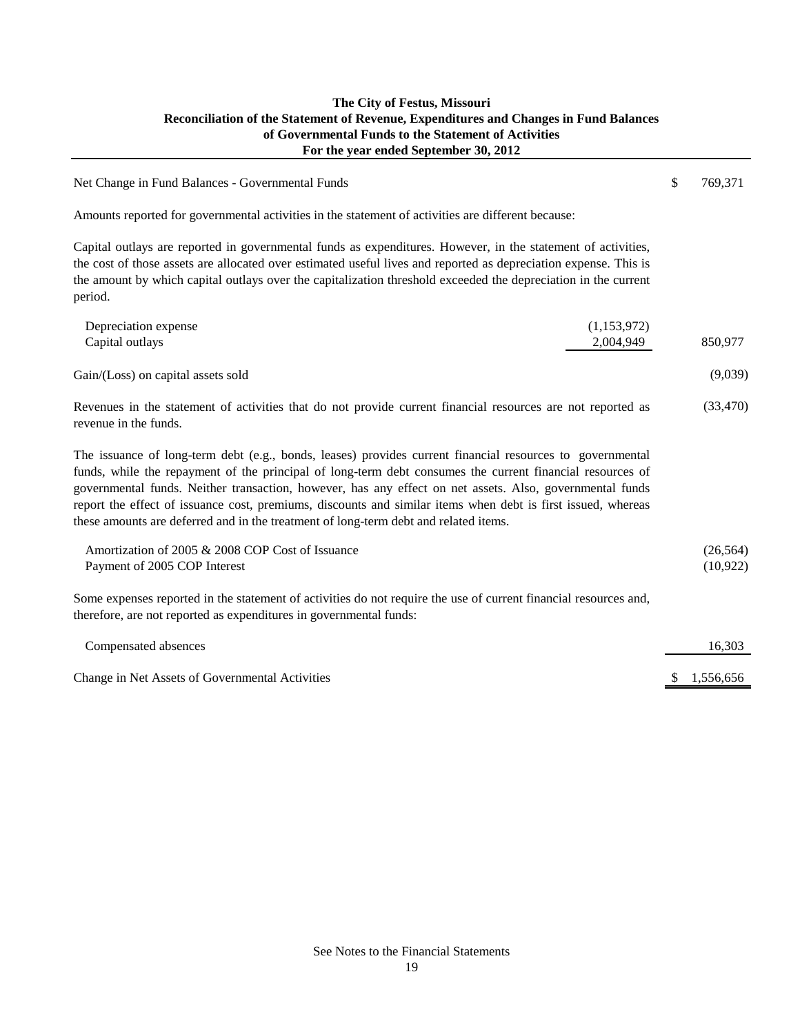# The City of Festus, Missouri
## Reconciliation of the Statement of Revenue, Expenditures and Changes in Fund Balances of Governmental Funds to the Statement of Activities
### For the year ended September 30, 2012

| | | |
|---|---|---|
| Net Change in Fund Balances - Governmental Funds | | $ 769,371 |
| Amounts reported for governmental activities in the statement of activities are different because: | | |
| Capital outlays are reported in governmental funds as expenditures. However, in the statement of activities, the cost of those assets are allocated over estimated useful lives and reported as depreciation expense. This is the amount by which capital outlays over the capitalization threshold exceeded the depreciation in the current period. | | |
| Depreciation expense | (1,153,972) | |
| Capital outlays | 2,004,949 | 850,977 |
| Gain/(Loss) on capital assets sold | | (9,039) |
| Revenues in the statement of activities that do not provide current financial resources are not reported as revenue in the funds. | | (33,470) |
| The issuance of long-term debt (e.g., bonds, leases) provides current financial resources to governmental funds, while the repayment of the principal of long-term debt consumes the current financial resources of governmental funds. Neither transaction, however, has any effect on net assets. Also, governmental funds report the effect of issuance cost, premiums, discounts and similar items when debt is first issued, whereas these amounts are deferred and in the treatment of long-term debt and related items. | | |
| Amortization of 2005 & 2008 COP Cost of Issuance | | (26,564) |
| Payment of 2005 COP Interest | | (10,922) |
| Some expenses reported in the statement of activities do not require the use of current financial resources and, therefore, are not reported as expenditures in governmental funds: | | |
| Compensated absences | | 16,303 |
| Change in Net Assets of Governmental Activities | | $ 1,556,656 |

See Notes to the Financial Statements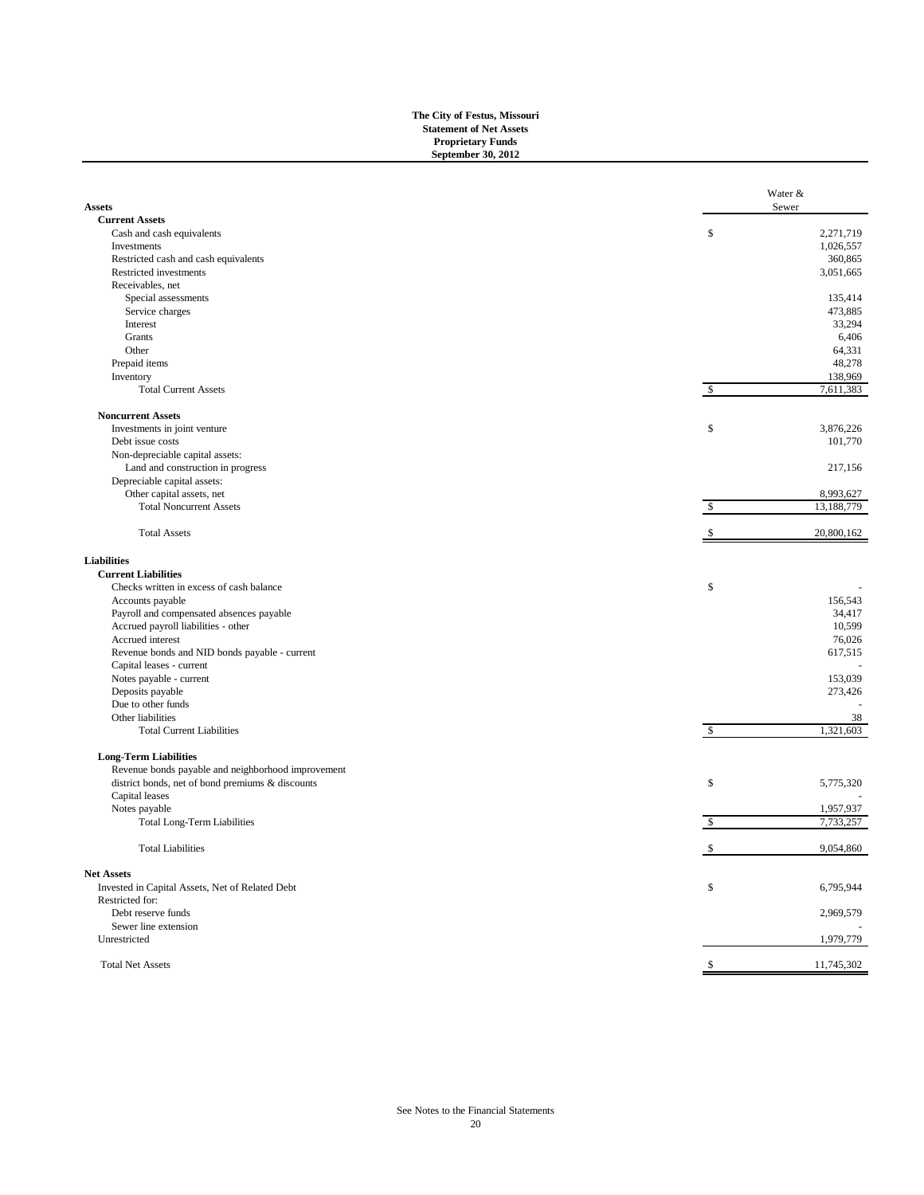**The City of Festus, Missouri**
**Statement of Net Assets**
**Proprietary Funds**
**September 30, 2012**

| | Water & Sewer |
|---|---|
| **Assets** | |
| **Current Assets** | |
| Cash and cash equivalents | $ 2,271,719 |
| Investments | 1,026,557 |
| Restricted cash and cash equivalents | 360,865 |
| Restricted investments | 3,051,665 |
| Receivables, net | |
| Special assessments | 135,414 |
| Service charges | 473,885 |
| Interest | 33,294 |
| Grants | 6,406 |
| Other | 64,331 |
| Prepaid items | 48,278 |
| Inventory | 138,969 |
| Total Current Assets | $ 7,611,383 |
| **Noncurrent Assets** | |
| Investments in joint venture | $ 3,876,226 |
| Debt issue costs | 101,770 |
| Non-depreciable capital assets: | |
| Land and construction in progress | 217,156 |
| Depreciable capital assets: | |
| Other capital assets, net | 8,993,627 |
| Total Noncurrent Assets | $ 13,188,779 |
| Total Assets | $ 20,800,162 |
| **Liabilities** | |
| **Current Liabilities** | |
| Checks written in excess of cash balance | $ - |
| Accounts payable | 156,543 |
| Payroll and compensated absences payable | 34,417 |
| Accrued payroll liabilities - other | 10,599 |
| Accrued interest | 76,026 |
| Revenue bonds and NID bonds payable - current | 617,515 |
| Capital leases - current | - |
| Notes payable - current | 153,039 |
| Deposits payable | 273,426 |
| Due to other funds | - |
| Other liabilities | 38 |
| Total Current Liabilities | $ 1,321,603 |
| **Long-Term Liabilities** | |
| Revenue bonds payable and neighborhood improvement district bonds, net of bond premiums & discounts | $ 5,775,320 |
| Capital leases | - |
| Notes payable | 1,957,937 |
| Total Long-Term Liabilities | $ 7,733,257 |
| Total Liabilities | $ 9,054,860 |
| **Net Assets** | |
| Invested in Capital Assets, Net of Related Debt | $ 6,795,944 |
| Restricted for: | |
| Debt reserve funds | 2,969,579 |
| Sewer line extension | - |
| Unrestricted | 1,979,779 |
| Total Net Assets | $ 11,745,302 |

See Notes to the Financial Statements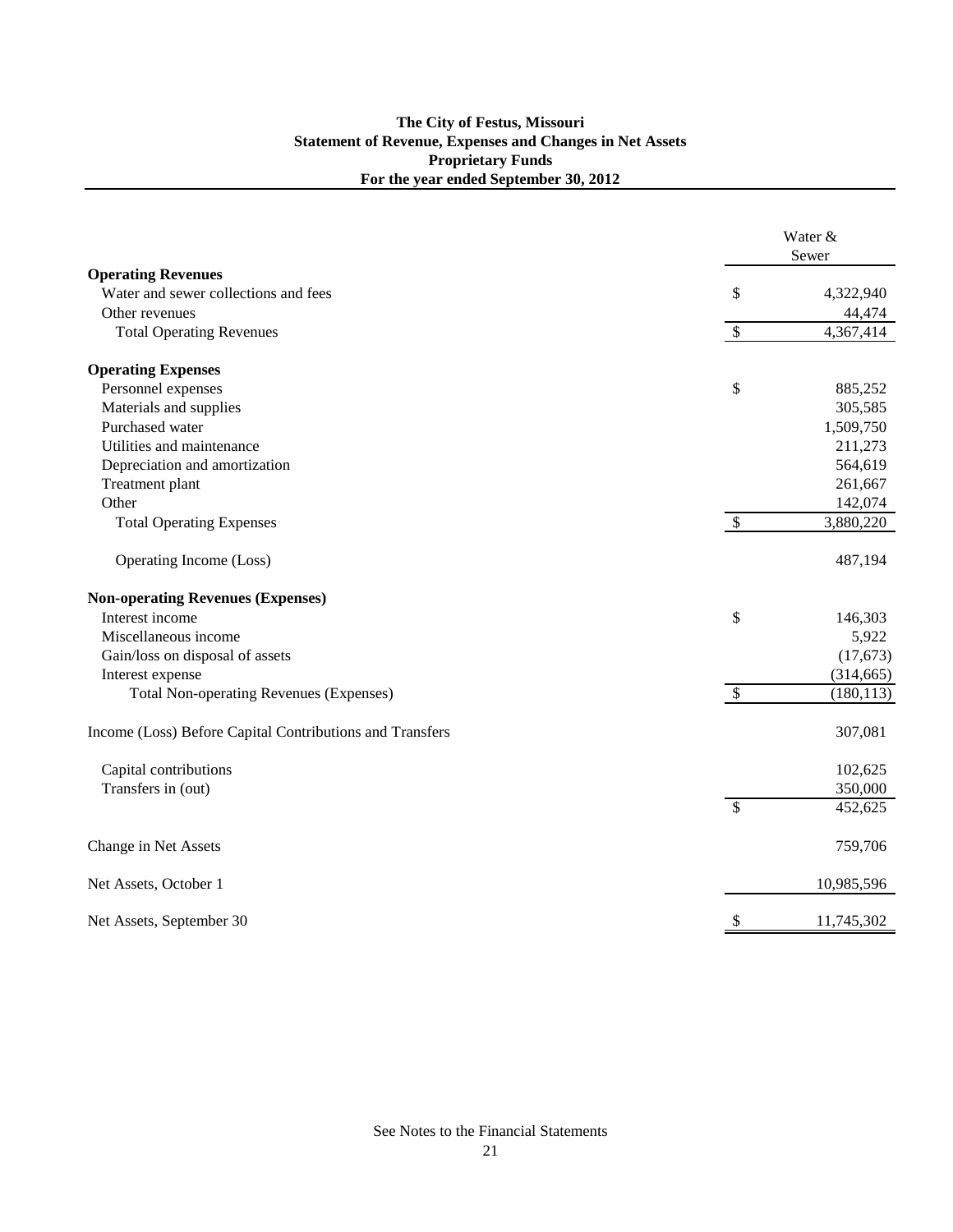**The City of Festus, Missouri**
**Statement of Revenue, Expenses and Changes in Net Assets**
**Proprietary Funds**
**For the year ended September 30, 2012**

| | | Water & Sewer |
|---|---|---|
| **Operating Revenues** | | |
| Water and sewer collections and fees | $ | 4,322,940 |
| Other revenues | | 44,474 |
| Total Operating Revenues | $ | 4,367,414 |
| **Operating Expenses** | | |
| Personnel expenses | $ | 885,252 |
| Materials and supplies | | 305,585 |
| Purchased water | | 1,509,750 |
| Utilities and maintenance | | 211,273 |
| Depreciation and amortization | | 564,619 |
| Treatment plant | | 261,667 |
| Other | | 142,074 |
| Total Operating Expenses | $ | 3,880,220 |
| Operating Income (Loss) | | 487,194 |
| **Non-operating Revenues (Expenses)** | | |
| Interest income | $ | 146,303 |
| Miscellaneous income | | 5,922 |
| Gain/loss on disposal of assets | | (17,673) |
| Interest expense | | (314,665) |
| Total Non-operating Revenues (Expenses) | $ | (180,113) |
| Income (Loss) Before Capital Contributions and Transfers | | 307,081 |
| Capital contributions | | 102,625 |
| Transfers in (out) | | 350,000 |
| | $ | 452,625 |
| Change in Net Assets | | 759,706 |
| Net Assets, October 1 | | 10,985,596 |
| Net Assets, September 30 | $ | 11,745,302 |

See Notes to the Financial Statements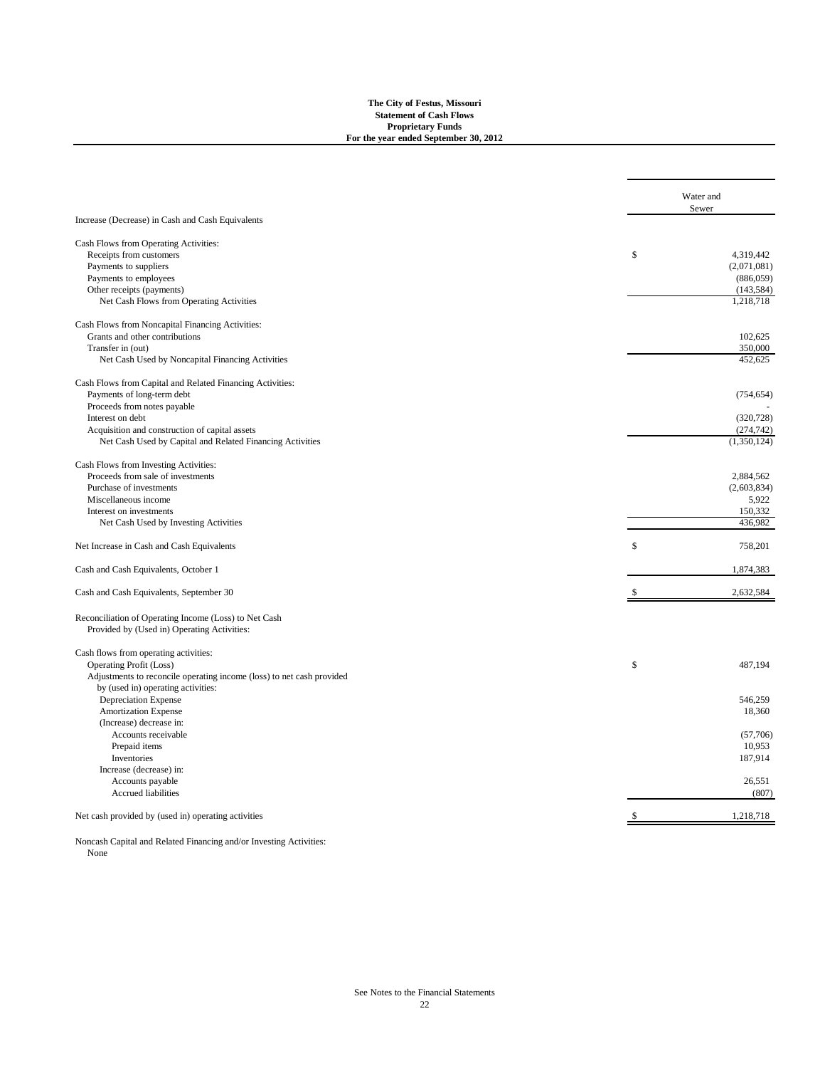**The City of Festus, Missouri**
**Statement of Cash Flows**
**Proprietary Funds**
**For the year ended September 30, 2012**

| | Water and Sewer |
|---|---|
| Increase (Decrease) in Cash and Cash Equivalents | |
| | |
| Cash Flows from Operating Activities: | |
| Receipts from customers | $ 4,319,442 |
| Payments to suppliers | (2,071,081) |
| Payments to employees | (886,059) |
| Other receipts (payments) | (143,584) |
| Net Cash Flows from Operating Activities | 1,218,718 |
| | |
| Cash Flows from Noncapital Financing Activities: | |
| Grants and other contributions | 102,625 |
| Transfer in (out) | 350,000 |
| Net Cash Used by Noncapital Financing Activities | 452,625 |
| | |
| Cash Flows from Capital and Related Financing Activities: | |
| Payments of long-term debt | (754,654) |
| Proceeds from notes payable | - |
| Interest on debt | (320,728) |
| Acquisition and construction of capital assets | (274,742) |
| Net Cash Used by Capital and Related Financing Activities | (1,350,124) |
| | |
| Cash Flows from Investing Activities: | |
| Proceeds from sale of investments | 2,884,562 |
| Purchase of investments | (2,603,834) |
| Miscellaneous income | 5,922 |
| Interest on investments | 150,332 |
| Net Cash Used by Investing Activities | 436,982 |
| | |
| Net Increase in Cash and Cash Equivalents | $ 758,201 |
| | |
| Cash and Cash Equivalents, October 1 | 1,874,383 |
| | |
| Cash and Cash Equivalents, September 30 | $ 2,632,584 |
| | |
| Reconciliation of Operating Income (Loss) to Net Cash Provided by (Used in) Operating Activities: | |
| | |
| Cash flows from operating activities: | |
| Operating Profit (Loss) | $ 487,194 |
| Adjustments to reconcile operating income (loss) to net cash provided by (used in) operating activities: | |
| Depreciation Expense | 546,259 |
| Amortization Expense | 18,360 |
| (Increase) decrease in: | |
| Accounts receivable | (57,706) |
| Prepaid items | 10,953 |
| Inventories | 187,914 |
| Increase (decrease) in: | |
| Accounts payable | 26,551 |
| Accrued liabilities | (807) |
| | |
| Net cash provided by (used in) operating activities | $ 1,218,718 |

Noncash Capital and Related Financing and/or Investing Activities:
None

See Notes to the Financial Statements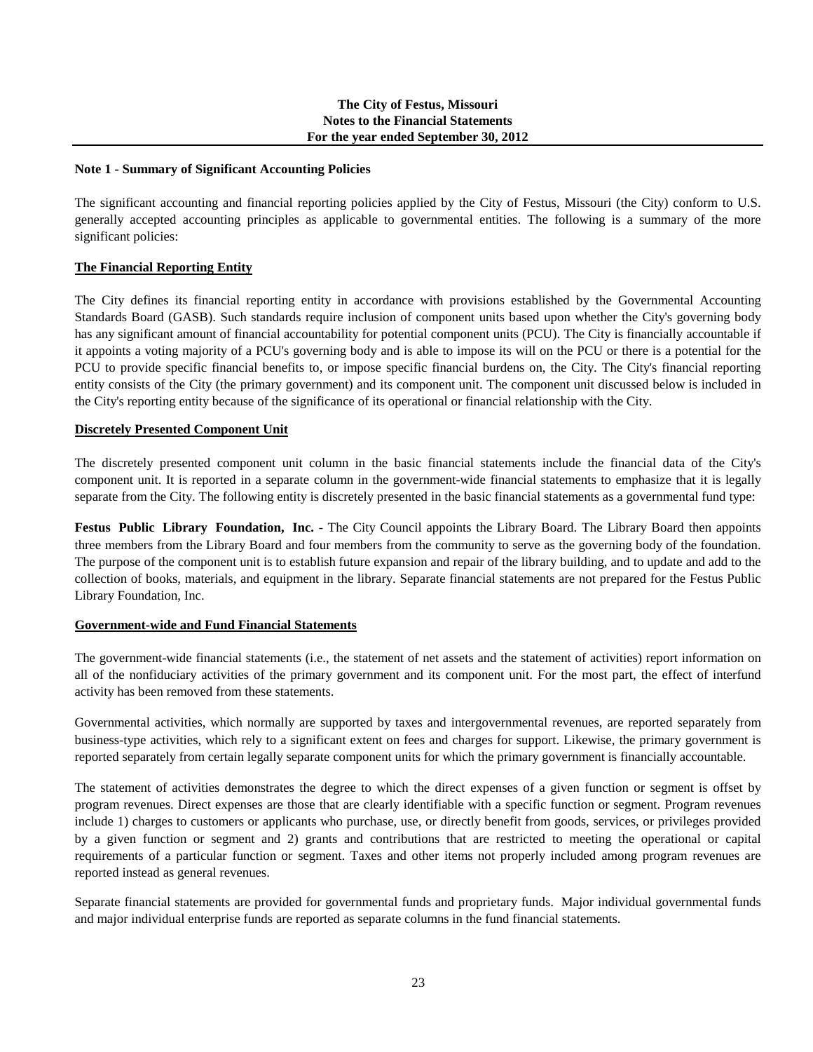**The City of Festus, Missouri**
**Notes to the Financial Statements**
**For the year ended September 30, 2012**

## Note 1 - Summary of Significant Accounting Policies

The significant accounting and financial reporting policies applied by the City of Festus, Missouri (the City) conform to U.S. generally accepted accounting principles as applicable to governmental entities. The following is a summary of the more significant policies:

### The Financial Reporting Entity

The City defines its financial reporting entity in accordance with provisions established by the Governmental Accounting Standards Board (GASB). Such standards require inclusion of component units based upon whether the City's governing body has any significant amount of financial accountability for potential component units (PCU). The City is financially accountable if it appoints a voting majority of a PCU's governing body and is able to impose its will on the PCU or there is a potential for the PCU to provide specific financial benefits to, or impose specific financial burdens on, the City. The City's financial reporting entity consists of the City (the primary government) and its component unit. The component unit discussed below is included in the City's reporting entity because of the significance of its operational or financial relationship with the City.

### Discretely Presented Component Unit

The discretely presented component unit column in the basic financial statements include the financial data of the City's component unit. It is reported in a separate column in the government-wide financial statements to emphasize that it is legally separate from the City. The following entity is discretely presented in the basic financial statements as a governmental fund type:

**Festus Public Library Foundation, Inc.** - The City Council appoints the Library Board. The Library Board then appoints three members from the Library Board and four members from the community to serve as the governing body of the foundation. The purpose of the component unit is to establish future expansion and repair of the library building, and to update and add to the collection of books, materials, and equipment in the library. Separate financial statements are not prepared for the Festus Public Library Foundation, Inc.

### Government-wide and Fund Financial Statements

The government-wide financial statements (i.e., the statement of net assets and the statement of activities) report information on all of the nonfiduciary activities of the primary government and its component unit. For the most part, the effect of interfund activity has been removed from these statements.

Governmental activities, which normally are supported by taxes and intergovernmental revenues, are reported separately from business-type activities, which rely to a significant extent on fees and charges for support. Likewise, the primary government is reported separately from certain legally separate component units for which the primary government is financially accountable.

The statement of activities demonstrates the degree to which the direct expenses of a given function or segment is offset by program revenues. Direct expenses are those that are clearly identifiable with a specific function or segment. Program revenues include 1) charges to customers or applicants who purchase, use, or directly benefit from goods, services, or privileges provided by a given function or segment and 2) grants and contributions that are restricted to meeting the operational or capital requirements of a particular function or segment. Taxes and other items not properly included among program revenues are reported instead as general revenues.

Separate financial statements are provided for governmental funds and proprietary funds. Major individual governmental funds and major individual enterprise funds are reported as separate columns in the fund financial statements.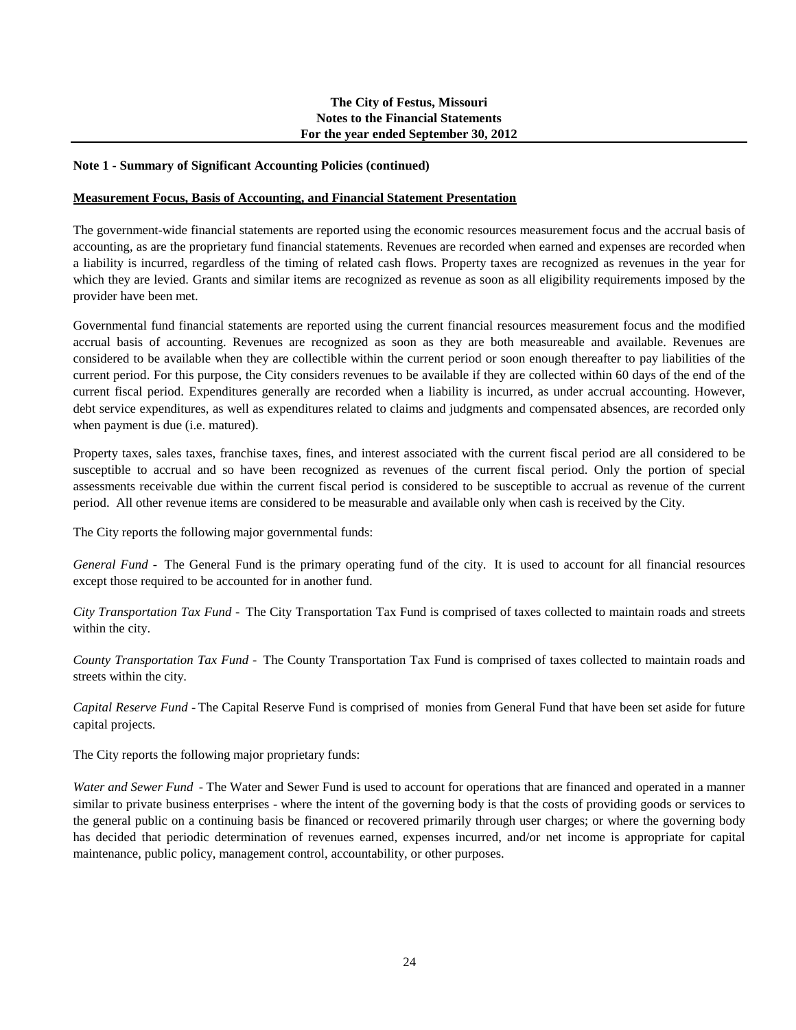**Note 1 - Summary of Significant Accounting Policies (continued)**

**Measurement Focus, Basis of Accounting, and Financial Statement Presentation**

The government-wide financial statements are reported using the economic resources measurement focus and the accrual basis of accounting, as are the proprietary fund financial statements. Revenues are recorded when earned and expenses are recorded when a liability is incurred, regardless of the timing of related cash flows. Property taxes are recognized as revenues in the year for which they are levied. Grants and similar items are recognized as revenue as soon as all eligibility requirements imposed by the provider have been met.

Governmental fund financial statements are reported using the current financial resources measurement focus and the modified accrual basis of accounting. Revenues are recognized as soon as they are both measureable and available. Revenues are considered to be available when they are collectible within the current period or soon enough thereafter to pay liabilities of the current period. For this purpose, the City considers revenues to be available if they are collected within 60 days of the end of the current fiscal period. Expenditures generally are recorded when a liability is incurred, as under accrual accounting. However, debt service expenditures, as well as expenditures related to claims and judgments and compensated absences, are recorded only when payment is due (i.e. matured).

Property taxes, sales taxes, franchise taxes, fines, and interest associated with the current fiscal period are all considered to be susceptible to accrual and so have been recognized as revenues of the current fiscal period. Only the portion of special assessments receivable due within the current fiscal period is considered to be susceptible to accrual as revenue of the current period. All other revenue items are considered to be measurable and available only when cash is received by the City.

The City reports the following major governmental funds:

*General Fund* - The General Fund is the primary operating fund of the city. It is used to account for all financial resources except those required to be accounted for in another fund.

*City Transportation Tax Fund* - The City Transportation Tax Fund is comprised of taxes collected to maintain roads and streets within the city.

*County Transportation Tax Fund* - The County Transportation Tax Fund is comprised of taxes collected to maintain roads and streets within the city.

*Capital Reserve Fund* - The Capital Reserve Fund is comprised of monies from General Fund that have been set aside for future capital projects.

The City reports the following major proprietary funds:

*Water and Sewer Fund* - The Water and Sewer Fund is used to account for operations that are financed and operated in a manner similar to private business enterprises - where the intent of the governing body is that the costs of providing goods or services to the general public on a continuing basis be financed or recovered primarily through user charges; or where the governing body has decided that periodic determination of revenues earned, expenses incurred, and/or net income is appropriate for capital maintenance, public policy, management control, accountability, or other purposes.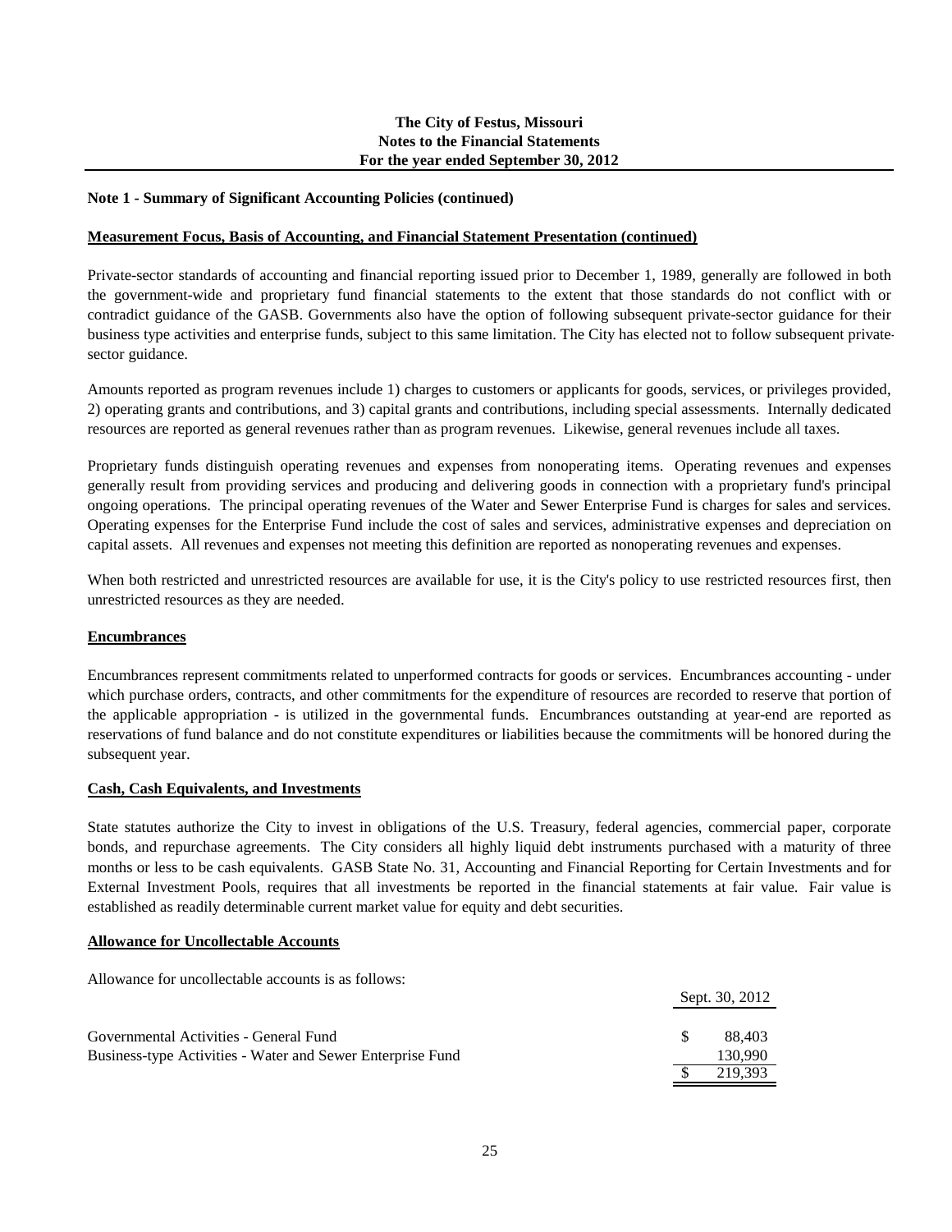**Note 1 - Summary of Significant Accounting Policies (continued)**

**Measurement Focus, Basis of Accounting, and Financial Statement Presentation (continued)**

Private-sector standards of accounting and financial reporting issued prior to December 1, 1989, generally are followed in both the government-wide and proprietary fund financial statements to the extent that those standards do not conflict with or contradict guidance of the GASB. Governments also have the option of following subsequent private-sector guidance for their business type activities and enterprise funds, subject to this same limitation. The City has elected not to follow subsequent private-sector guidance.

Amounts reported as program revenues include 1) charges to customers or applicants for goods, services, or privileges provided, 2) operating grants and contributions, and 3) capital grants and contributions, including special assessments. Internally dedicated resources are reported as general revenues rather than as program revenues. Likewise, general revenues include all taxes.

Proprietary funds distinguish operating revenues and expenses from nonoperating items. Operating revenues and expenses generally result from providing services and producing and delivering goods in connection with a proprietary fund's principal ongoing operations. The principal operating revenues of the Water and Sewer Enterprise Fund is charges for sales and services. Operating expenses for the Enterprise Fund include the cost of sales and services, administrative expenses and depreciation on capital assets. All revenues and expenses not meeting this definition are reported as nonoperating revenues and expenses.

When both restricted and unrestricted resources are available for use, it is the City's policy to use restricted resources first, then unrestricted resources as they are needed.

**Encumbrances**

Encumbrances represent commitments related to unperformed contracts for goods or services. Encumbrances accounting - under which purchase orders, contracts, and other commitments for the expenditure of resources are recorded to reserve that portion of the applicable appropriation - is utilized in the governmental funds. Encumbrances outstanding at year-end are reported as reservations of fund balance and do not constitute expenditures or liabilities because the commitments will be honored during the subsequent year.

**Cash, Cash Equivalents, and Investments**

State statutes authorize the City to invest in obligations of the U.S. Treasury, federal agencies, commercial paper, corporate bonds, and repurchase agreements. The City considers all highly liquid debt instruments purchased with a maturity of three months or less to be cash equivalents. GASB State No. 31, Accounting and Financial Reporting for Certain Investments and for External Investment Pools, requires that all investments be reported in the financial statements at fair value. Fair value is established as readily determinable current market value for equity and debt securities.

**Allowance for Uncollectable Accounts**

Allowance for uncollectable accounts is as follows:

| | Sept. 30, 2012 |
|---|---|
| Governmental Activities - General Fund | $ 88,403 |
| Business-type Activities - Water and Sewer Enterprise Fund | 130,990 |
| | $ 219,393 |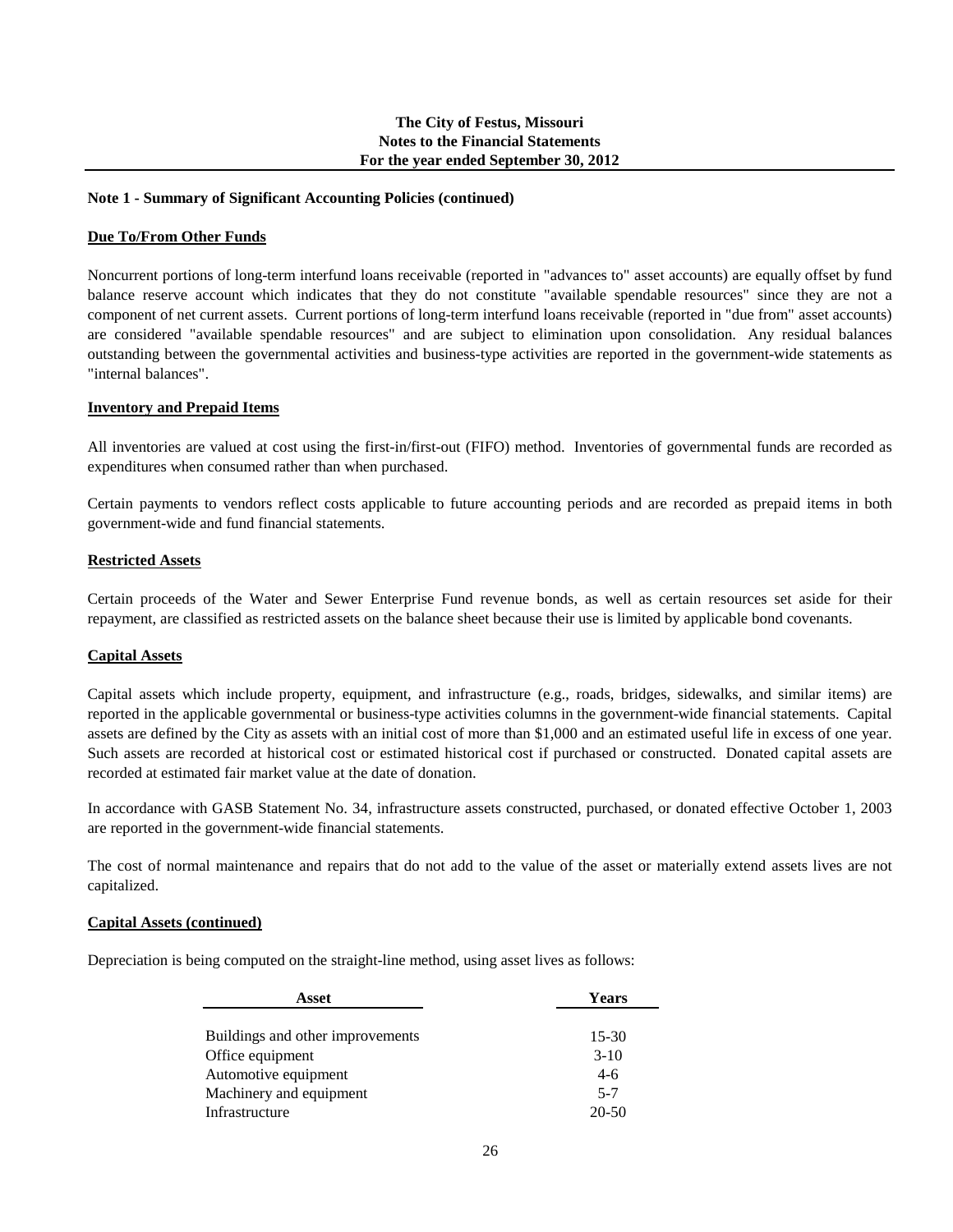**Note 1 - Summary of Significant Accounting Policies (continued)**

**Due To/From Other Funds**

Noncurrent portions of long-term interfund loans receivable (reported in "advances to" asset accounts) are equally offset by fund balance reserve account which indicates that they do not constitute "available spendable resources" since they are not a component of net current assets. Current portions of long-term interfund loans receivable (reported in "due from" asset accounts) are considered "available spendable resources" and are subject to elimination upon consolidation. Any residual balances outstanding between the governmental activities and business-type activities are reported in the government-wide statements as "internal balances".

**Inventory and Prepaid Items**

All inventories are valued at cost using the first-in/first-out (FIFO) method. Inventories of governmental funds are recorded as expenditures when consumed rather than when purchased.

Certain payments to vendors reflect costs applicable to future accounting periods and are recorded as prepaid items in both government-wide and fund financial statements.

**Restricted Assets**

Certain proceeds of the Water and Sewer Enterprise Fund revenue bonds, as well as certain resources set aside for their repayment, are classified as restricted assets on the balance sheet because their use is limited by applicable bond covenants.

**Capital Assets**

Capital assets which include property, equipment, and infrastructure (e.g., roads, bridges, sidewalks, and similar items) are reported in the applicable governmental or business-type activities columns in the government-wide financial statements. Capital assets are defined by the City as assets with an initial cost of more than $1,000 and an estimated useful life in excess of one year. Such assets are recorded at historical cost or estimated historical cost if purchased or constructed. Donated capital assets are recorded at estimated fair market value at the date of donation.

In accordance with GASB Statement No. 34, infrastructure assets constructed, purchased, or donated effective October 1, 2003 are reported in the government-wide financial statements.

The cost of normal maintenance and repairs that do not add to the value of the asset or materially extend assets lives are not capitalized.

**Capital Assets (continued)**

Depreciation is being computed on the straight-line method, using asset lives as follows:

| Asset | Years |
|---|---|
| Buildings and other improvements | 15-30 |
| Office equipment | 3-10 |
| Automotive equipment | 4-6 |
| Machinery and equipment | 5-7 |
| Infrastructure | 20-50 |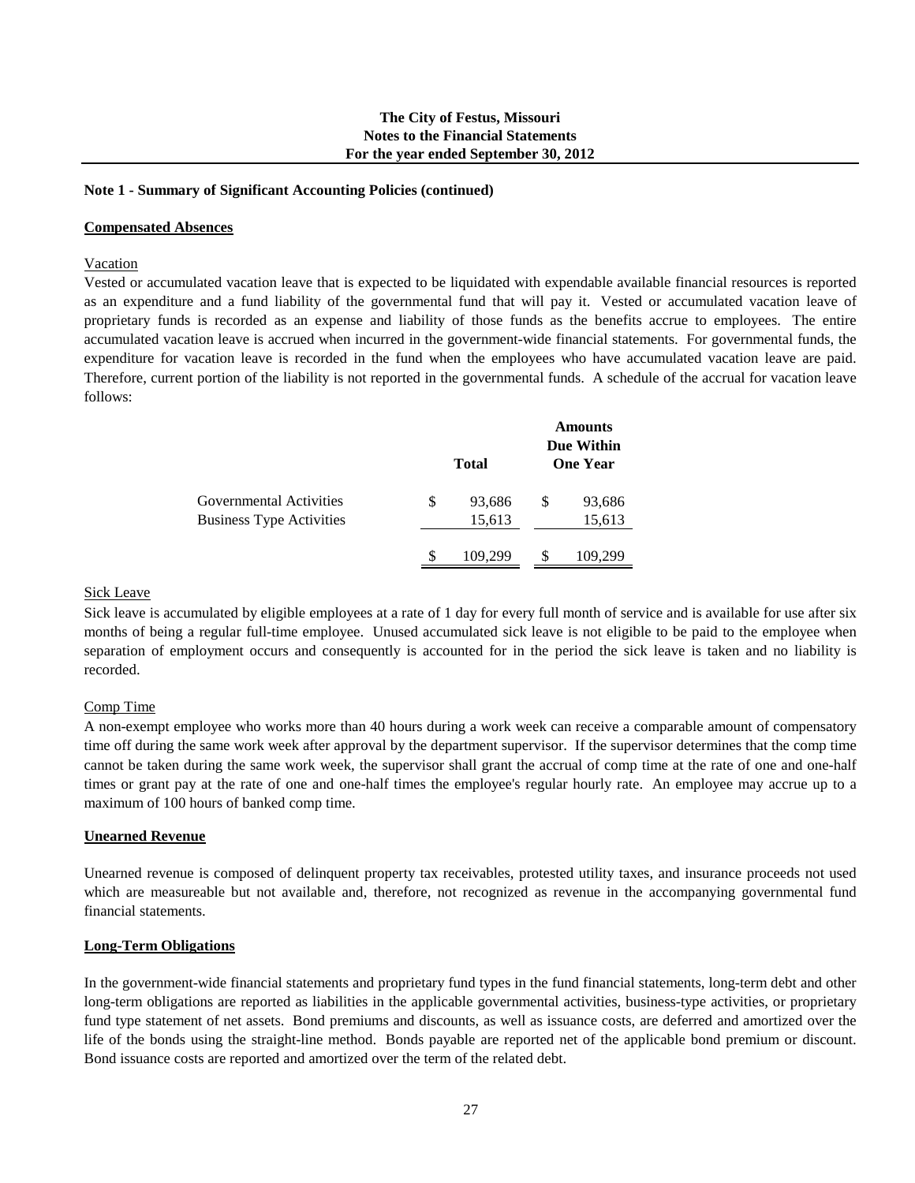**The City of Festus, Missouri**
**Notes to the Financial Statements**
**For the year ended September 30, 2012**

**Note 1 - Summary of Significant Accounting Policies (continued)**

**Compensated Absences**

Vacation

Vested or accumulated vacation leave that is expected to be liquidated with expendable available financial resources is reported as an expenditure and a fund liability of the governmental fund that will pay it. Vested or accumulated vacation leave of proprietary funds is recorded as an expense and liability of those funds as the benefits accrue to employees. The entire accumulated vacation leave is accrued when incurred in the government-wide financial statements. For governmental funds, the expenditure for vacation leave is recorded in the fund when the employees who have accumulated vacation leave are paid. Therefore, current portion of the liability is not reported in the governmental funds. A schedule of the accrual for vacation leave follows:

| | Total | Amounts Due Within One Year |
|---|---|---|
| Governmental Activities | $ 93,686 | $ 93,686 |
| Business Type Activities | 15,613 | 15,613 |
| | $ 109,299 | $ 109,299 |

Sick Leave

Sick leave is accumulated by eligible employees at a rate of 1 day for every full month of service and is available for use after six months of being a regular full-time employee. Unused accumulated sick leave is not eligible to be paid to the employee when separation of employment occurs and consequently is accounted for in the period the sick leave is taken and no liability is recorded.

Comp Time

A non-exempt employee who works more than 40 hours during a work week can receive a comparable amount of compensatory time off during the same work week after approval by the department supervisor. If the supervisor determines that the comp time cannot be taken during the same work week, the supervisor shall grant the accrual of comp time at the rate of one and one-half times or grant pay at the rate of one and one-half times the employee's regular hourly rate. An employee may accrue up to a maximum of 100 hours of banked comp time.

**Unearned Revenue**

Unearned revenue is composed of delinquent property tax receivables, protested utility taxes, and insurance proceeds not used which are measureable but not available and, therefore, not recognized as revenue in the accompanying governmental fund financial statements.

**Long-Term Obligations**

In the government-wide financial statements and proprietary fund types in the fund financial statements, long-term debt and other long-term obligations are reported as liabilities in the applicable governmental activities, business-type activities, or proprietary fund type statement of net assets. Bond premiums and discounts, as well as issuance costs, are deferred and amortized over the life of the bonds using the straight-line method. Bonds payable are reported net of the applicable bond premium or discount. Bond issuance costs are reported and amortized over the term of the related debt.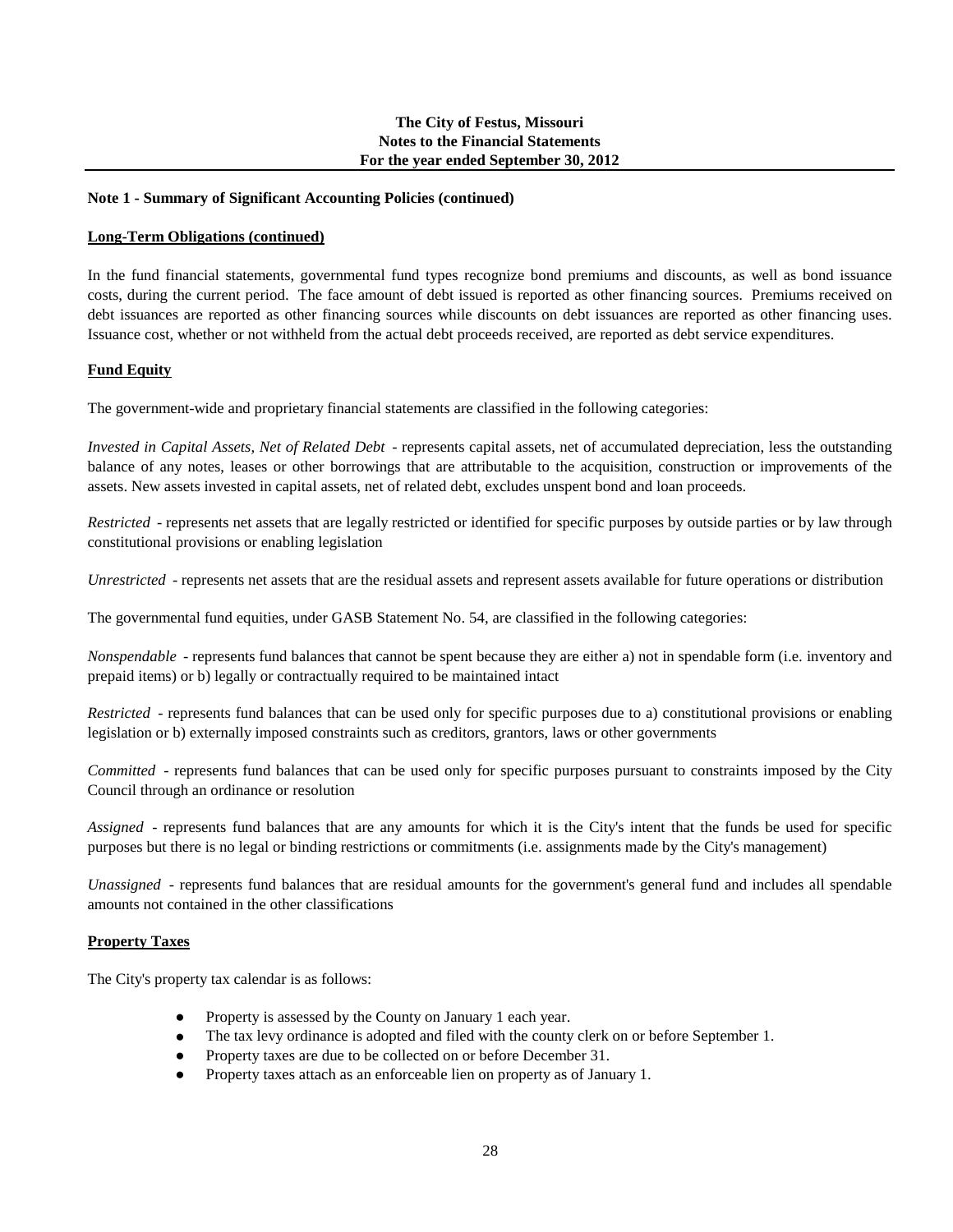**Note 1 - Summary of Significant Accounting Policies (continued)**

**Long-Term Obligations (continued)**

In the fund financial statements, governmental fund types recognize bond premiums and discounts, as well as bond issuance costs, during the current period. The face amount of debt issued is reported as other financing sources. Premiums received on debt issuances are reported as other financing sources while discounts on debt issuances are reported as other financing uses. Issuance cost, whether or not withheld from the actual debt proceeds received, are reported as debt service expenditures.

**Fund Equity**

The government-wide and proprietary financial statements are classified in the following categories:

*Invested in Capital Assets, Net of Related Debt* - represents capital assets, net of accumulated depreciation, less the outstanding balance of any notes, leases or other borrowings that are attributable to the acquisition, construction or improvements of the assets. New assets invested in capital assets, net of related debt, excludes unspent bond and loan proceeds.

*Restricted* - represents net assets that are legally restricted or identified for specific purposes by outside parties or by law through constitutional provisions or enabling legislation

*Unrestricted* - represents net assets that are the residual assets and represent assets available for future operations or distribution

The governmental fund equities, under GASB Statement No. 54, are classified in the following categories:

*Nonspendable* - represents fund balances that cannot be spent because they are either a) not in spendable form (i.e. inventory and prepaid items) or b) legally or contractually required to be maintained intact

*Restricted* - represents fund balances that can be used only for specific purposes due to a) constitutional provisions or enabling legislation or b) externally imposed constraints such as creditors, grantors, laws or other governments

*Committed* - represents fund balances that can be used only for specific purposes pursuant to constraints imposed by the City Council through an ordinance or resolution

*Assigned* - represents fund balances that are any amounts for which it is the City's intent that the funds be used for specific purposes but there is no legal or binding restrictions or commitments (i.e. assignments made by the City's management)

*Unassigned* - represents fund balances that are residual amounts for the government's general fund and includes all spendable amounts not contained in the other classifications

**Property Taxes**

The City's property tax calendar is as follows:

- Property is assessed by the County on January 1 each year.
- The tax levy ordinance is adopted and filed with the county clerk on or before September 1.
- Property taxes are due to be collected on or before December 31.
- Property taxes attach as an enforceable lien on property as of January 1.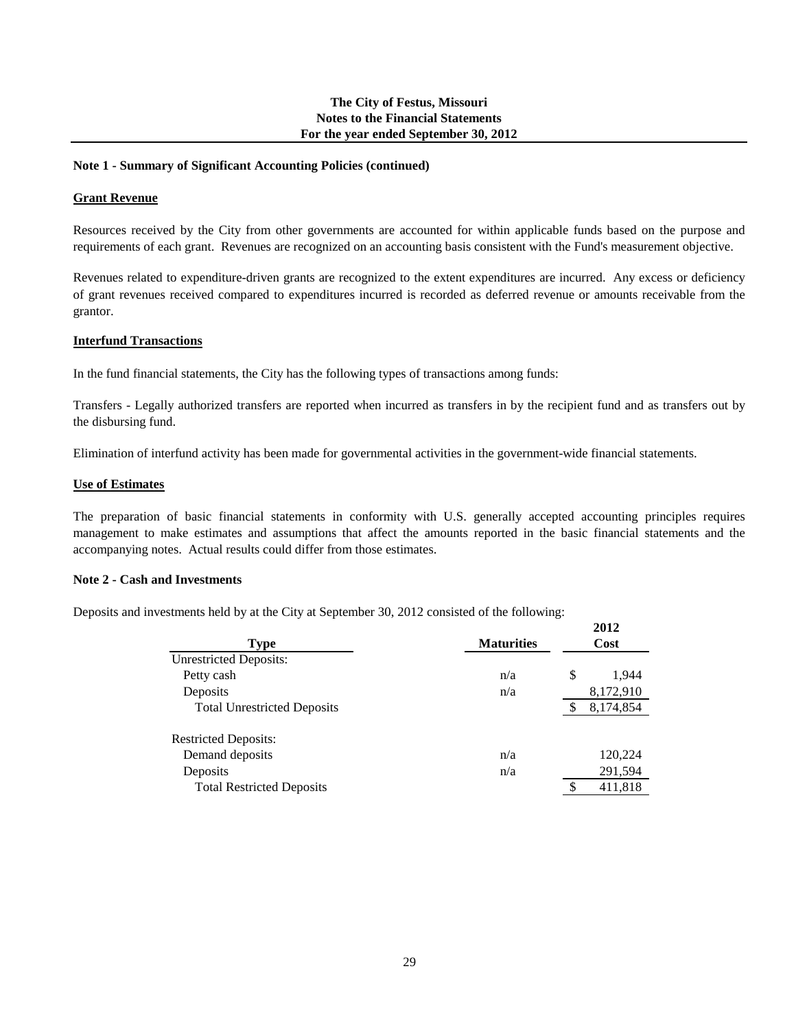**The City of Festus, Missouri**
**Notes to the Financial Statements**
**For the year ended September 30, 2012**

**Note 1 - Summary of Significant Accounting Policies (continued)**

**Grant Revenue**

Resources received by the City from other governments are accounted for within applicable funds based on the purpose and requirements of each grant. Revenues are recognized on an accounting basis consistent with the Fund's measurement objective.

Revenues related to expenditure-driven grants are recognized to the extent expenditures are incurred. Any excess or deficiency of grant revenues received compared to expenditures incurred is recorded as deferred revenue or amounts receivable from the grantor.

**Interfund Transactions**

In the fund financial statements, the City has the following types of transactions among funds:

Transfers - Legally authorized transfers are reported when incurred as transfers in by the recipient fund and as transfers out by the disbursing fund.

Elimination of interfund activity has been made for governmental activities in the government-wide financial statements.

**Use of Estimates**

The preparation of basic financial statements in conformity with U.S. generally accepted accounting principles requires management to make estimates and assumptions that affect the amounts reported in the basic financial statements and the accompanying notes. Actual results could differ from those estimates.

**Note 2 - Cash and Investments**

Deposits and investments held by at the City at September 30, 2012 consisted of the following:

| Type | Maturities | 2012 Cost |
|---|---|---|
| Unrestricted Deposits: | | |
| Petty cash | n/a | $ 1,944 |
| Deposits | n/a | 8,172,910 |
| Total Unrestricted Deposits | | $ 8,174,854 |
| | | |
| Restricted Deposits: | | |
| Demand deposits | n/a | 120,224 |
| Deposits | n/a | 291,594 |
| Total Restricted Deposits | | $ 411,818 |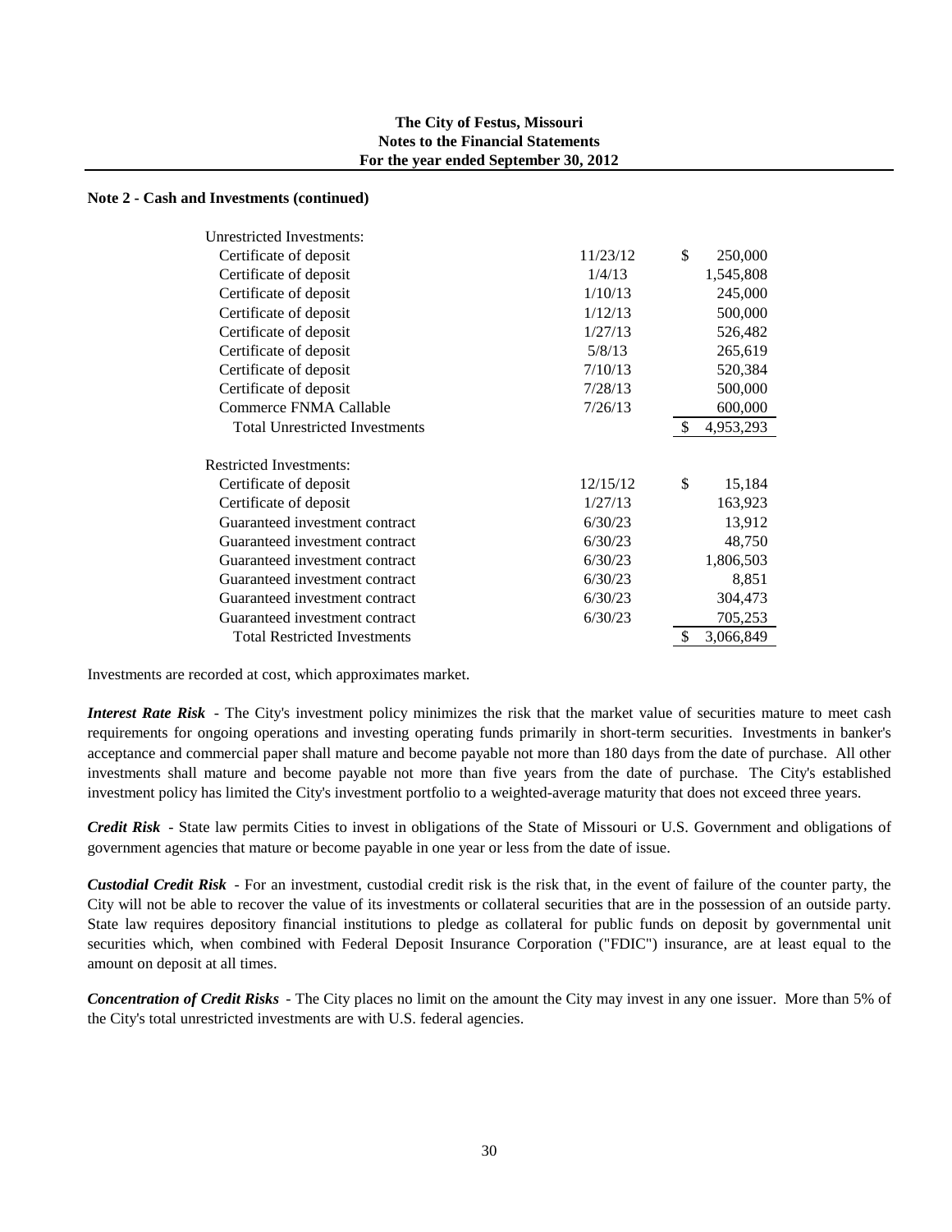**The City of Festus, Missouri**
**Notes to the Financial Statements**
**For the year ended September 30, 2012**

**Note 2 - Cash and Investments (continued)**

| | | |
|---|---|---|
| Unrestricted Investments: | | |
| Certificate of deposit | 11/23/12 | $ 250,000 |
| Certificate of deposit | 1/4/13 | 1,545,808 |
| Certificate of deposit | 1/10/13 | 245,000 |
| Certificate of deposit | 1/12/13 | 500,000 |
| Certificate of deposit | 1/27/13 | 526,482 |
| Certificate of deposit | 5/8/13 | 265,619 |
| Certificate of deposit | 7/10/13 | 520,384 |
| Certificate of deposit | 7/28/13 | 500,000 |
| Commerce FNMA Callable | 7/26/13 | 600,000 |
| Total Unrestricted Investments | | $ 4,953,293 |
| | | |
| Restricted Investments: | | |
| Certificate of deposit | 12/15/12 | $ 15,184 |
| Certificate of deposit | 1/27/13 | 163,923 |
| Guaranteed investment contract | 6/30/23 | 13,912 |
| Guaranteed investment contract | 6/30/23 | 48,750 |
| Guaranteed investment contract | 6/30/23 | 1,806,503 |
| Guaranteed investment contract | 6/30/23 | 8,851 |
| Guaranteed investment contract | 6/30/23 | 304,473 |
| Guaranteed investment contract | 6/30/23 | 705,253 |
| Total Restricted Investments | | $ 3,066,849 |

Investments are recorded at cost, which approximates market.

***Interest Rate Risk*** - The City's investment policy minimizes the risk that the market value of securities mature to meet cash requirements for ongoing operations and investing operating funds primarily in short-term securities. Investments in banker's acceptance and commercial paper shall mature and become payable not more than 180 days from the date of purchase. All other investments shall mature and become payable not more than five years from the date of purchase. The City's established investment policy has limited the City's investment portfolio to a weighted-average maturity that does not exceed three years.

***Credit Risk*** - State law permits Cities to invest in obligations of the State of Missouri or U.S. Government and obligations of government agencies that mature or become payable in one year or less from the date of issue.

***Custodial Credit Risk*** - For an investment, custodial credit risk is the risk that, in the event of failure of the counter party, the City will not be able to recover the value of its investments or collateral securities that are in the possession of an outside party. State law requires depository financial institutions to pledge as collateral for public funds on deposit by governmental unit securities which, when combined with Federal Deposit Insurance Corporation ("FDIC") insurance, are at least equal to the amount on deposit at all times.

***Concentration of Credit Risks*** - The City places no limit on the amount the City may invest in any one issuer. More than 5% of the City's total unrestricted investments are with U.S. federal agencies.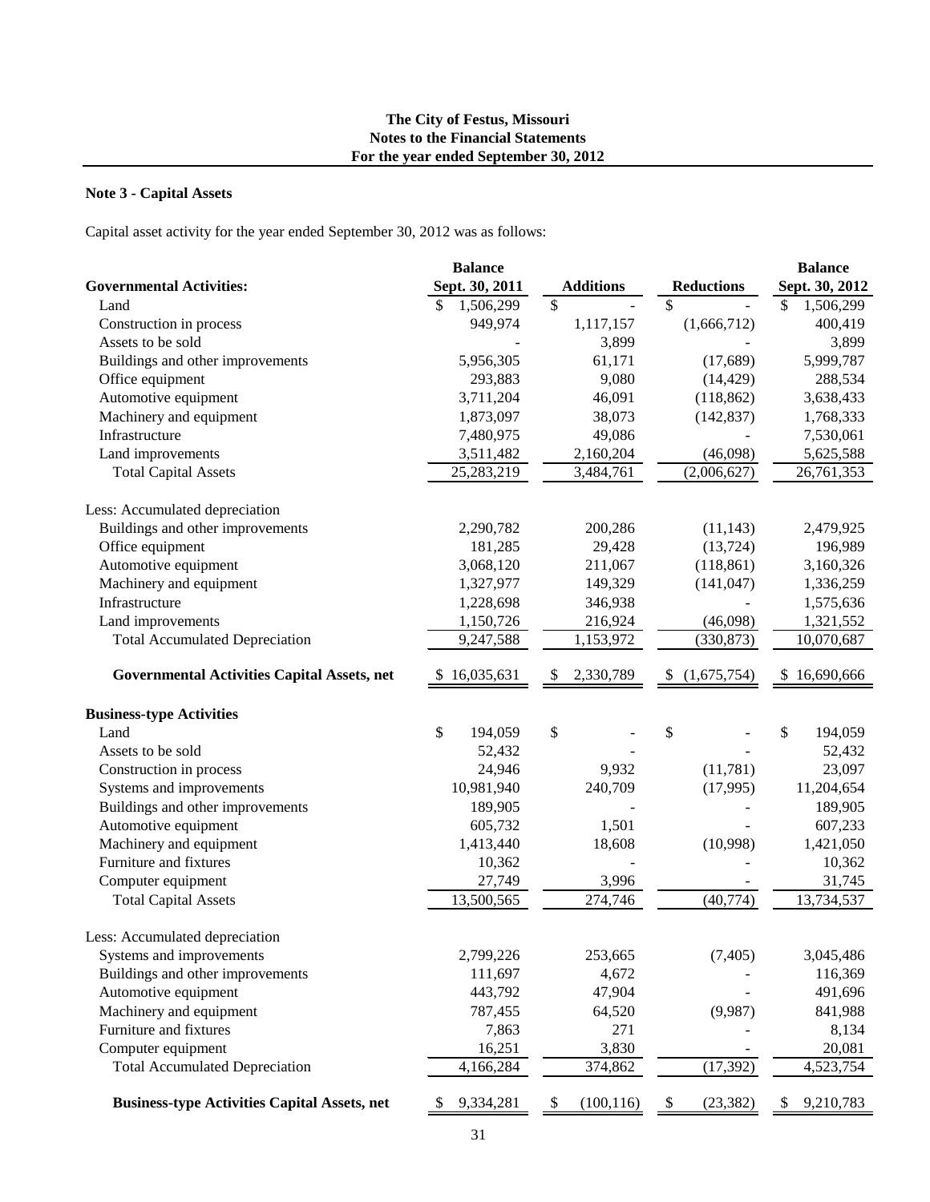**The City of Festus, Missouri**
**Notes to the Financial Statements**
**For the year ended September 30, 2012**

## Note 3 - Capital Assets

Capital asset activity for the year ended September 30, 2012 was as follows:

| Governmental Activities: | Balance Sept. 30, 2011 | Additions | Reductions | Balance Sept. 30, 2012 |
|---|---|---|---|---|
| Land | $ 1,506,299 | $ - | $ - | $ 1,506,299 |
| Construction in process | 949,974 | 1,117,157 | (1,666,712) | 400,419 |
| Assets to be sold | - | 3,899 | - | 3,899 |
| Buildings and other improvements | 5,956,305 | 61,171 | (17,689) | 5,999,787 |
| Office equipment | 293,883 | 9,080 | (14,429) | 288,534 |
| Automotive equipment | 3,711,204 | 46,091 | (118,862) | 3,638,433 |
| Machinery and equipment | 1,873,097 | 38,073 | (142,837) | 1,768,333 |
| Infrastructure | 7,480,975 | 49,086 | - | 7,530,061 |
| Land improvements | 3,511,482 | 2,160,204 | (46,098) | 5,625,588 |
| Total Capital Assets | 25,283,219 | 3,484,761 | (2,006,627) | 26,761,353 |
| Less: Accumulated depreciation | | | | |
| Buildings and other improvements | 2,290,782 | 200,286 | (11,143) | 2,479,925 |
| Office equipment | 181,285 | 29,428 | (13,724) | 196,989 |
| Automotive equipment | 3,068,120 | 211,067 | (118,861) | 3,160,326 |
| Machinery and equipment | 1,327,977 | 149,329 | (141,047) | 1,336,259 |
| Infrastructure | 1,228,698 | 346,938 | - | 1,575,636 |
| Land improvements | 1,150,726 | 216,924 | (46,098) | 1,321,552 |
| Total Accumulated Depreciation | 9,247,588 | 1,153,972 | (330,873) | 10,070,687 |
| **Governmental Activities Capital Assets, net** | $ 16,035,631 | $ 2,330,789 | $ (1,675,754) | $ 16,690,666 |

| Business-type Activities | Balance Sept. 30, 2011 | Additions | Reductions | Balance Sept. 30, 2012 |
|---|---|---|---|---|
| Land | $ 194,059 | $ - | $ - | $ 194,059 |
| Assets to be sold | 52,432 | - | - | 52,432 |
| Construction in process | 24,946 | 9,932 | (11,781) | 23,097 |
| Systems and improvements | 10,981,940 | 240,709 | (17,995) | 11,204,654 |
| Buildings and other improvements | 189,905 | - | - | 189,905 |
| Automotive equipment | 605,732 | 1,501 | - | 607,233 |
| Machinery and equipment | 1,413,440 | 18,608 | (10,998) | 1,421,050 |
| Furniture and fixtures | 10,362 | - | - | 10,362 |
| Computer equipment | 27,749 | 3,996 | - | 31,745 |
| Total Capital Assets | 13,500,565 | 274,746 | (40,774) | 13,734,537 |
| Less: Accumulated depreciation | | | | |
| Systems and improvements | 2,799,226 | 253,665 | (7,405) | 3,045,486 |
| Buildings and other improvements | 111,697 | 4,672 | - | 116,369 |
| Automotive equipment | 443,792 | 47,904 | - | 491,696 |
| Machinery and equipment | 787,455 | 64,520 | (9,987) | 841,988 |
| Furniture and fixtures | 7,863 | 271 | - | 8,134 |
| Computer equipment | 16,251 | 3,830 | - | 20,081 |
| Total Accumulated Depreciation | 4,166,284 | 374,862 | (17,392) | 4,523,754 |
| **Business-type Activities Capital Assets, net** | $ 9,334,281 | $ (100,116) | $ (23,382) | $ 9,210,783 |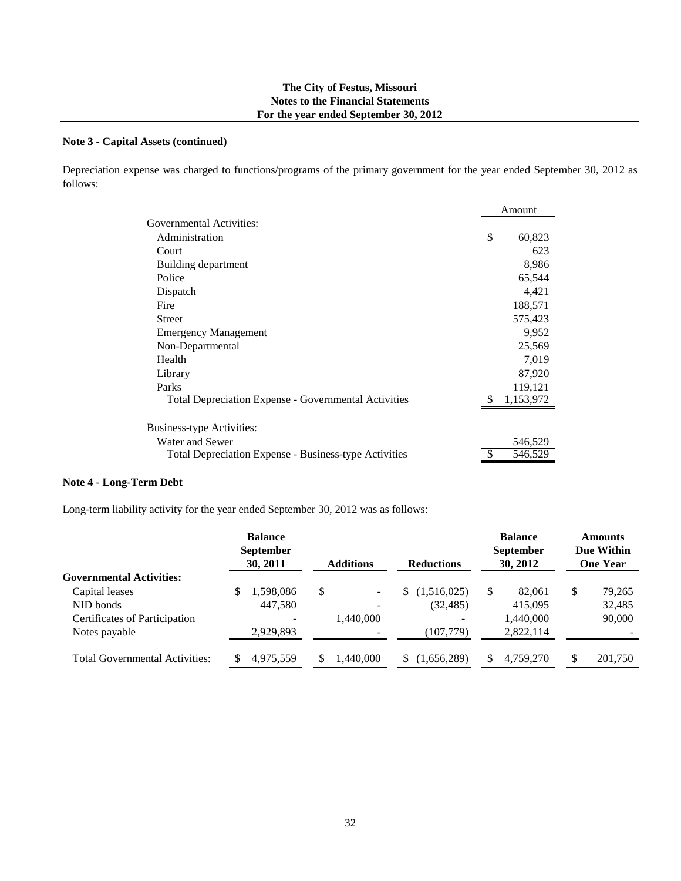**The City of Festus, Missouri**
**Notes to the Financial Statements**
**For the year ended September 30, 2012**

### Note 3 - Capital Assets (continued)

Depreciation expense was charged to functions/programs of the primary government for the year ended September 30, 2012 as follows:

| | Amount |
|---|---|
| Governmental Activities: | |
| Administration | $ 60,823 |
| Court | 623 |
| Building department | 8,986 |
| Police | 65,544 |
| Dispatch | 4,421 |
| Fire | 188,571 |
| Street | 575,423 |
| Emergency Management | 9,952 |
| Non-Departmental | 25,569 |
| Health | 7,019 |
| Library | 87,920 |
| Parks | 119,121 |
| Total Depreciation Expense - Governmental Activities | $ 1,153,972 |
| | |
| Business-type Activities: | |
| Water and Sewer | 546,529 |
| Total Depreciation Expense - Business-type Activities | $ 546,529 |

### Note 4 - Long-Term Debt

Long-term liability activity for the year ended September 30, 2012 was as follows:

| | Balance September 30, 2011 | Additions | Reductions | Balance September 30, 2012 | Amounts Due Within One Year |
|---|---|---|---|---|---|
| **Governmental Activities:** | | | | | |
| Capital leases | $ 1,598,086 | $ - | $ (1,516,025) | $ 82,061 | $ 79,265 |
| NID bonds | 447,580 | - | (32,485) | 415,095 | 32,485 |
| Certificates of Participation | - | 1,440,000 | - | 1,440,000 | 90,000 |
| Notes payable | 2,929,893 | - | (107,779) | 2,822,114 | - |
| Total Governmental Activities: | $ 4,975,559 | $ 1,440,000 | $ (1,656,289) | $ 4,759,270 | $ 201,750 |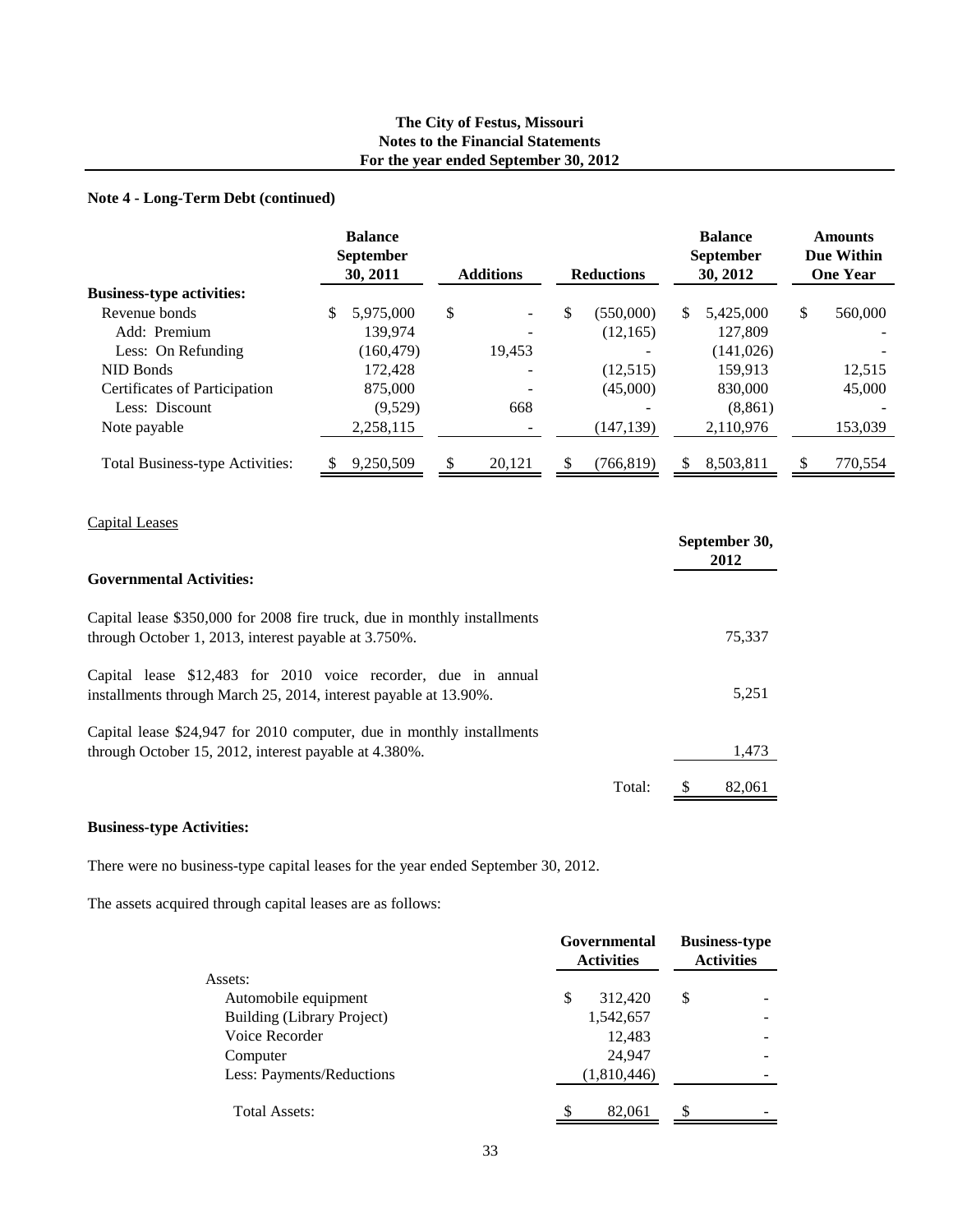The City of Festus, Missouri
Notes to the Financial Statements
For the year ended September 30, 2012

**Note 4 - Long-Term Debt (continued)**

| | Balance September 30, 2011 | Additions | Reductions | Balance September 30, 2012 | Amounts Due Within One Year |
|---|---|---|---|---|---|
| **Business-type activities:** | | | | | |
| Revenue bonds | $ 5,975,000 | $ - | $ (550,000) | $ 5,425,000 | $ 560,000 |
| Add: Premium | 139,974 | - | (12,165) | 127,809 | - |
| Less: On Refunding | (160,479) | 19,453 | - | (141,026) | - |
| NID Bonds | 172,428 | - | (12,515) | 159,913 | 12,515 |
| Certificates of Participation | 875,000 | - | (45,000) | 830,000 | 45,000 |
| Less: Discount | (9,529) | 668 | - | (8,861) | - |
| Note payable | 2,258,115 | - | (147,139) | 2,110,976 | 153,039 |
| Total Business-type Activities: | $ 9,250,509 | $ 20,121 | $ (766,819) | $ 8,503,811 | $ 770,554 |

Capital Leases

| | September 30, 2012 |
|---|---|
| **Governmental Activities:** | |
| Capital lease $350,000 for 2008 fire truck, due in monthly installments through October 1, 2013, interest payable at 3.750%. | 75,337 |
| Capital lease $12,483 for 2010 voice recorder, due in annual installments through March 25, 2014, interest payable at 13.90%. | 5,251 |
| Capital lease $24,947 for 2010 computer, due in monthly installments through October 15, 2012, interest payable at 4.380%. | 1,473 |
| Total: | $ 82,061 |

**Business-type Activities:**

There were no business-type capital leases for the year ended September 30, 2012.

The assets acquired through capital leases are as follows:

| | Governmental Activities | Business-type Activities |
|---|---|---|
| Assets: | | |
| Automobile equipment | $ 312,420 | $ - |
| Building (Library Project) | 1,542,657 | - |
| Voice Recorder | 12,483 | - |
| Computer | 24,947 | - |
| Less: Payments/Reductions | (1,810,446) | - |
| Total Assets: | $ 82,061 | $ - |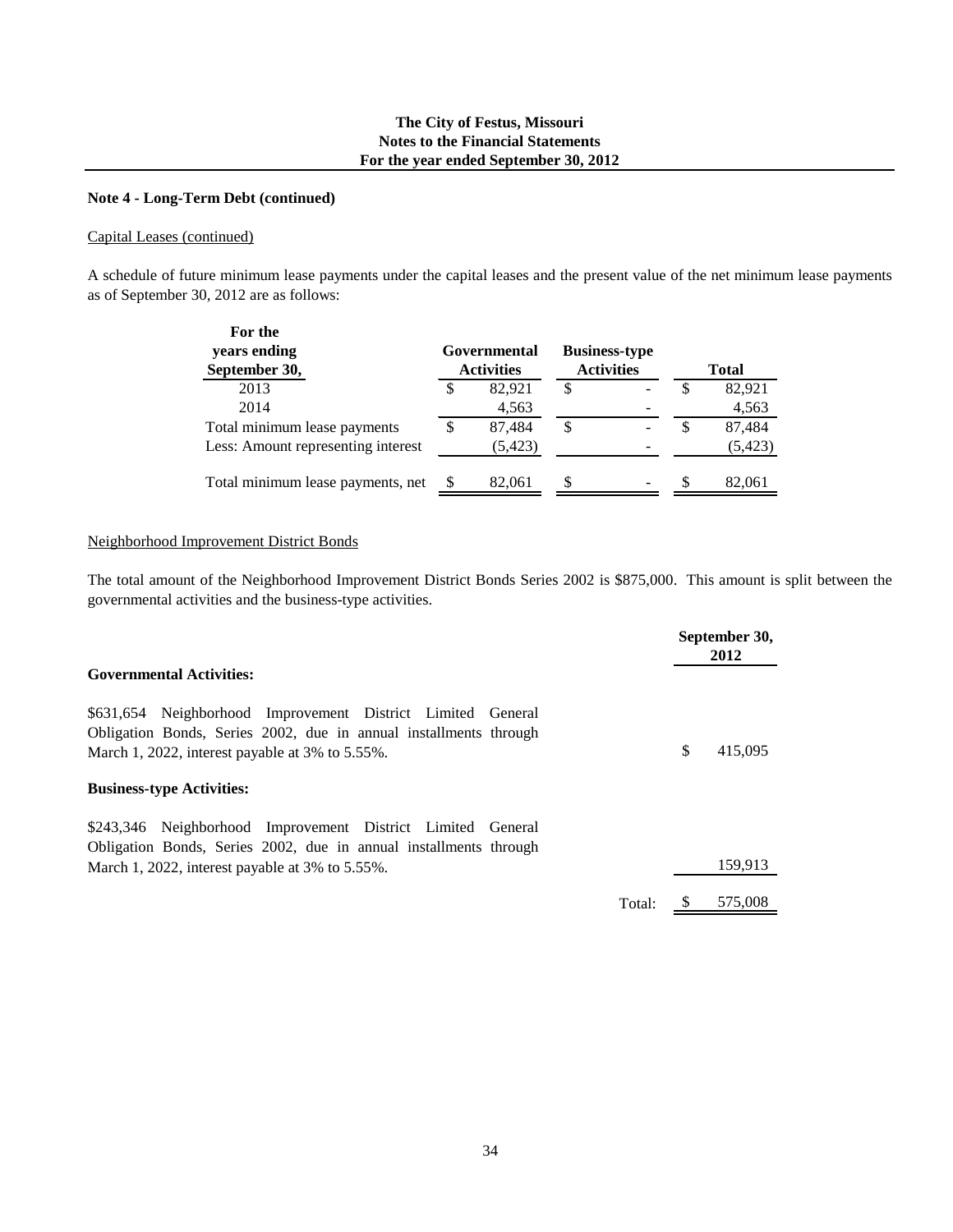## Note 4 - Long-Term Debt (continued)

Capital Leases (continued)

A schedule of future minimum lease payments under the capital leases and the present value of the net minimum lease payments as of September 30, 2012 are as follows:

| For the years ending September 30, | Governmental Activities | Business-type Activities | Total |
|---|---|---|---|
| 2013 | $ 82,921 | $ - | $ 82,921 |
| 2014 | 4,563 | - | 4,563 |
| Total minimum lease payments | $ 87,484 | $ - | $ 87,484 |
| Less: Amount representing interest | (5,423) | - | (5,423) |
| Total minimum lease payments, net | $ 82,061 | $ - | $ 82,061 |

Neighborhood Improvement District Bonds

The total amount of the Neighborhood Improvement District Bonds Series 2002 is $875,000. This amount is split between the governmental activities and the business-type activities.

| | September 30, 2012 |
|---|---|
| **Governmental Activities:** | |
| $631,654 Neighborhood Improvement District Limited General Obligation Bonds, Series 2002, due in annual installments through March 1, 2022, interest payable at 3% to 5.55%. | $ 415,095 |
| **Business-type Activities:** | |
| $243,346 Neighborhood Improvement District Limited General Obligation Bonds, Series 2002, due in annual installments through March 1, 2022, interest payable at 3% to 5.55%. | 159,913 |
| Total: | $ 575,008 |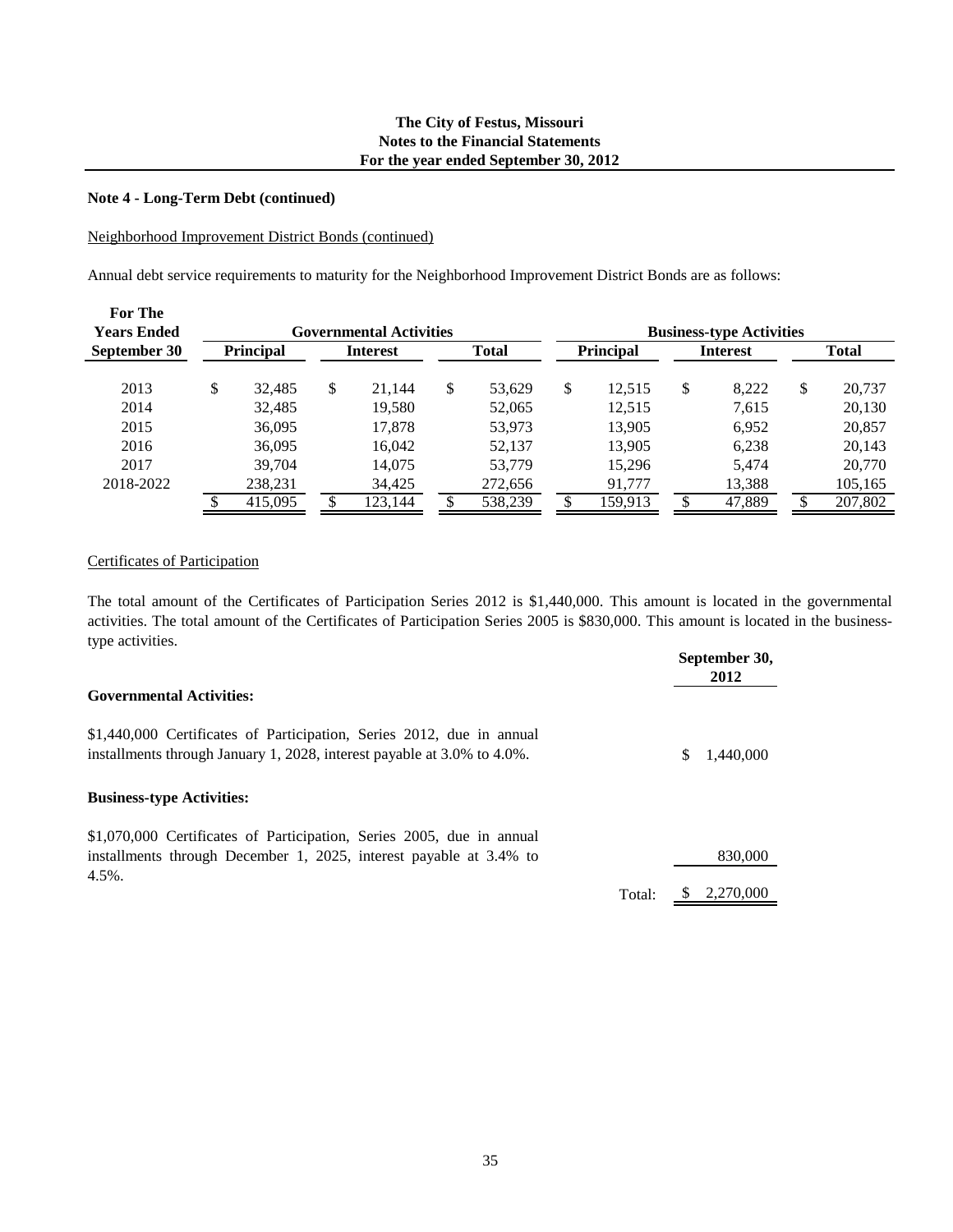**Note 4 - Long-Term Debt (continued)**

Neighborhood Improvement District Bonds (continued)

Annual debt service requirements to maturity for the Neighborhood Improvement District Bonds are as follows:

| For The Years Ended September 30 | Governmental Activities | | | Business-type Activities | | |
|---|---|---|---|---|---|---|
| | Principal | Interest | Total | Principal | Interest | Total |
| 2013 | $ 32,485 | $ 21,144 | $ 53,629 | $ 12,515 | $ 8,222 | $ 20,737 |
| 2014 | 32,485 | 19,580 | 52,065 | 12,515 | 7,615 | 20,130 |
| 2015 | 36,095 | 17,878 | 53,973 | 13,905 | 6,952 | 20,857 |
| 2016 | 36,095 | 16,042 | 52,137 | 13,905 | 6,238 | 20,143 |
| 2017 | 39,704 | 14,075 | 53,779 | 15,296 | 5,474 | 20,770 |
| 2018-2022 | 238,231 | 34,425 | 272,656 | 91,777 | 13,388 | 105,165 |
| | $ 415,095 | $ 123,144 | $ 538,239 | $ 159,913 | $ 47,889 | $ 207,802 |

Certificates of Participation

The total amount of the Certificates of Participation Series 2012 is $1,440,000. This amount is located in the governmental activities. The total amount of the Certificates of Participation Series 2005 is $830,000. This amount is located in the business-type activities.

| | September 30, 2012 |
|---|---|
| **Governmental Activities:** | |
| $1,440,000 Certificates of Participation, Series 2012, due in annual installments through January 1, 2028, interest payable at 3.0% to 4.0%. | $ 1,440,000 |
| **Business-type Activities:** | |
| $1,070,000 Certificates of Participation, Series 2005, due in annual installments through December 1, 2025, interest payable at 3.4% to 4.5%. | 830,000 |
| Total: | $ 2,270,000 |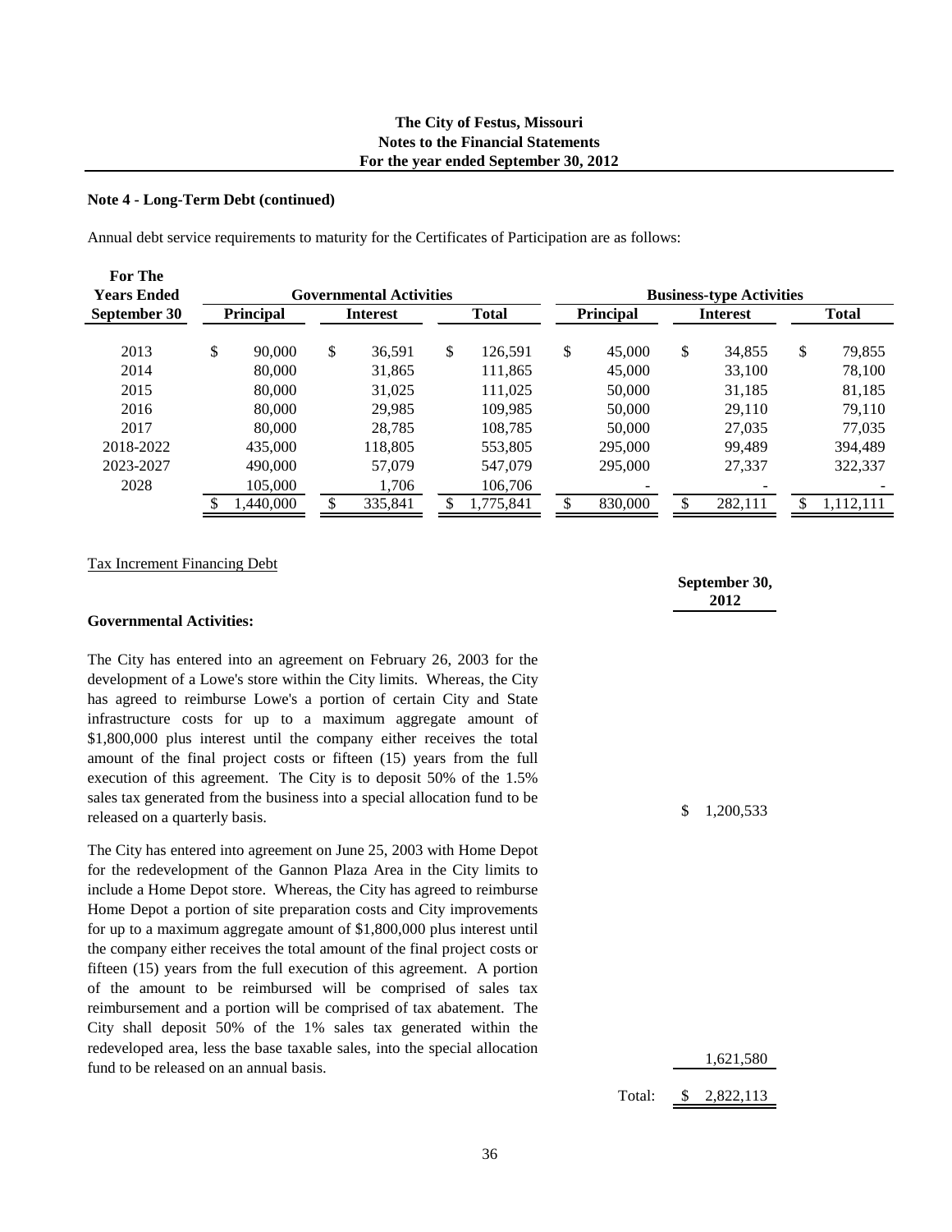## Note 4 - Long-Term Debt (continued)

Annual debt service requirements to maturity for the Certificates of Participation are as follows:

| For The Years Ended September 30 | Governmental Activities | | | Business-type Activities | | |
|---|---|---|---|---|---|---|
| | Principal | Interest | Total | Principal | Interest | Total |
| 2013 | $ 90,000 | $ 36,591 | $ 126,591 | $ 45,000 | $ 34,855 | $ 79,855 |
| 2014 | 80,000 | 31,865 | 111,865 | 45,000 | 33,100 | 78,100 |
| 2015 | 80,000 | 31,025 | 111,025 | 50,000 | 31,185 | 81,185 |
| 2016 | 80,000 | 29,985 | 109,985 | 50,000 | 29,110 | 79,110 |
| 2017 | 80,000 | 28,785 | 108,785 | 50,000 | 27,035 | 77,035 |
| 2018-2022 | 435,000 | 118,805 | 553,805 | 295,000 | 99,489 | 394,489 |
| 2023-2027 | 490,000 | 57,079 | 547,079 | 295,000 | 27,337 | 322,337 |
| 2028 | 105,000 | 1,706 | 106,706 | - | - | - |
| | $ 1,440,000 | $ 335,841 | $ 1,775,841 | $ 830,000 | $ 282,111 | $ 1,112,111 |

Tax Increment Financing Debt

**Governmental Activities:**

| | September 30, 2012 |
|---|---|
| The City has entered into an agreement on February 26, 2003 for the development of a Lowe's store within the City limits. Whereas, the City has agreed to reimburse Lowe's a portion of certain City and State infrastructure costs for up to a maximum aggregate amount of $1,800,000 plus interest until the company either receives the total amount of the final project costs or fifteen (15) years from the full execution of this agreement. The City is to deposit 50% of the 1.5% sales tax generated from the business into a special allocation fund to be released on a quarterly basis. | $ 1,200,533 |
| The City has entered into agreement on June 25, 2003 with Home Depot for the redevelopment of the Gannon Plaza Area in the City limits to include a Home Depot store. Whereas, the City has agreed to reimburse Home Depot a portion of site preparation costs and City improvements for up to a maximum aggregate amount of $1,800,000 plus interest until the company either receives the total amount of the final project costs or fifteen (15) years from the full execution of this agreement. A portion of the amount to be reimbursed will be comprised of sales tax reimbursement and a portion will be comprised of tax abatement. The City shall deposit 50% of the 1% sales tax generated within the redeveloped area, less the base taxable sales, into the special allocation fund to be released on an annual basis. | 1,621,580 |
| Total: | $ 2,822,113 |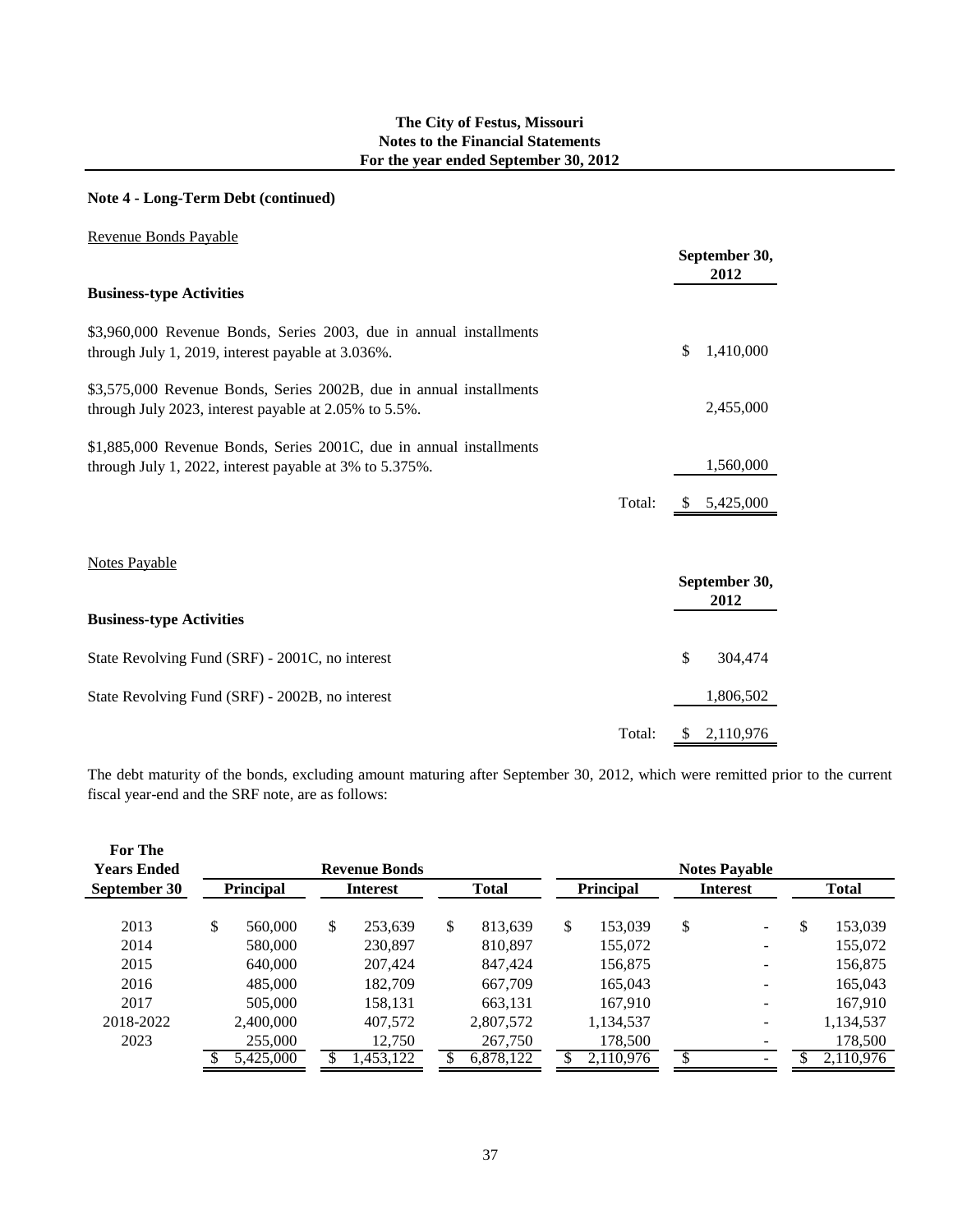**The City of Festus, Missouri**
**Notes to the Financial Statements**
**For the year ended September 30, 2012**

## Note 4 - Long-Term Debt (continued)

Revenue Bonds Payable

| **Business-type Activities** | | **September 30, 2012** |
|---|---|---|
| \$3,960,000 Revenue Bonds, Series 2003, due in annual installments through July 1, 2019, interest payable at 3.036%. | | $ 1,410,000 |
| \$3,575,000 Revenue Bonds, Series 2002B, due in annual installments through July 2023, interest payable at 2.05% to 5.5%. | | 2,455,000 |
| \$1,885,000 Revenue Bonds, Series 2001C, due in annual installments through July 1, 2022, interest payable at 3% to 5.375%. | | 1,560,000 |
| | Total: | $ 5,425,000 |

Notes Payable

| **Business-type Activities** | | **September 30, 2012** |
|---|---|---|
| State Revolving Fund (SRF) - 2001C, no interest | | $ 304,474 |
| State Revolving Fund (SRF) - 2002B, no interest | | 1,806,502 |
| | Total: | $ 2,110,976 |

The debt maturity of the bonds, excluding amount maturing after September 30, 2012, which were remitted prior to the current fiscal year-end and the SRF note, are as follows:

| For The Years Ended September 30 | Revenue Bonds Principal | Revenue Bonds Interest | Revenue Bonds Total | Notes Payable Principal | Notes Payable Interest | Notes Payable Total |
|---|---|---|---|---|---|---|
| 2013 | $ 560,000 | $ 253,639 | $ 813,639 | $ 153,039 | $ - | $ 153,039 |
| 2014 | 580,000 | 230,897 | 810,897 | 155,072 | - | 155,072 |
| 2015 | 640,000 | 207,424 | 847,424 | 156,875 | - | 156,875 |
| 2016 | 485,000 | 182,709 | 667,709 | 165,043 | - | 165,043 |
| 2017 | 505,000 | 158,131 | 663,131 | 167,910 | - | 167,910 |
| 2018-2022 | 2,400,000 | 407,572 | 2,807,572 | 1,134,537 | - | 1,134,537 |
| 2023 | 255,000 | 12,750 | 267,750 | 178,500 | - | 178,500 |
| | $ 5,425,000 | $ 1,453,122 | $ 6,878,122 | $ 2,110,976 | $ - | $ 2,110,976 |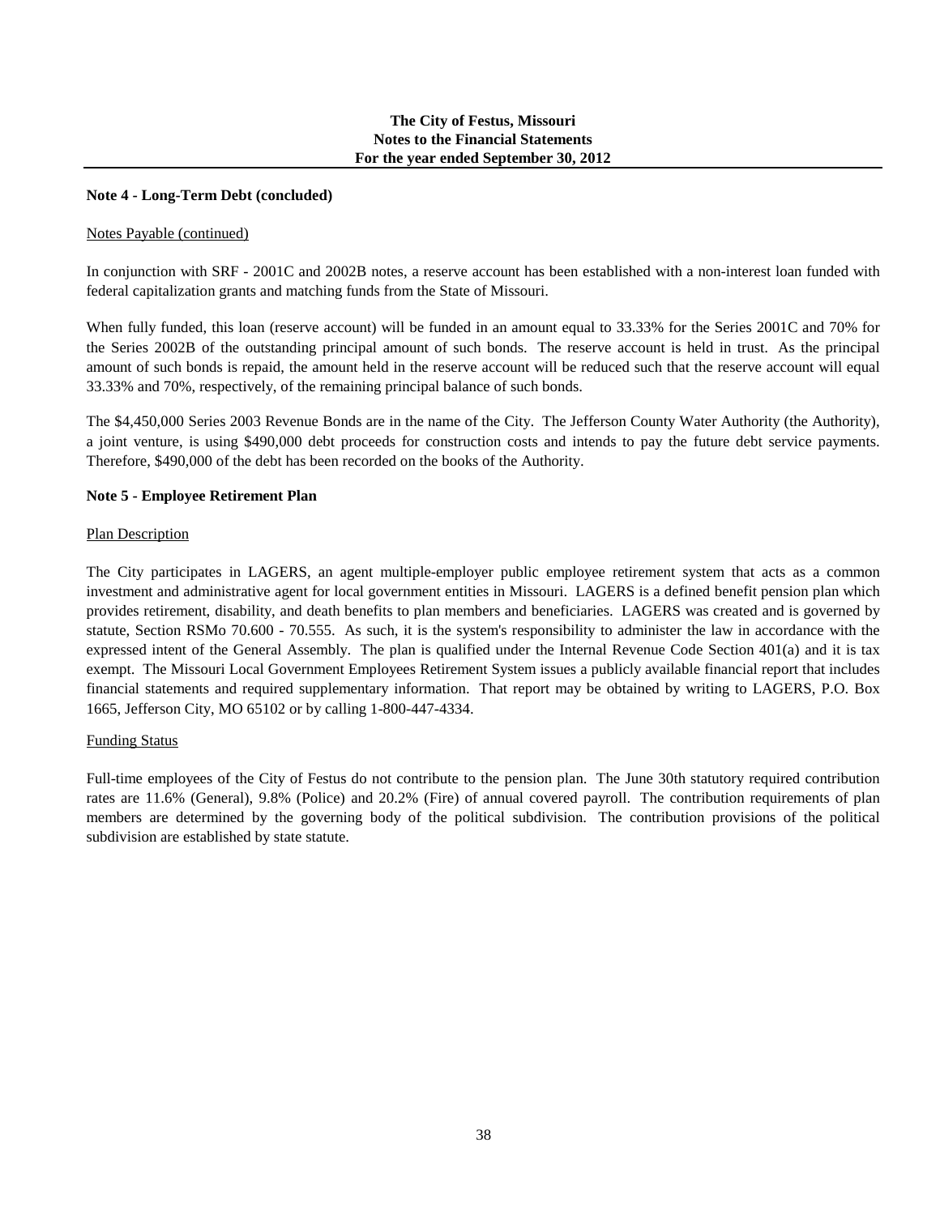**Note 4 - Long-Term Debt (concluded)**

Notes Payable (continued)

In conjunction with SRF - 2001C and 2002B notes, a reserve account has been established with a non-interest loan funded with federal capitalization grants and matching funds from the State of Missouri.

When fully funded, this loan (reserve account) will be funded in an amount equal to 33.33% for the Series 2001C and 70% for the Series 2002B of the outstanding principal amount of such bonds. The reserve account is held in trust. As the principal amount of such bonds is repaid, the amount held in the reserve account will be reduced such that the reserve account will equal 33.33% and 70%, respectively, of the remaining principal balance of such bonds.

The $4,450,000 Series 2003 Revenue Bonds are in the name of the City. The Jefferson County Water Authority (the Authority), a joint venture, is using $490,000 debt proceeds for construction costs and intends to pay the future debt service payments. Therefore, $490,000 of the debt has been recorded on the books of the Authority.

**Note 5 - Employee Retirement Plan**

Plan Description

The City participates in LAGERS, an agent multiple-employer public employee retirement system that acts as a common investment and administrative agent for local government entities in Missouri. LAGERS is a defined benefit pension plan which provides retirement, disability, and death benefits to plan members and beneficiaries. LAGERS was created and is governed by statute, Section RSMo 70.600 - 70.555. As such, it is the system's responsibility to administer the law in accordance with the expressed intent of the General Assembly. The plan is qualified under the Internal Revenue Code Section 401(a) and it is tax exempt. The Missouri Local Government Employees Retirement System issues a publicly available financial report that includes financial statements and required supplementary information. That report may be obtained by writing to LAGERS, P.O. Box 1665, Jefferson City, MO 65102 or by calling 1-800-447-4334.

Funding Status

Full-time employees of the City of Festus do not contribute to the pension plan. The June 30th statutory required contribution rates are 11.6% (General), 9.8% (Police) and 20.2% (Fire) of annual covered payroll. The contribution requirements of plan members are determined by the governing body of the political subdivision. The contribution provisions of the political subdivision are established by state statute.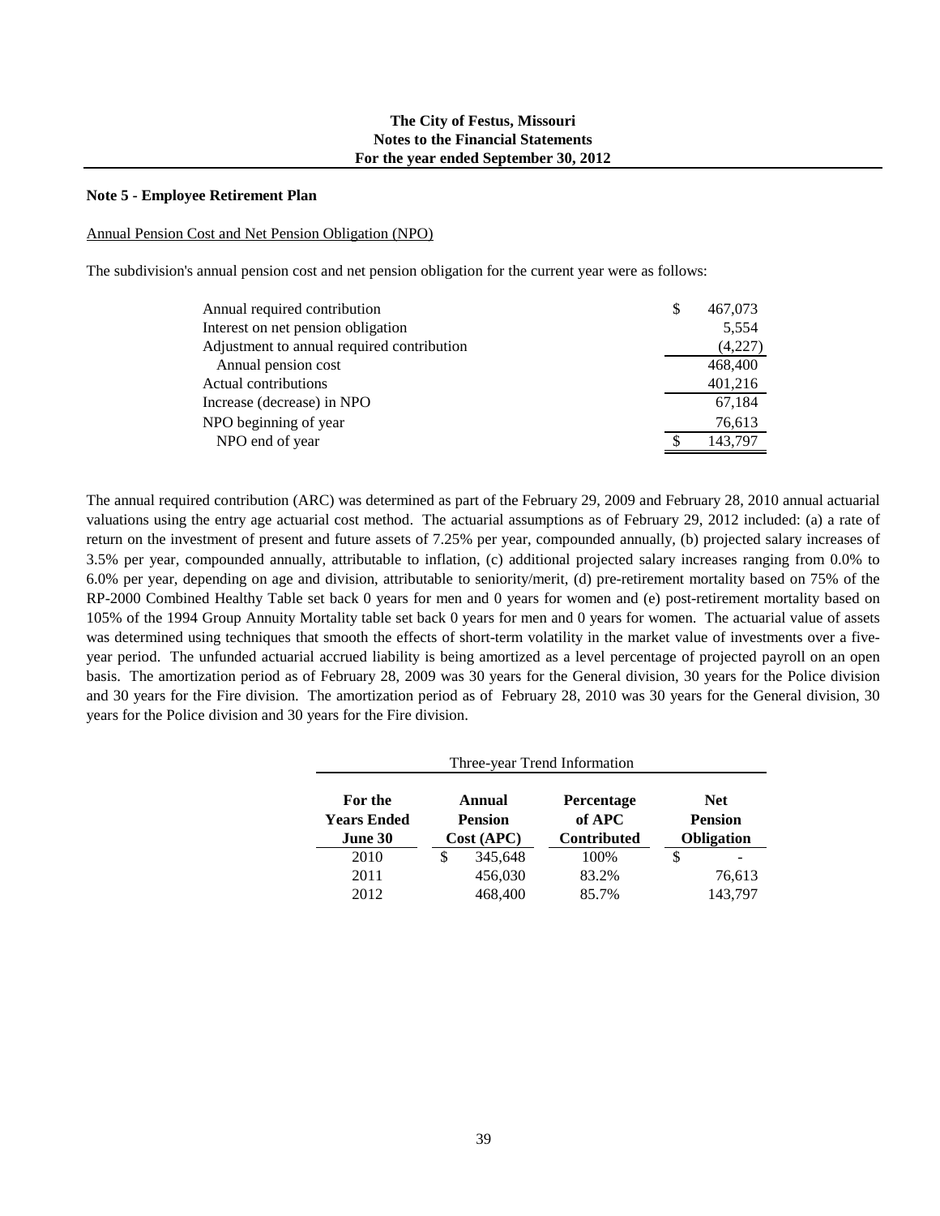**The City of Festus, Missouri**
**Notes to the Financial Statements**
**For the year ended September 30, 2012**

**Note 5 - Employee Retirement Plan**

Annual Pension Cost and Net Pension Obligation (NPO)

The subdivision's annual pension cost and net pension obligation for the current year were as follows:

| | |
|---|---|
| Annual required contribution | $ 467,073 |
| Interest on net pension obligation | 5,554 |
| Adjustment to annual required contribution | (4,227) |
| Annual pension cost | 468,400 |
| Actual contributions | 401,216 |
| Increase (decrease) in NPO | 67,184 |
| NPO beginning of year | 76,613 |
| NPO end of year | $ 143,797 |

The annual required contribution (ARC) was determined as part of the February 29, 2009 and February 28, 2010 annual actuarial valuations using the entry age actuarial cost method. The actuarial assumptions as of February 29, 2012 included: (a) a rate of return on the investment of present and future assets of 7.25% per year, compounded annually, (b) projected salary increases of 3.5% per year, compounded annually, attributable to inflation, (c) additional projected salary increases ranging from 0.0% to 6.0% per year, depending on age and division, attributable to seniority/merit, (d) pre-retirement mortality based on 75% of the RP-2000 Combined Healthy Table set back 0 years for men and 0 years for women and (e) post-retirement mortality based on 105% of the 1994 Group Annuity Mortality table set back 0 years for men and 0 years for women. The actuarial value of assets was determined using techniques that smooth the effects of short-term volatility in the market value of investments over a five-year period. The unfunded actuarial accrued liability is being amortized as a level percentage of projected payroll on an open basis. The amortization period as of February 28, 2009 was 30 years for the General division, 30 years for the Police division and 30 years for the Fire division. The amortization period as of February 28, 2010 was 30 years for the General division, 30 years for the Police division and 30 years for the Fire division.

Three-year Trend Information

| For the Years Ended June 30 | Annual Pension Cost (APC) | Percentage of APC Contributed | Net Pension Obligation |
|---|---|---|---|
| 2010 | $ 345,648 | 100% | $ - |
| 2011 | 456,030 | 83.2% | 76,613 |
| 2012 | 468,400 | 85.7% | 143,797 |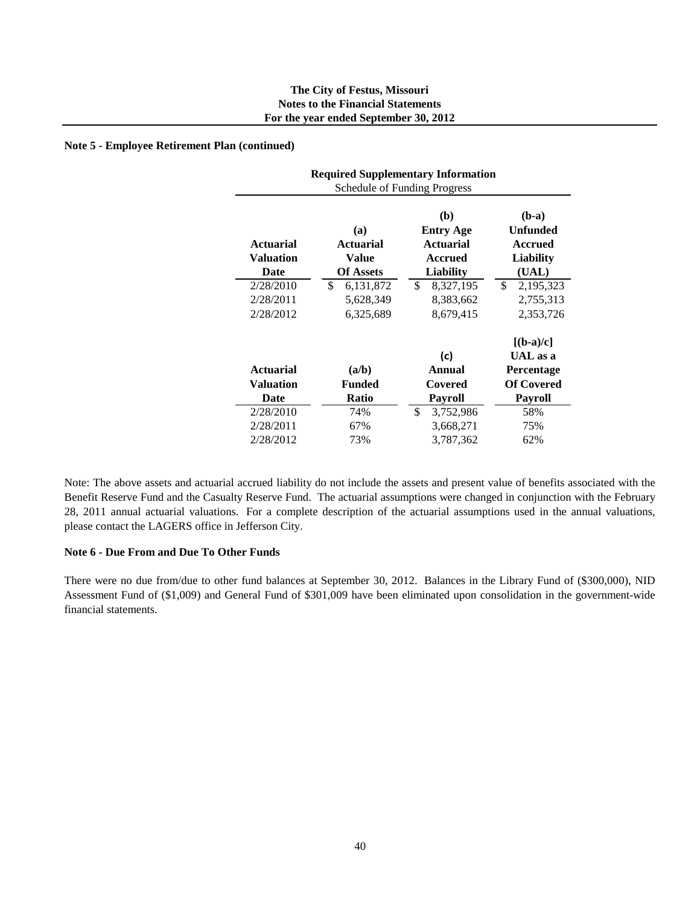**The City of Festus, Missouri**
**Notes to the Financial Statements**
**For the year ended September 30, 2012**

**Note 5 - Employee Retirement Plan (continued)**

**Required Supplementary Information**
Schedule of Funding Progress

| Actuarial Valuation Date | (a) Actuarial Value Of Assets | (b) Entry Age Actuarial Accrued Liability | (b-a) Unfunded Accrued Liability (UAL) |
|---|---|---|---|
| 2/28/2010 | $ 6,131,872 | $ 8,327,195 | $ 2,195,323 |
| 2/28/2011 | 5,628,349 | 8,383,662 | 2,755,313 |
| 2/28/2012 | 6,325,689 | 8,679,415 | 2,353,726 |

| Actuarial Valuation Date | (a/b) Funded Ratio | (c) Annual Covered Payroll | [(b-a)/c] UAL as a Percentage Of Covered Payroll |
|---|---|---|---|
| 2/28/2010 | 74% | $ 3,752,986 | 58% |
| 2/28/2011 | 67% | 3,668,271 | 75% |
| 2/28/2012 | 73% | 3,787,362 | 62% |

Note: The above assets and actuarial accrued liability do not include the assets and present value of benefits associated with the Benefit Reserve Fund and the Casualty Reserve Fund. The actuarial assumptions were changed in conjunction with the February 28, 2011 annual actuarial valuations. For a complete description of the actuarial assumptions used in the annual valuations, please contact the LAGERS office in Jefferson City.

**Note 6 - Due From and Due To Other Funds**

There were no due from/due to other fund balances at September 30, 2012. Balances in the Library Fund of ($300,000), NID Assessment Fund of ($1,009) and General Fund of $301,009 have been eliminated upon consolidation in the government-wide financial statements.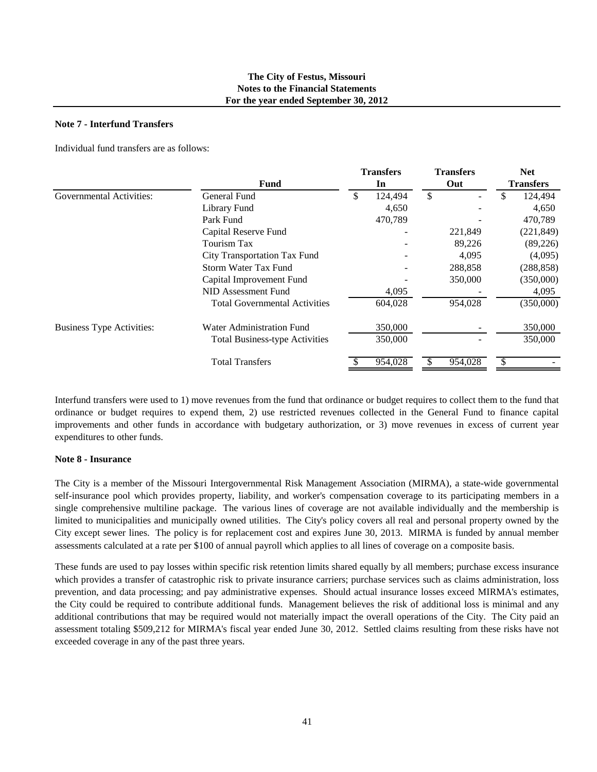**The City of Festus, Missouri**
**Notes to the Financial Statements**
**For the year ended September 30, 2012**

### Note 7 - Interfund Transfers

Individual fund transfers are as follows:

| | Fund | Transfers In | Transfers Out | Net Transfers |
|---|---|---|---|---|
| Governmental Activities: | General Fund | $ 124,494 | $ - | $ 124,494 |
| | Library Fund | 4,650 | - | 4,650 |
| | Park Fund | 470,789 | - | 470,789 |
| | Capital Reserve Fund | - | 221,849 | (221,849) |
| | Tourism Tax | - | 89,226 | (89,226) |
| | City Transportation Tax Fund | - | 4,095 | (4,095) |
| | Storm Water Tax Fund | - | 288,858 | (288,858) |
| | Capital Improvement Fund | - | 350,000 | (350,000) |
| | NID Assessment Fund | 4,095 | - | 4,095 |
| | Total Governmental Activities | 604,028 | 954,028 | (350,000) |
| Business Type Activities: | Water Administration Fund | 350,000 | - | 350,000 |
| | Total Business-type Activities | 350,000 | - | 350,000 |
| | Total Transfers | $ 954,028 | $ 954,028 | $ - |

Interfund transfers were used to 1) move revenues from the fund that ordinance or budget requires to collect them to the fund that ordinance or budget requires to expend them, 2) use restricted revenues collected in the General Fund to finance capital improvements and other funds in accordance with budgetary authorization, or 3) move revenues in excess of current year expenditures to other funds.

### Note 8 - Insurance

The City is a member of the Missouri Intergovernmental Risk Management Association (MIRMA), a state-wide governmental self-insurance pool which provides property, liability, and worker's compensation coverage to its participating members in a single comprehensive multiline package. The various lines of coverage are not available individually and the membership is limited to municipalities and municipally owned utilities. The City's policy covers all real and personal property owned by the City except sewer lines. The policy is for replacement cost and expires June 30, 2013. MIRMA is funded by annual member assessments calculated at a rate per $100 of annual payroll which applies to all lines of coverage on a composite basis.

These funds are used to pay losses within specific risk retention limits shared equally by all members; purchase excess insurance which provides a transfer of catastrophic risk to private insurance carriers; purchase services such as claims administration, loss prevention, and data processing; and pay administrative expenses. Should actual insurance losses exceed MIRMA's estimates, the City could be required to contribute additional funds. Management believes the risk of additional loss is minimal and any additional contributions that may be required would not materially impact the overall operations of the City. The City paid an assessment totaling $509,212 for MIRMA's fiscal year ended June 30, 2012. Settled claims resulting from these risks have not exceeded coverage in any of the past three years.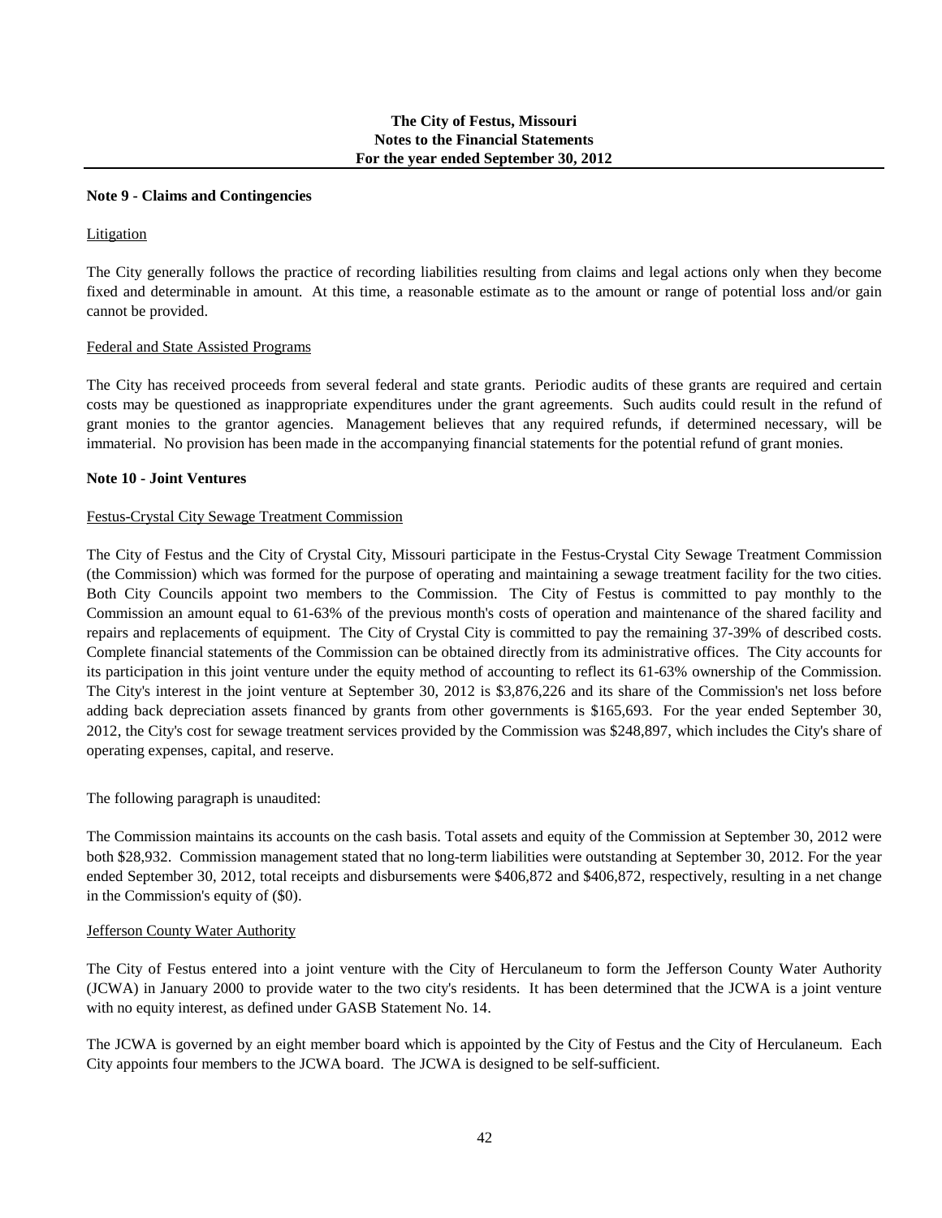**Note 9 - Claims and Contingencies**

Litigation

The City generally follows the practice of recording liabilities resulting from claims and legal actions only when they become fixed and determinable in amount. At this time, a reasonable estimate as to the amount or range of potential loss and/or gain cannot be provided.

Federal and State Assisted Programs

The City has received proceeds from several federal and state grants. Periodic audits of these grants are required and certain costs may be questioned as inappropriate expenditures under the grant agreements. Such audits could result in the refund of grant monies to the grantor agencies. Management believes that any required refunds, if determined necessary, will be immaterial. No provision has been made in the accompanying financial statements for the potential refund of grant monies.

**Note 10 - Joint Ventures**

Festus-Crystal City Sewage Treatment Commission

The City of Festus and the City of Crystal City, Missouri participate in the Festus-Crystal City Sewage Treatment Commission (the Commission) which was formed for the purpose of operating and maintaining a sewage treatment facility for the two cities. Both City Councils appoint two members to the Commission. The City of Festus is committed to pay monthly to the Commission an amount equal to 61-63% of the previous month's costs of operation and maintenance of the shared facility and repairs and replacements of equipment. The City of Crystal City is committed to pay the remaining 37-39% of described costs. Complete financial statements of the Commission can be obtained directly from its administrative offices. The City accounts for its participation in this joint venture under the equity method of accounting to reflect its 61-63% ownership of the Commission. The City's interest in the joint venture at September 30, 2012 is $3,876,226 and its share of the Commission's net loss before adding back depreciation assets financed by grants from other governments is $165,693. For the year ended September 30, 2012, the City's cost for sewage treatment services provided by the Commission was $248,897, which includes the City's share of operating expenses, capital, and reserve.

The following paragraph is unaudited:

The Commission maintains its accounts on the cash basis. Total assets and equity of the Commission at September 30, 2012 were both $28,932. Commission management stated that no long-term liabilities were outstanding at September 30, 2012. For the year ended September 30, 2012, total receipts and disbursements were $406,872 and $406,872, respectively, resulting in a net change in the Commission's equity of ($0).

Jefferson County Water Authority

The City of Festus entered into a joint venture with the City of Herculaneum to form the Jefferson County Water Authority (JCWA) in January 2000 to provide water to the two city's residents. It has been determined that the JCWA is a joint venture with no equity interest, as defined under GASB Statement No. 14.

The JCWA is governed by an eight member board which is appointed by the City of Festus and the City of Herculaneum. Each City appoints four members to the JCWA board. The JCWA is designed to be self-sufficient.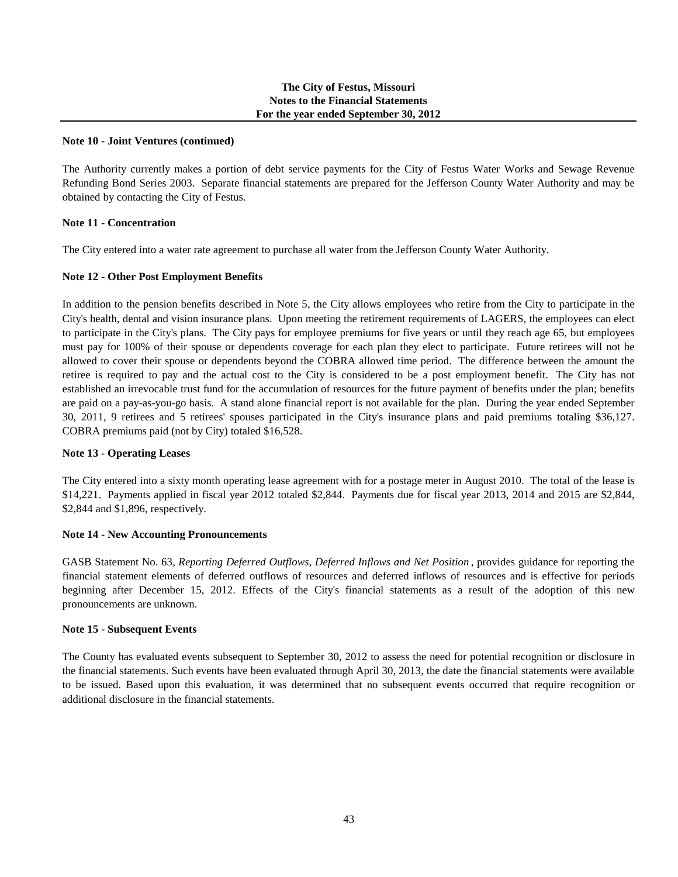**Note 10 - Joint Ventures (continued)**

The Authority currently makes a portion of debt service payments for the City of Festus Water Works and Sewage Revenue Refunding Bond Series 2003. Separate financial statements are prepared for the Jefferson County Water Authority and may be obtained by contacting the City of Festus.

**Note 11 - Concentration**

The City entered into a water rate agreement to purchase all water from the Jefferson County Water Authority.

**Note 12 - Other Post Employment Benefits**

In addition to the pension benefits described in Note 5, the City allows employees who retire from the City to participate in the City's health, dental and vision insurance plans. Upon meeting the retirement requirements of LAGERS, the employees can elect to participate in the City's plans. The City pays for employee premiums for five years or until they reach age 65, but employees must pay for 100% of their spouse or dependents coverage for each plan they elect to participate. Future retirees will not be allowed to cover their spouse or dependents beyond the COBRA allowed time period. The difference between the amount the retiree is required to pay and the actual cost to the City is considered to be a post employment benefit. The City has not established an irrevocable trust fund for the accumulation of resources for the future payment of benefits under the plan; benefits are paid on a pay-as-you-go basis. A stand alone financial report is not available for the plan. During the year ended September 30, 2011, 9 retirees and 5 retirees' spouses participated in the City's insurance plans and paid premiums totaling $36,127. COBRA premiums paid (not by City) totaled $16,528.

**Note 13 - Operating Leases**

The City entered into a sixty month operating lease agreement with for a postage meter in August 2010. The total of the lease is $14,221. Payments applied in fiscal year 2012 totaled $2,844. Payments due for fiscal year 2013, 2014 and 2015 are $2,844, $2,844 and $1,896, respectively.

**Note 14 - New Accounting Pronouncements**

GASB Statement No. 63, *Reporting Deferred Outflows, Deferred Inflows and Net Position*, provides guidance for reporting the financial statement elements of deferred outflows of resources and deferred inflows of resources and is effective for periods beginning after December 15, 2012. Effects of the City's financial statements as a result of the adoption of this new pronouncements are unknown.

**Note 15 - Subsequent Events**

The County has evaluated events subsequent to September 30, 2012 to assess the need for potential recognition or disclosure in the financial statements. Such events have been evaluated through April 30, 2013, the date the financial statements were available to be issued. Based upon this evaluation, it was determined that no subsequent events occurred that require recognition or additional disclosure in the financial statements.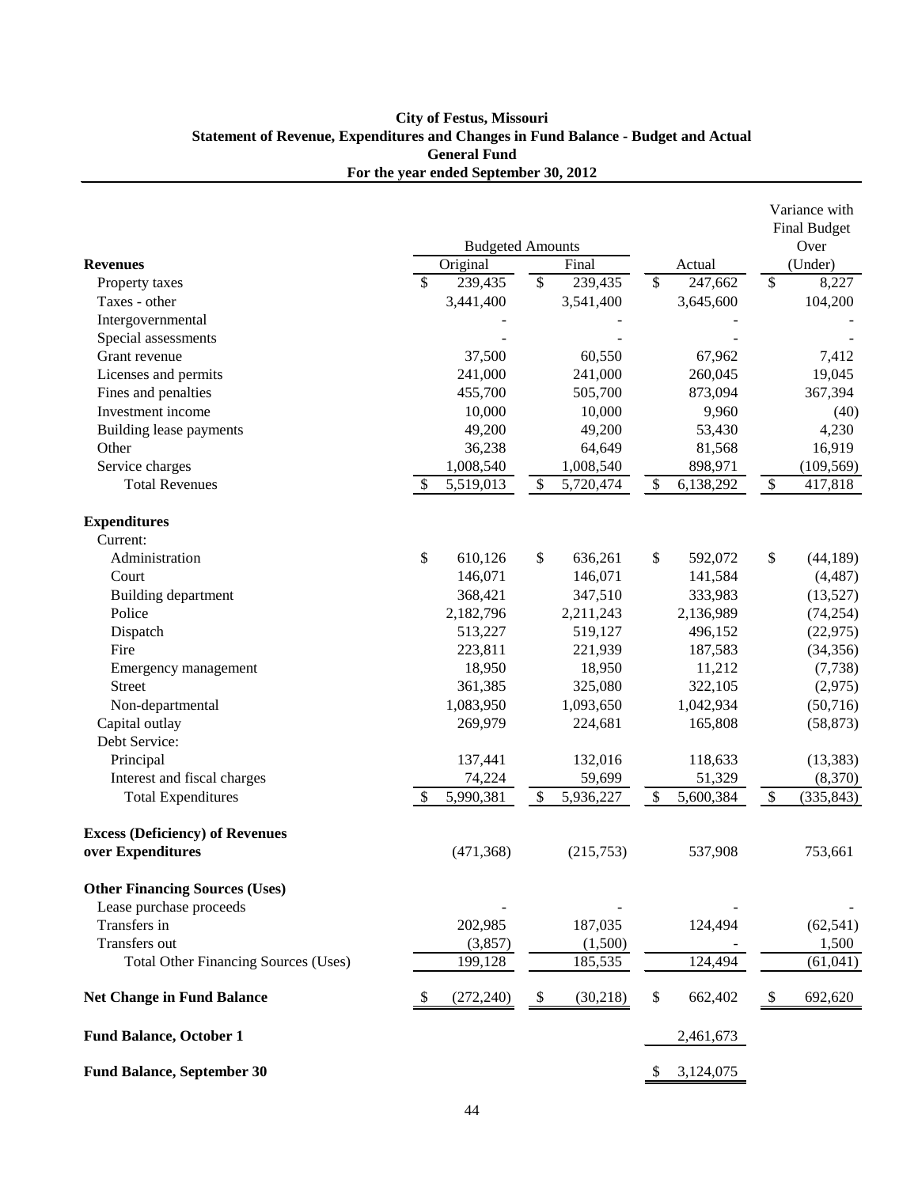**City of Festus, Missouri**
**Statement of Revenue, Expenditures and Changes in Fund Balance - Budget and Actual**
**General Fund**
**For the year ended September 30, 2012**

| | Budgeted Amounts | | | Variance with Final Budget Over |
|---|---|---|---|---|
| **Revenues** | Original | Final | Actual | (Under) |
| Property taxes | $ 239,435 | $ 239,435 | $ 247,662 | $ 8,227 |
| Taxes - other | 3,441,400 | 3,541,400 | 3,645,600 | 104,200 |
| Intergovernmental | - | - | - | - |
| Special assessments | - | - | - | - |
| Grant revenue | 37,500 | 60,550 | 67,962 | 7,412 |
| Licenses and permits | 241,000 | 241,000 | 260,045 | 19,045 |
| Fines and penalties | 455,700 | 505,700 | 873,094 | 367,394 |
| Investment income | 10,000 | 10,000 | 9,960 | (40) |
| Building lease payments | 49,200 | 49,200 | 53,430 | 4,230 |
| Other | 36,238 | 64,649 | 81,568 | 16,919 |
| Service charges | 1,008,540 | 1,008,540 | 898,971 | (109,569) |
| Total Revenues | $ 5,519,013 | $ 5,720,474 | $ 6,138,292 | $ 417,818 |
| **Expenditures** | | | | |
| Current: | | | | |
| Administration | $ 610,126 | $ 636,261 | $ 592,072 | $ (44,189) |
| Court | 146,071 | 146,071 | 141,584 | (4,487) |
| Building department | 368,421 | 347,510 | 333,983 | (13,527) |
| Police | 2,182,796 | 2,211,243 | 2,136,989 | (74,254) |
| Dispatch | 513,227 | 519,127 | 496,152 | (22,975) |
| Fire | 223,811 | 221,939 | 187,583 | (34,356) |
| Emergency management | 18,950 | 18,950 | 11,212 | (7,738) |
| Street | 361,385 | 325,080 | 322,105 | (2,975) |
| Non-departmental | 1,083,950 | 1,093,650 | 1,042,934 | (50,716) |
| Capital outlay | 269,979 | 224,681 | 165,808 | (58,873) |
| Debt Service: | | | | |
| Principal | 137,441 | 132,016 | 118,633 | (13,383) |
| Interest and fiscal charges | 74,224 | 59,699 | 51,329 | (8,370) |
| Total Expenditures | $ 5,990,381 | $ 5,936,227 | $ 5,600,384 | $ (335,843) |
| **Excess (Deficiency) of Revenues over Expenditures** | (471,368) | (215,753) | 537,908 | 753,661 |
| **Other Financing Sources (Uses)** | | | | |
| Lease purchase proceeds | - | - | - | - |
| Transfers in | 202,985 | 187,035 | 124,494 | (62,541) |
| Transfers out | (3,857) | (1,500) | - | 1,500 |
| Total Other Financing Sources (Uses) | 199,128 | 185,535 | 124,494 | (61,041) |
| **Net Change in Fund Balance** | $ (272,240) | $ (30,218) | $ 662,402 | $ 692,620 |
| **Fund Balance, October 1** | | | 2,461,673 | |
| **Fund Balance, September 30** | | | $ 3,124,075 | |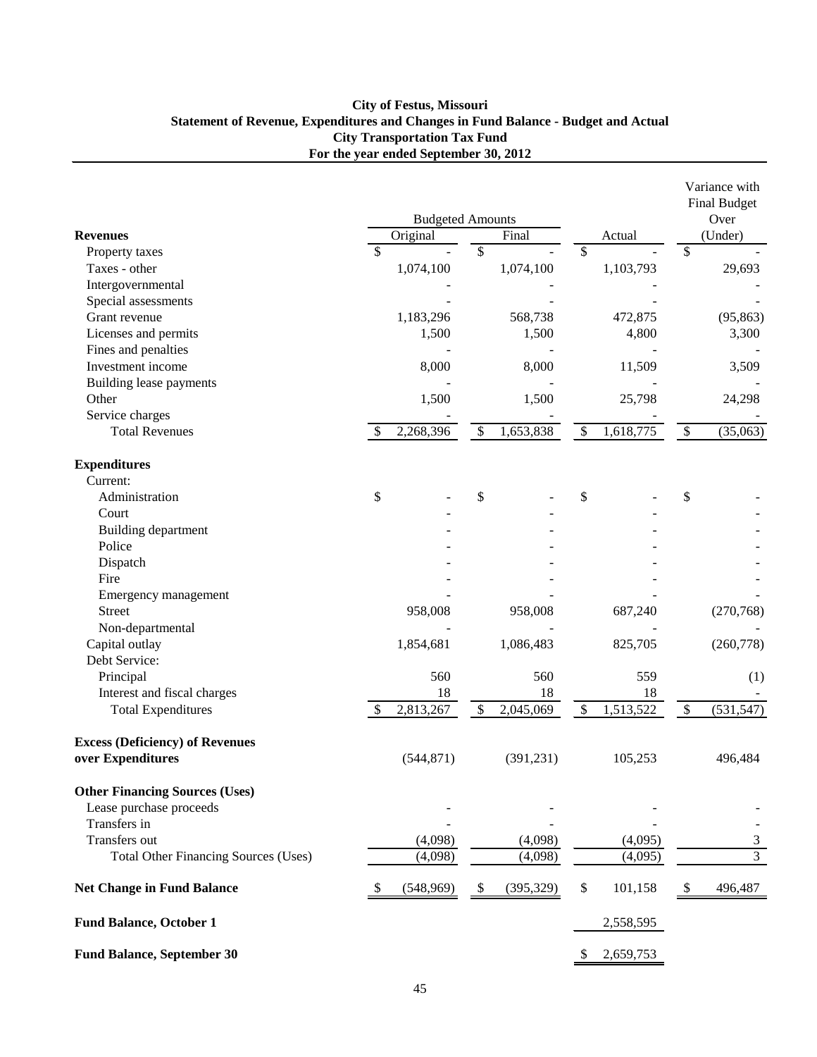**City of Festus, Missouri**
**Statement of Revenue, Expenditures and Changes in Fund Balance - Budget and Actual**
**City Transportation Tax Fund**
**For the year ended September 30, 2012**

| | Budgeted Amounts | | | Variance with Final Budget Over |
|---|---|---|---|---|
| **Revenues** | Original | Final | Actual | (Under) |
| Property taxes | $ - | $ - | $ - | $ - |
| Taxes - other | 1,074,100 | 1,074,100 | 1,103,793 | 29,693 |
| Intergovernmental | - | - | - | - |
| Special assessments | - | - | - | - |
| Grant revenue | 1,183,296 | 568,738 | 472,875 | (95,863) |
| Licenses and permits | 1,500 | 1,500 | 4,800 | 3,300 |
| Fines and penalties | - | - | - | - |
| Investment income | 8,000 | 8,000 | 11,509 | 3,509 |
| Building lease payments | - | - | - | - |
| Other | 1,500 | 1,500 | 25,798 | 24,298 |
| Service charges | - | - | - | - |
| Total Revenues | $ 2,268,396 | $ 1,653,838 | $ 1,618,775 | $ (35,063) |
| **Expenditures** | | | | |
| Current: | | | | |
| Administration | $ - | $ - | $ - | $ - |
| Court | - | - | - | - |
| Building department | - | - | - | - |
| Police | - | - | - | - |
| Dispatch | - | - | - | - |
| Fire | - | - | - | - |
| Emergency management | - | - | - | - |
| Street | 958,008 | 958,008 | 687,240 | (270,768) |
| Non-departmental | - | - | - | - |
| Capital outlay | 1,854,681 | 1,086,483 | 825,705 | (260,778) |
| Debt Service: | | | | |
| Principal | 560 | 560 | 559 | (1) |
| Interest and fiscal charges | 18 | 18 | 18 | - |
| Total Expenditures | $ 2,813,267 | $ 2,045,069 | $ 1,513,522 | $ (531,547) |
| **Excess (Deficiency) of Revenues over Expenditures** | (544,871) | (391,231) | 105,253 | 496,484 |
| **Other Financing Sources (Uses)** | | | | |
| Lease purchase proceeds | - | - | - | - |
| Transfers in | - | - | - | - |
| Transfers out | (4,098) | (4,098) | (4,095) | 3 |
| Total Other Financing Sources (Uses) | (4,098) | (4,098) | (4,095) | 3 |
| **Net Change in Fund Balance** | $ (548,969) | $ (395,329) | $ 101,158 | $ 496,487 |
| **Fund Balance, October 1** | | | 2,558,595 | |
| **Fund Balance, September 30** | | | $ 2,659,753 | |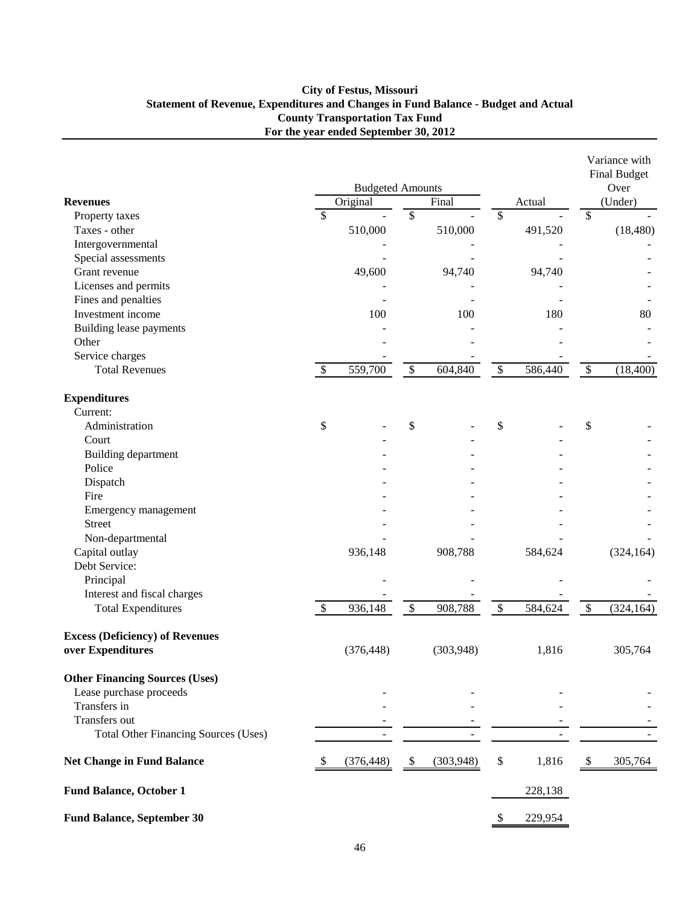**City of Festus, Missouri**
**Statement of Revenue, Expenditures and Changes in Fund Balance - Budget and Actual**
**County Transportation Tax Fund**
**For the year ended September 30, 2012**

| | Budgeted Amounts | | | Variance with Final Budget Over |
|---|---|---|---|---|
| **Revenues** | Original | Final | Actual | (Under) |
| Property taxes | $ - | $ - | $ - | $ - |
| Taxes - other | 510,000 | 510,000 | 491,520 | (18,480) |
| Intergovernmental | - | - | - | - |
| Special assessments | - | - | - | - |
| Grant revenue | 49,600 | 94,740 | 94,740 | - |
| Licenses and permits | - | - | - | - |
| Fines and penalties | - | - | - | - |
| Investment income | 100 | 100 | 180 | 80 |
| Building lease payments | - | - | - | - |
| Other | - | - | - | - |
| Service charges | - | - | - | - |
| Total Revenues | $ 559,700 | $ 604,840 | $ 586,440 | $ (18,400) |
| **Expenditures** | | | | |
| Current: | | | | |
| Administration | $ - | $ - | $ - | $ - |
| Court | - | - | - | - |
| Building department | - | - | - | - |
| Police | - | - | - | - |
| Dispatch | - | - | - | - |
| Fire | - | - | - | - |
| Emergency management | - | - | - | - |
| Street | - | - | - | - |
| Non-departmental | - | - | - | - |
| Capital outlay | 936,148 | 908,788 | 584,624 | (324,164) |
| Debt Service: | | | | |
| Principal | - | - | - | - |
| Interest and fiscal charges | - | - | - | - |
| Total Expenditures | $ 936,148 | $ 908,788 | $ 584,624 | $ (324,164) |
| **Excess (Deficiency) of Revenues over Expenditures** | (376,448) | (303,948) | 1,816 | 305,764 |
| **Other Financing Sources (Uses)** | | | | |
| Lease purchase proceeds | - | - | - | - |
| Transfers in | - | - | - | - |
| Transfers out | - | - | - | - |
| Total Other Financing Sources (Uses) | - | - | - | - |
| **Net Change in Fund Balance** | $ (376,448) | $ (303,948) | $ 1,816 | $ 305,764 |
| **Fund Balance, October 1** | | | 228,138 | |
| **Fund Balance, September 30** | | | $ 229,954 | |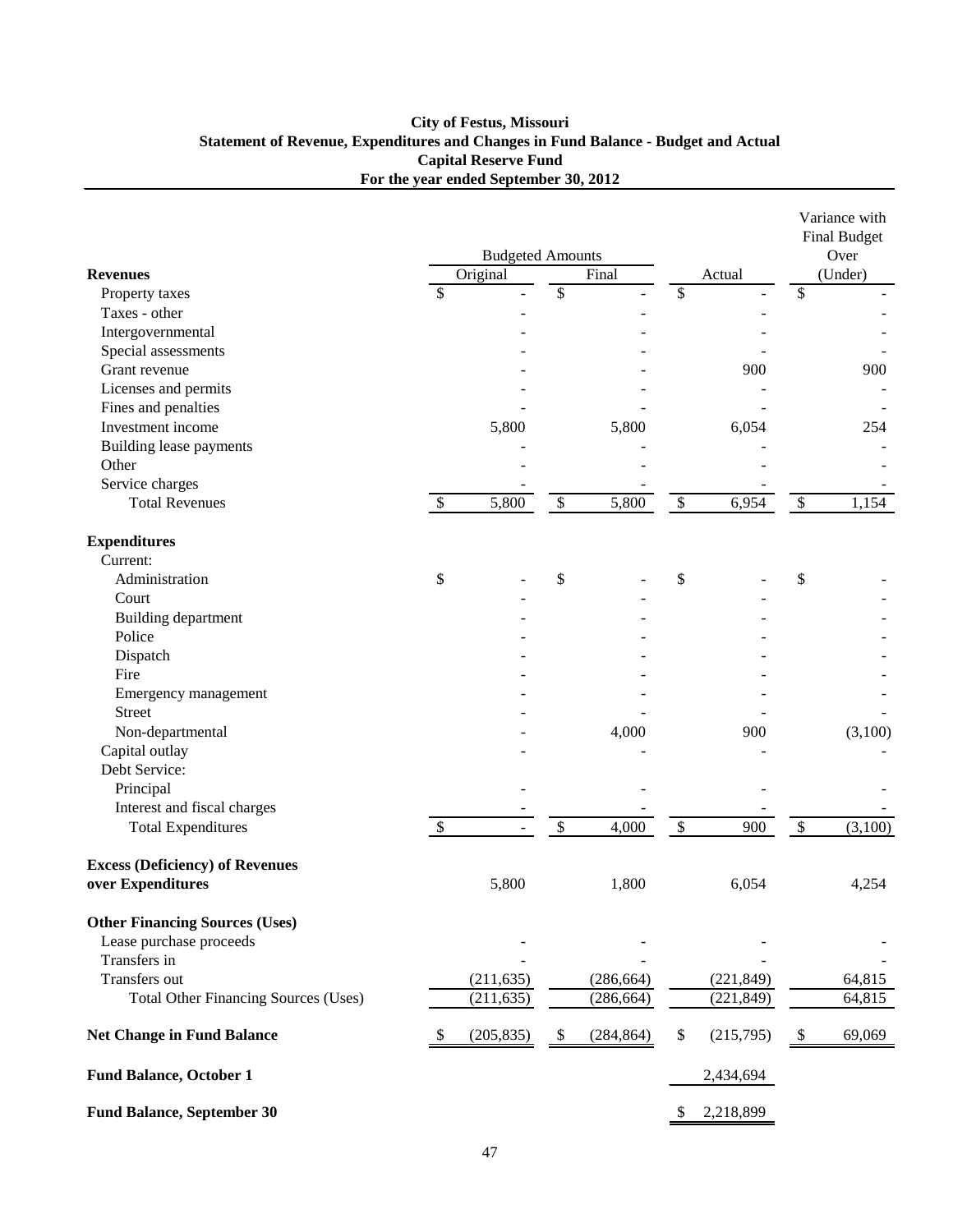**City of Festus, Missouri**
**Statement of Revenue, Expenditures and Changes in Fund Balance - Budget and Actual**
**Capital Reserve Fund**
**For the year ended September 30, 2012**

| | Budgeted Amounts | | | Variance with Final Budget Over |
|---|---|---|---|---|
| **Revenues** | Original | Final | Actual | (Under) |
| Property taxes | $ - | $ - | $ - | $ - |
| Taxes - other | - | - | - | - |
| Intergovernmental | - | - | - | - |
| Special assessments | - | - | - | - |
| Grant revenue | - | - | 900 | 900 |
| Licenses and permits | - | - | - | - |
| Fines and penalties | - | - | - | - |
| Investment income | 5,800 | 5,800 | 6,054 | 254 |
| Building lease payments | - | - | - | - |
| Other | - | - | - | - |
| Service charges | - | - | - | - |
| Total Revenues | $ 5,800 | $ 5,800 | $ 6,954 | $ 1,154 |
| **Expenditures** | | | | |
| Current: | | | | |
| Administration | $ - | $ - | $ - | $ - |
| Court | - | - | - | - |
| Building department | - | - | - | - |
| Police | - | - | - | - |
| Dispatch | - | - | - | - |
| Fire | - | - | - | - |
| Emergency management | - | - | - | - |
| Street | - | - | - | - |
| Non-departmental | - | 4,000 | 900 | (3,100) |
| Capital outlay | - | - | - | - |
| Debt Service: | | | | |
| Principal | - | - | - | - |
| Interest and fiscal charges | - | - | - | - |
| Total Expenditures | $ - | $ 4,000 | $ 900 | $ (3,100) |
| **Excess (Deficiency) of Revenues over Expenditures** | 5,800 | 1,800 | 6,054 | 4,254 |
| **Other Financing Sources (Uses)** | | | | |
| Lease purchase proceeds | - | - | - | - |
| Transfers in | - | - | - | - |
| Transfers out | (211,635) | (286,664) | (221,849) | 64,815 |
| Total Other Financing Sources (Uses) | (211,635) | (286,664) | (221,849) | 64,815 |
| **Net Change in Fund Balance** | $ (205,835) | $ (284,864) | $ (215,795) | $ 69,069 |
| **Fund Balance, October 1** | | | 2,434,694 | |
| **Fund Balance, September 30** | | | $ 2,218,899 | |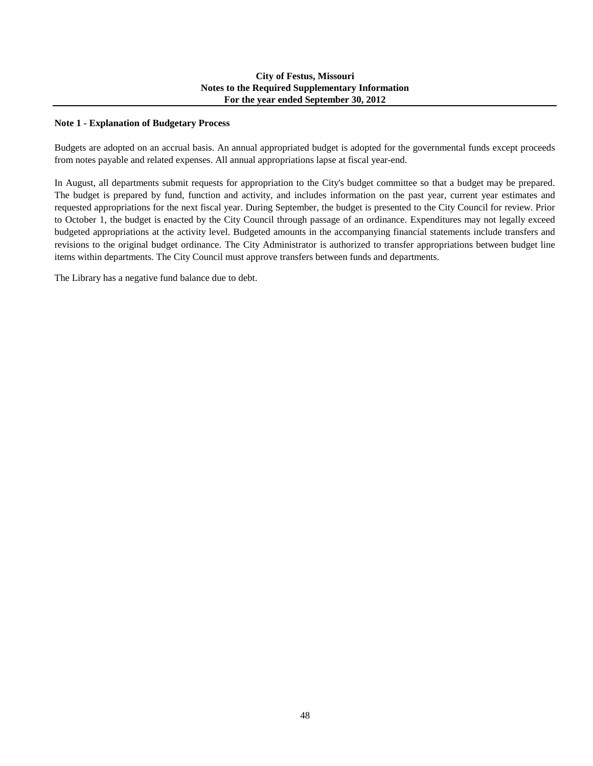**City of Festus, Missouri**
**Notes to the Required Supplementary Information**
**For the year ended September 30, 2012**

### Note 1 - Explanation of Budgetary Process

Budgets are adopted on an accrual basis. An annual appropriated budget is adopted for the governmental funds except proceeds from notes payable and related expenses. All annual appropriations lapse at fiscal year-end.

In August, all departments submit requests for appropriation to the City's budget committee so that a budget may be prepared. The budget is prepared by fund, function and activity, and includes information on the past year, current year estimates and requested appropriations for the next fiscal year. During September, the budget is presented to the City Council for review. Prior to October 1, the budget is enacted by the City Council through passage of an ordinance. Expenditures may not legally exceed budgeted appropriations at the activity level. Budgeted amounts in the accompanying financial statements include transfers and revisions to the original budget ordinance. The City Administrator is authorized to transfer appropriations between budget line items within departments. The City Council must approve transfers between funds and departments.

The Library has a negative fund balance due to debt.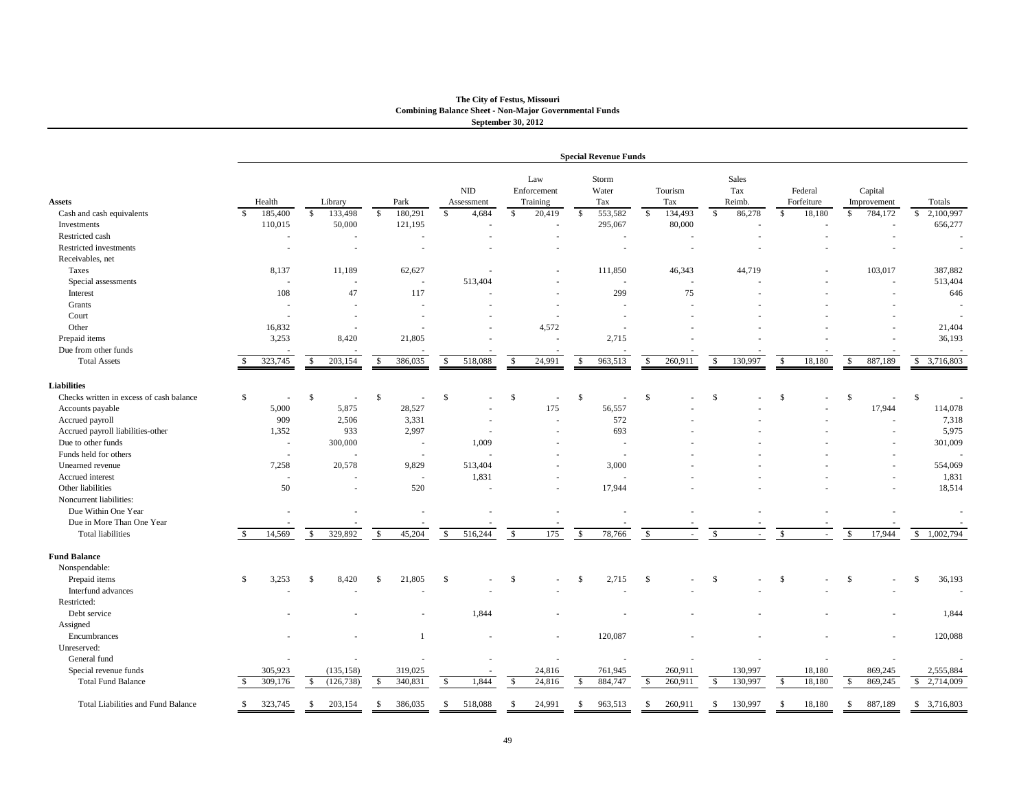**The City of Festus, Missouri**
**Combining Balance Sheet - Non-Major Governmental Funds**
**September 30, 2012**

| | Special Revenue Funds | | | | | | | | | | |
|---|---|---|---|---|---|---|---|---|---|---|---|
| **Assets** | Health | Library | Park | NID Assessment | Law Enforcement Training | Storm Water Tax | Tourism Tax | Sales Tax Reimb. | Federal Forfeiture | Capital Improvement | Totals |
| Cash and cash equivalents | $ 185,400 | $ 133,498 | $ 180,291 | $ 4,684 | $ 20,419 | $ 553,582 | $ 134,493 | $ 86,278 | $ 18,180 | $ 784,172 | $ 2,100,997 |
| Investments | 110,015 | 50,000 | 121,195 | - | - | 295,067 | 80,000 | - | - | - | 656,277 |
| Restricted cash | - | - | - | - | - | - | - | - | - | - | - |
| Restricted investments | - | - | - | - | - | - | - | - | - | - | - |
| Receivables, net | | | | | | | | | | | |
| Taxes | 8,137 | 11,189 | 62,627 | - | - | 111,850 | 46,343 | 44,719 | - | 103,017 | 387,882 |
| Special assessments | - | - | - | 513,404 | - | - | - | - | - | - | 513,404 |
| Interest | 108 | 47 | 117 | - | - | 299 | 75 | - | - | - | 646 |
| Grants | - | - | - | - | - | - | - | - | - | - | - |
| Court | - | - | - | - | - | - | - | - | - | - | - |
| Other | 16,832 | - | - | - | 4,572 | - | - | - | - | - | 21,404 |
| Prepaid items | 3,253 | 8,420 | 21,805 | - | - | 2,715 | - | - | - | - | 36,193 |
| Due from other funds | - | - | - | - | - | - | - | - | - | - | - |
| Total Assets | $ 323,745 | $ 203,154 | $ 386,035 | $ 518,088 | $ 24,991 | $ 963,513 | $ 260,911 | $ 130,997 | $ 18,180 | $ 887,189 | $ 3,716,803 |
| **Liabilities** | | | | | | | | | | | |
| Checks written in excess of cash balance | $ - | $ - | $ - | $ - | $ - | $ - | $ - | $ - | $ - | $ - | $ - |
| Accounts payable | 5,000 | 5,875 | 28,527 | - | 175 | 56,557 | - | - | - | 17,944 | 114,078 |
| Accrued payroll | 909 | 2,506 | 3,331 | - | - | 572 | - | - | - | - | 7,318 |
| Accrued payroll liabilities-other | 1,352 | 933 | 2,997 | - | - | 693 | - | - | - | - | 5,975 |
| Due to other funds | - | 300,000 | - | 1,009 | - | - | - | - | - | - | 301,009 |
| Funds held for others | - | - | - | - | - | - | - | - | - | - | - |
| Unearned revenue | 7,258 | 20,578 | 9,829 | 513,404 | - | 3,000 | - | - | - | - | 554,069 |
| Accrued interest | - | - | - | 1,831 | - | - | - | - | - | - | 1,831 |
| Other liabilities | 50 | - | 520 | - | - | 17,944 | - | - | - | - | 18,514 |
| Noncurrent liabilities: | | | | | | | | | | | |
| Due Within One Year | - | - | - | - | - | - | - | - | - | - | - |
| Due in More Than One Year | - | - | - | - | - | - | - | - | - | - | - |
| Total liabilities | $ 14,569 | $ 329,892 | $ 45,204 | $ 516,244 | $ 175 | $ 78,766 | $ - | $ - | $ - | $ 17,944 | $ 1,002,794 |
| **Fund Balance** | | | | | | | | | | | |
| Nonspendable: | | | | | | | | | | | |
| Prepaid items | $ 3,253 | $ 8,420 | $ 21,805 | $ - | $ - | $ 2,715 | $ - | $ - | $ - | $ - | $ 36,193 |
| Interfund advances | - | - | - | - | - | - | - | - | - | - | - |
| Restricted: | | | | | | | | | | | |
| Debt service | - | - | - | 1,844 | - | - | - | - | - | - | 1,844 |
| Assigned | | | | | | | | | | | |
| Encumbrances | - | - | 1 | - | - | 120,087 | - | - | - | - | 120,088 |
| Unreserved: | | | | | | | | | | | |
| General fund | - | - | - | - | - | - | - | - | - | - | - |
| Special revenue funds | 305,923 | (135,158) | 319,025 | - | 24,816 | 761,945 | 260,911 | 130,997 | 18,180 | 869,245 | 2,555,884 |
| Total Fund Balance | $ 309,176 | $ (126,738) | $ 340,831 | $ 1,844 | $ 24,816 | $ 884,747 | $ 260,911 | $ 130,997 | $ 18,180 | $ 869,245 | $ 2,714,009 |
| Total Liabilities and Fund Balance | $ 323,745 | $ 203,154 | $ 386,035 | $ 518,088 | $ 24,991 | $ 963,513 | $ 260,911 | $ 130,997 | $ 18,180 | $ 887,189 | $ 3,716,803 |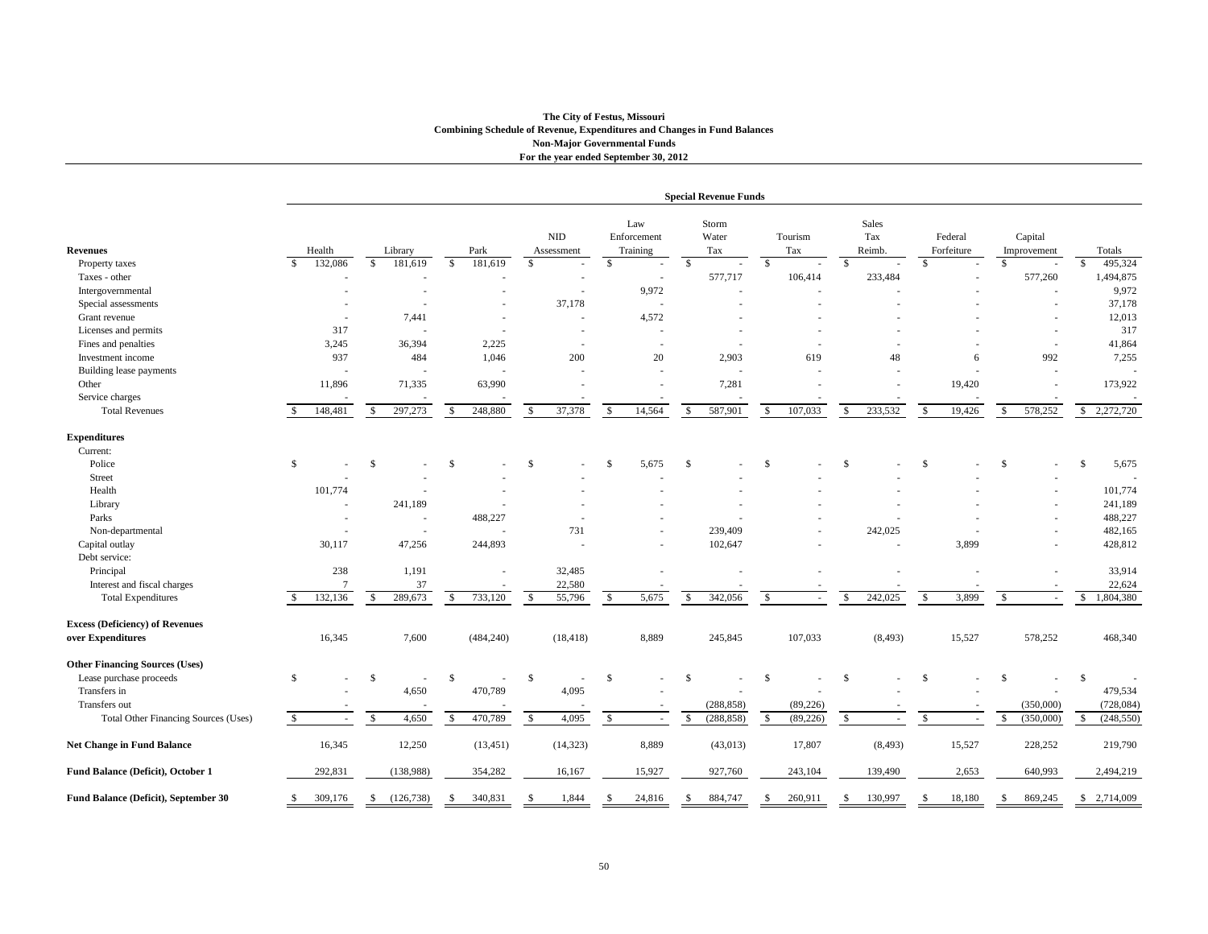**The City of Festus, Missouri**
**Combining Schedule of Revenue, Expenditures and Changes in Fund Balances**
**Non-Major Governmental Funds**
**For the year ended September 30, 2012**

| | Special Revenue Funds | | | | | | | | | | |
|---|---|---|---|---|---|---|---|---|---|---|---|
| **Revenues** | Health | Library | Park | NID Assessment | Law Enforcement Training | Storm Water Tax | Tourism Tax | Sales Tax Reimb. | Federal Forfeiture | Capital Improvement | Totals |
| Property taxes | $ 132,086 | $ 181,619 | $ 181,619 | $ - | $ - | $ - | $ - | $ - | $ - | $ - | $ 495,324 |
| Taxes - other | - | - | - | - | - | 577,717 | 106,414 | 233,484 | - | 577,260 | 1,494,875 |
| Intergovernmental | - | - | - | - | 9,972 | - | - | - | - | - | 9,972 |
| Special assessments | - | - | - | 37,178 | - | - | - | - | - | - | 37,178 |
| Grant revenue | - | 7,441 | - | - | 4,572 | - | - | - | - | - | 12,013 |
| Licenses and permits | 317 | - | - | - | - | - | - | - | - | - | 317 |
| Fines and penalties | 3,245 | 36,394 | 2,225 | - | - | - | - | - | - | - | 41,864 |
| Investment income | 937 | 484 | 1,046 | 200 | 20 | 2,903 | 619 | 48 | 6 | 992 | 7,255 |
| Building lease payments | - | - | - | - | - | - | - | - | - | - | - |
| Other | 11,896 | 71,335 | 63,990 | - | - | 7,281 | - | - | 19,420 | - | 173,922 |
| Service charges | - | - | - | - | - | - | - | - | - | - | - |
| Total Revenues | $ 148,481 | $ 297,273 | $ 248,880 | $ 37,378 | $ 14,564 | $ 587,901 | $ 107,033 | $ 233,532 | $ 19,426 | $ 578,252 | $ 2,272,720 |
| **Expenditures** | | | | | | | | | | | |
| Current: | | | | | | | | | | | |
| Police | $ - | $ - | $ - | $ - | $ 5,675 | $ - | $ - | $ - | $ - | $ - | $ 5,675 |
| Street | - | - | - | - | - | - | - | - | - | - | - |
| Health | 101,774 | - | - | - | - | - | - | - | - | - | 101,774 |
| Library | - | 241,189 | - | - | - | - | - | - | - | - | 241,189 |
| Parks | - | - | 488,227 | - | - | - | - | - | - | - | 488,227 |
| Non-departmental | - | - | - | 731 | - | 239,409 | - | 242,025 | - | - | 482,165 |
| Capital outlay | 30,117 | 47,256 | 244,893 | - | - | 102,647 | - | - | 3,899 | - | 428,812 |
| Debt service: | | | | | | | | | | | |
| Principal | 238 | 1,191 | - | 32,485 | - | - | - | - | - | - | 33,914 |
| Interest and fiscal charges | 7 | 37 | - | 22,580 | - | - | - | - | - | - | 22,624 |
| Total Expenditures | $ 132,136 | $ 289,673 | $ 733,120 | $ 55,796 | $ 5,675 | $ 342,056 | $ - | $ 242,025 | $ 3,899 | $ - | $ 1,804,380 |
| **Excess (Deficiency) of Revenues over Expenditures** | 16,345 | 7,600 | (484,240) | (18,418) | 8,889 | 245,845 | 107,033 | (8,493) | 15,527 | 578,252 | 468,340 |
| **Other Financing Sources (Uses)** | | | | | | | | | | | |
| Lease purchase proceeds | $ - | $ - | $ - | $ - | $ - | $ - | $ - | $ - | $ - | $ - | $ - |
| Transfers in | - | 4,650 | 470,789 | 4,095 | - | - | - | - | - | - | 479,534 |
| Transfers out | - | - | - | - | - | (288,858) | (89,226) | - | - | (350,000) | (728,084) |
| Total Other Financing Sources (Uses) | $ - | $ 4,650 | $ 470,789 | $ 4,095 | $ - | $ (288,858) | $ (89,226) | $ - | $ - | $ (350,000) | $ (248,550) |
| **Net Change in Fund Balance** | 16,345 | 12,250 | (13,451) | (14,323) | 8,889 | (43,013) | 17,807 | (8,493) | 15,527 | 228,252 | 219,790 |
| **Fund Balance (Deficit), October 1** | 292,831 | (138,988) | 354,282 | 16,167 | 15,927 | 927,760 | 243,104 | 139,490 | 2,653 | 640,993 | 2,494,219 |
| **Fund Balance (Deficit), September 30** | $ 309,176 | $ (126,738) | $ 340,831 | $ 1,844 | $ 24,816 | $ 884,747 | $ 260,911 | $ 130,997 | $ 18,180 | $ 869,245 | $ 2,714,009 |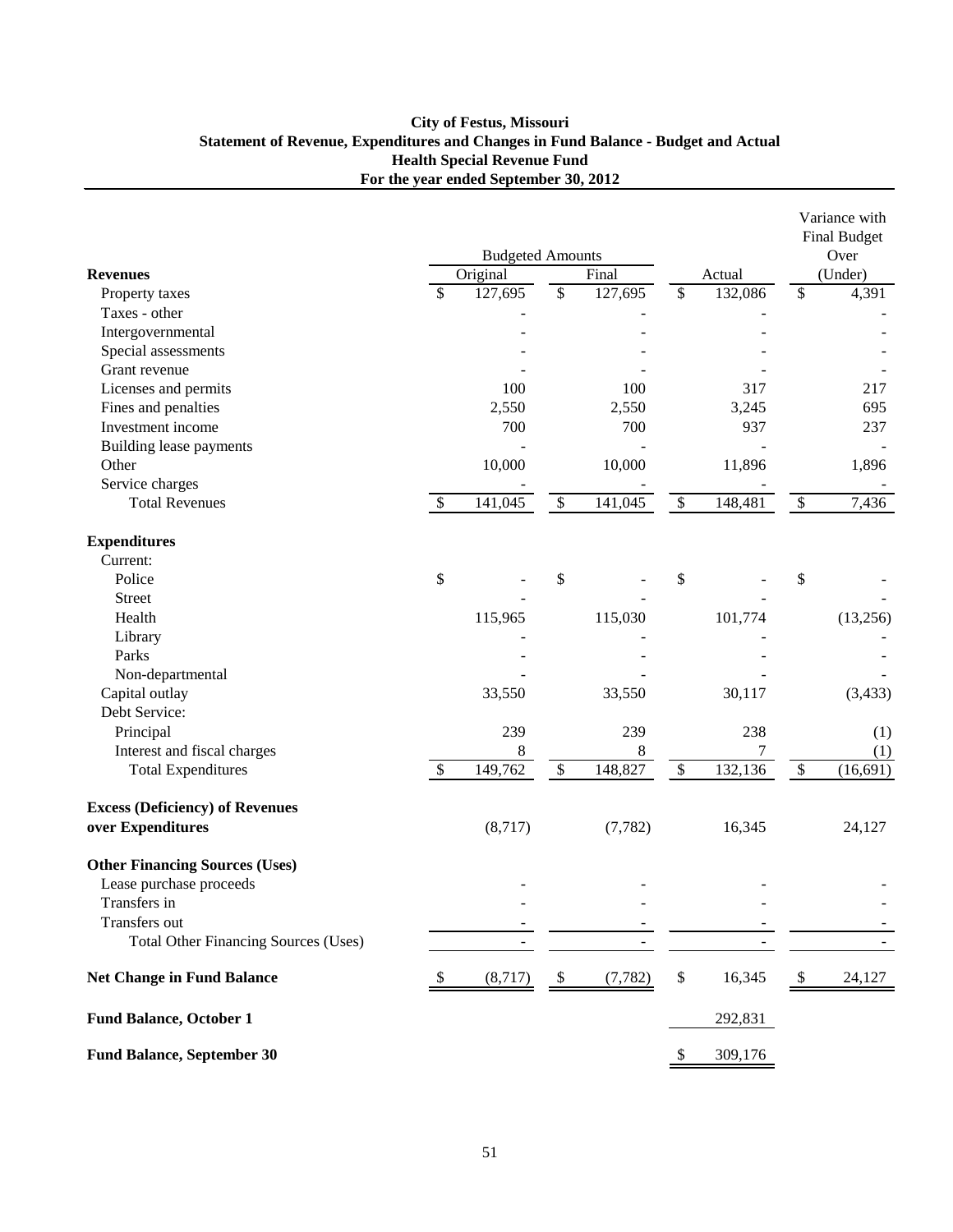# City of Festus, Missouri
## Statement of Revenue, Expenditures and Changes in Fund Balance - Budget and Actual
## Health Special Revenue Fund
## For the year ended September 30, 2012

| | Budgeted Amounts | | | Variance with Final Budget Over |
|---|---|---|---|---|
| **Revenues** | Original | Final | Actual | (Under) |
| Property taxes | $ 127,695 | $ 127,695 | $ 132,086 | $ 4,391 |
| Taxes - other | - | - | - | - |
| Intergovernmental | - | - | - | - |
| Special assessments | - | - | - | - |
| Grant revenue | - | - | - | - |
| Licenses and permits | 100 | 100 | 317 | 217 |
| Fines and penalties | 2,550 | 2,550 | 3,245 | 695 |
| Investment income | 700 | 700 | 937 | 237 |
| Building lease payments | - | - | - | - |
| Other | 10,000 | 10,000 | 11,896 | 1,896 |
| Service charges | - | - | - | - |
| Total Revenues | $ 141,045 | $ 141,045 | $ 148,481 | $ 7,436 |
| **Expenditures** | | | | |
| Current: | | | | |
| Police | $ - | $ - | $ - | $ - |
| Street | - | - | - | - |
| Health | 115,965 | 115,030 | 101,774 | (13,256) |
| Library | - | - | - | - |
| Parks | - | - | - | - |
| Non-departmental | - | - | - | - |
| Capital outlay | 33,550 | 33,550 | 30,117 | (3,433) |
| Debt Service: | | | | |
| Principal | 239 | 239 | 238 | (1) |
| Interest and fiscal charges | 8 | 8 | 7 | (1) |
| Total Expenditures | $ 149,762 | $ 148,827 | $ 132,136 | $ (16,691) |
| **Excess (Deficiency) of Revenues over Expenditures** | (8,717) | (7,782) | 16,345 | 24,127 |
| **Other Financing Sources (Uses)** | | | | |
| Lease purchase proceeds | - | - | - | - |
| Transfers in | - | - | - | - |
| Transfers out | - | - | - | - |
| Total Other Financing Sources (Uses) | - | - | - | - |
| **Net Change in Fund Balance** | $ (8,717) | $ (7,782) | $ 16,345 | $ 24,127 |
| **Fund Balance, October 1** | | | 292,831 | |
| **Fund Balance, September 30** | | | $ 309,176 | |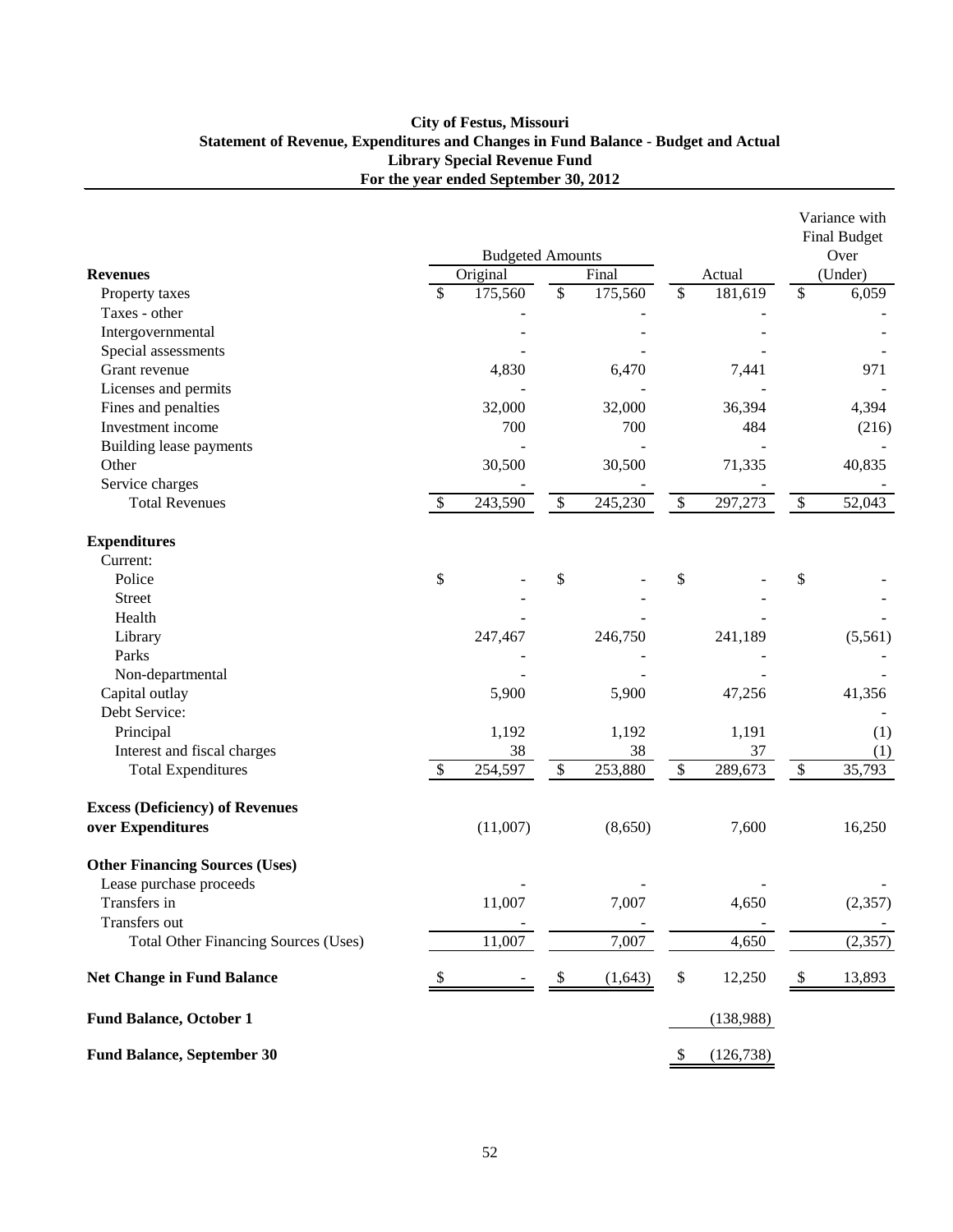**City of Festus, Missouri**
**Statement of Revenue, Expenditures and Changes in Fund Balance - Budget and Actual**
**Library Special Revenue Fund**
**For the year ended September 30, 2012**

| | Budgeted Amounts | | | Variance with Final Budget Over |
|---|---|---|---|---|
| **Revenues** | Original | Final | Actual | (Under) |
| Property taxes | $ 175,560 | $ 175,560 | $ 181,619 | $ 6,059 |
| Taxes - other | - | - | - | - |
| Intergovernmental | - | - | - | - |
| Special assessments | - | - | - | - |
| Grant revenue | 4,830 | 6,470 | 7,441 | 971 |
| Licenses and permits | - | - | - | - |
| Fines and penalties | 32,000 | 32,000 | 36,394 | 4,394 |
| Investment income | 700 | 700 | 484 | (216) |
| Building lease payments | - | - | - | - |
| Other | 30,500 | 30,500 | 71,335 | 40,835 |
| Service charges | - | - | - | - |
| Total Revenues | $ 243,590 | $ 245,230 | $ 297,273 | $ 52,043 |
| **Expenditures** | | | | |
| Current: | | | | |
| Police | $ - | $ - | $ - | $ - |
| Street | - | - | - | - |
| Health | - | - | - | - |
| Library | 247,467 | 246,750 | 241,189 | (5,561) |
| Parks | - | - | - | - |
| Non-departmental | - | - | - | - |
| Capital outlay | 5,900 | 5,900 | 47,256 | 41,356 |
| Debt Service: | | | | - |
| Principal | 1,192 | 1,192 | 1,191 | (1) |
| Interest and fiscal charges | 38 | 38 | 37 | (1) |
| Total Expenditures | $ 254,597 | $ 253,880 | $ 289,673 | $ 35,793 |
| **Excess (Deficiency) of Revenues over Expenditures** | (11,007) | (8,650) | 7,600 | 16,250 |
| **Other Financing Sources (Uses)** | | | | |
| Lease purchase proceeds | - | - | - | - |
| Transfers in | 11,007 | 7,007 | 4,650 | (2,357) |
| Transfers out | - | - | - | - |
| Total Other Financing Sources (Uses) | 11,007 | 7,007 | 4,650 | (2,357) |
| **Net Change in Fund Balance** | $ - | $ (1,643) | $ 12,250 | $ 13,893 |
| **Fund Balance, October 1** | | | (138,988) | |
| **Fund Balance, September 30** | | | $ (126,738) | |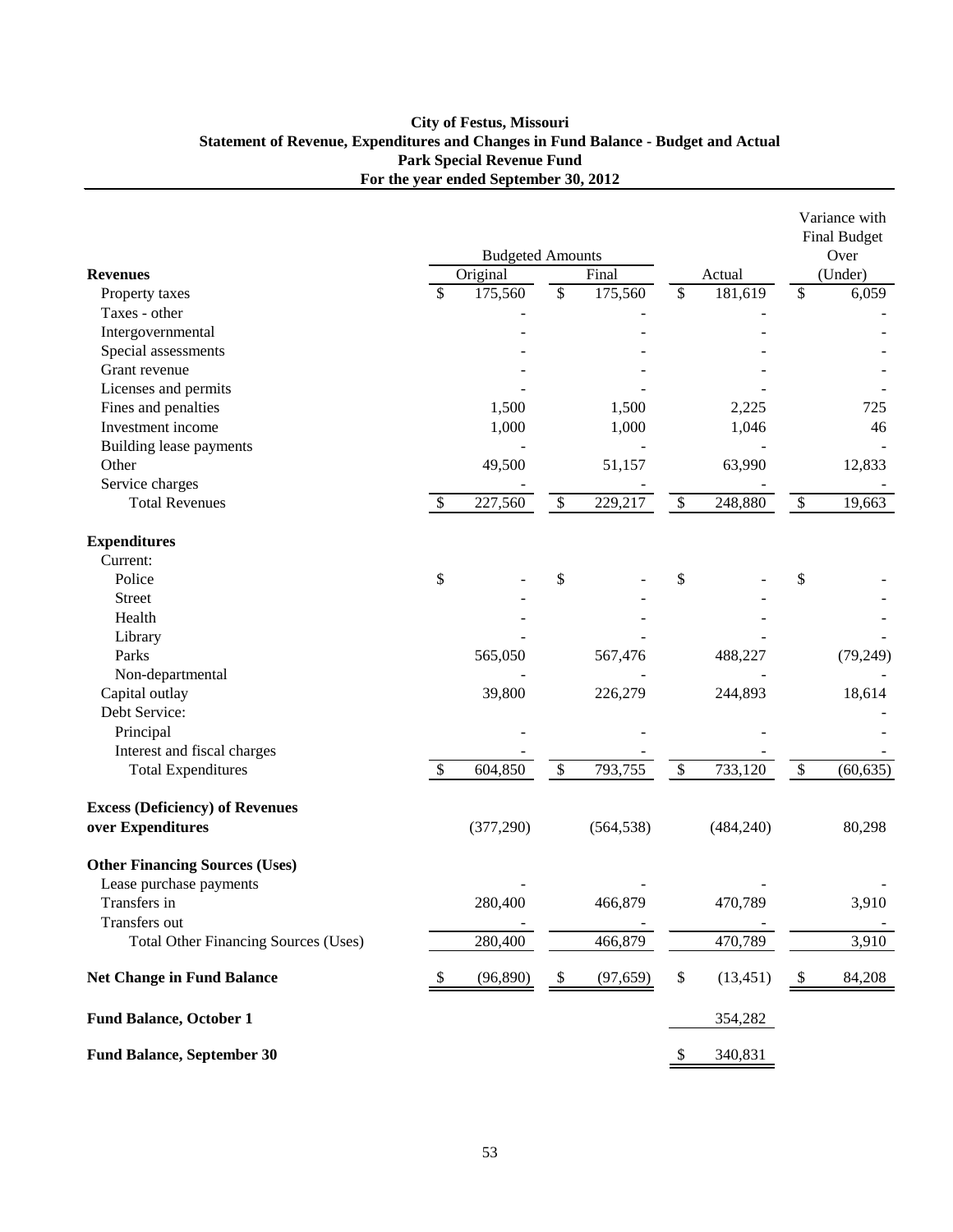**City of Festus, Missouri**
**Statement of Revenue, Expenditures and Changes in Fund Balance - Budget and Actual**
**Park Special Revenue Fund**
**For the year ended September 30, 2012**

| | Budgeted Amounts | | | Variance with Final Budget Over |
|---|---|---|---|---|
| **Revenues** | Original | Final | Actual | (Under) |
| Property taxes | $ 175,560 | $ 175,560 | $ 181,619 | $ 6,059 |
| Taxes - other | - | - | - | - |
| Intergovernmental | - | - | - | - |
| Special assessments | - | - | - | - |
| Grant revenue | - | - | - | - |
| Licenses and permits | - | - | - | - |
| Fines and penalties | 1,500 | 1,500 | 2,225 | 725 |
| Investment income | 1,000 | 1,000 | 1,046 | 46 |
| Building lease payments | - | - | - | - |
| Other | 49,500 | 51,157 | 63,990 | 12,833 |
| Service charges | - | - | - | - |
| Total Revenues | $ 227,560 | $ 229,217 | $ 248,880 | $ 19,663 |
| **Expenditures** | | | | |
| Current: | | | | |
| Police | $ - | $ - | $ - | $ - |
| Street | - | - | - | - |
| Health | - | - | - | - |
| Library | - | - | - | - |
| Parks | 565,050 | 567,476 | 488,227 | (79,249) |
| Non-departmental | - | - | - | - |
| Capital outlay | 39,800 | 226,279 | 244,893 | 18,614 |
| Debt Service: | | | | - |
| Principal | - | - | - | - |
| Interest and fiscal charges | - | - | - | - |
| Total Expenditures | $ 604,850 | $ 793,755 | $ 733,120 | $ (60,635) |
| **Excess (Deficiency) of Revenues over Expenditures** | (377,290) | (564,538) | (484,240) | 80,298 |
| **Other Financing Sources (Uses)** | | | | |
| Lease purchase payments | - | - | - | - |
| Transfers in | 280,400 | 466,879 | 470,789 | 3,910 |
| Transfers out | - | - | - | - |
| Total Other Financing Sources (Uses) | 280,400 | 466,879 | 470,789 | 3,910 |
| **Net Change in Fund Balance** | $ (96,890) | $ (97,659) | $ (13,451) | $ 84,208 |
| **Fund Balance, October 1** | | | 354,282 | |
| **Fund Balance, September 30** | | | $ 340,831 | |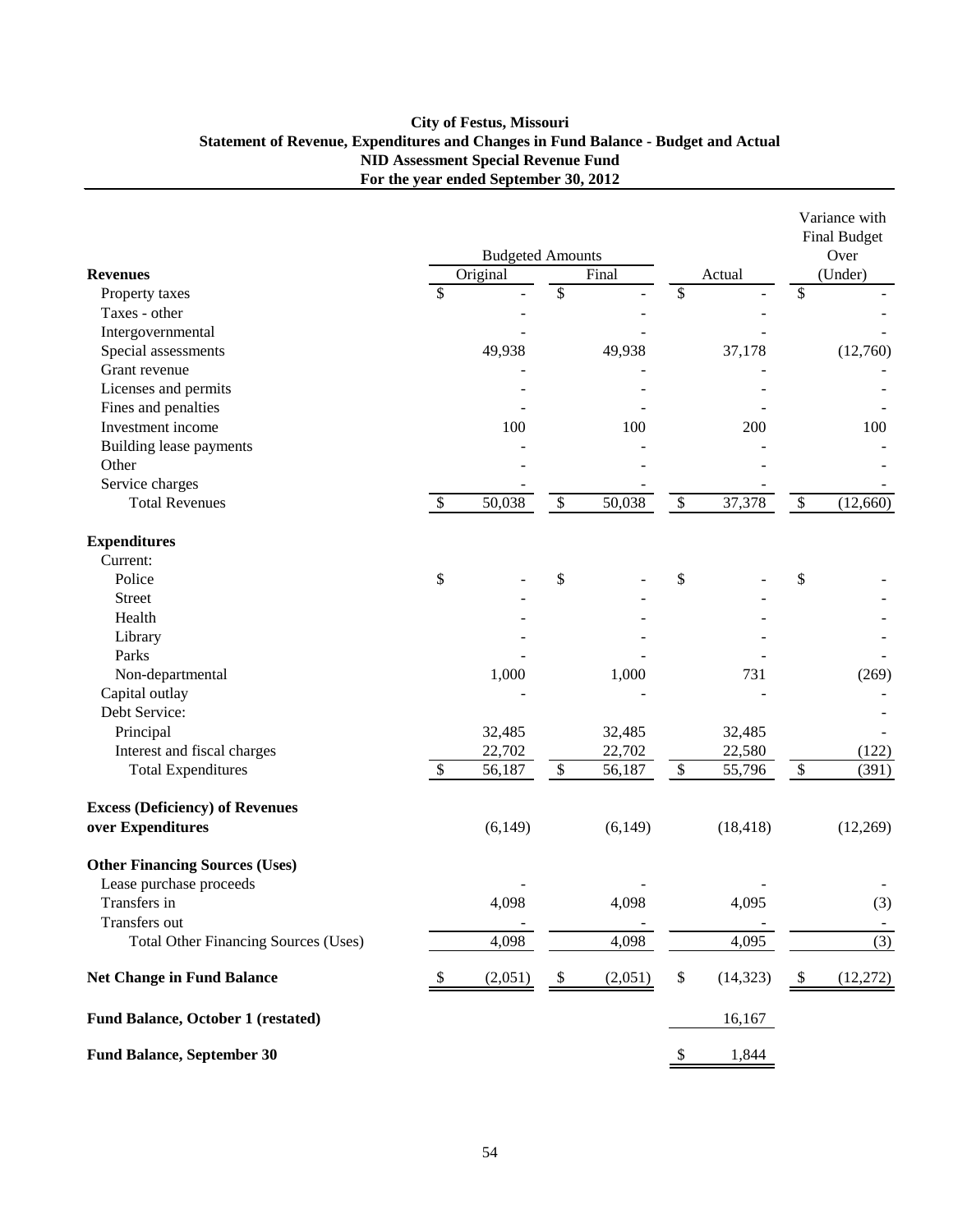# City of Festus, Missouri
## Statement of Revenue, Expenditures and Changes in Fund Balance - Budget and Actual
## NID Assessment Special Revenue Fund
## For the year ended September 30, 2012

| | Budgeted Amounts | | | Variance with Final Budget Over |
|---|---|---|---|---|
| **Revenues** | Original | Final | Actual | (Under) |
| Property taxes | $ - | $ - | $ - | $ - |
| Taxes - other | - | - | - | - |
| Intergovernmental | - | - | - | - |
| Special assessments | 49,938 | 49,938 | 37,178 | (12,760) |
| Grant revenue | - | - | - | - |
| Licenses and permits | - | - | - | - |
| Fines and penalties | - | - | - | - |
| Investment income | 100 | 100 | 200 | 100 |
| Building lease payments | - | - | - | - |
| Other | - | - | - | - |
| Service charges | - | - | - | - |
| Total Revenues | $ 50,038 | $ 50,038 | $ 37,378 | $ (12,660) |
| **Expenditures** | | | | |
| Current: | | | | |
| Police | $ - | $ - | $ - | $ - |
| Street | - | - | - | - |
| Health | - | - | - | - |
| Library | - | - | - | - |
| Parks | - | - | - | - |
| Non-departmental | 1,000 | 1,000 | 731 | (269) |
| Capital outlay | - | - | - | - |
| Debt Service: | | | | - |
| Principal | 32,485 | 32,485 | 32,485 | - |
| Interest and fiscal charges | 22,702 | 22,702 | 22,580 | (122) |
| Total Expenditures | $ 56,187 | $ 56,187 | $ 55,796 | $ (391) |
| **Excess (Deficiency) of Revenues over Expenditures** | (6,149) | (6,149) | (18,418) | (12,269) |
| **Other Financing Sources (Uses)** | | | | |
| Lease purchase proceeds | - | - | - | - |
| Transfers in | 4,098 | 4,098 | 4,095 | (3) |
| Transfers out | - | - | - | - |
| Total Other Financing Sources (Uses) | 4,098 | 4,098 | 4,095 | (3) |
| **Net Change in Fund Balance** | $ (2,051) | $ (2,051) | $ (14,323) | $ (12,272) |
| **Fund Balance, October 1 (restated)** | | | 16,167 | |
| **Fund Balance, September 30** | | | $ 1,844 | |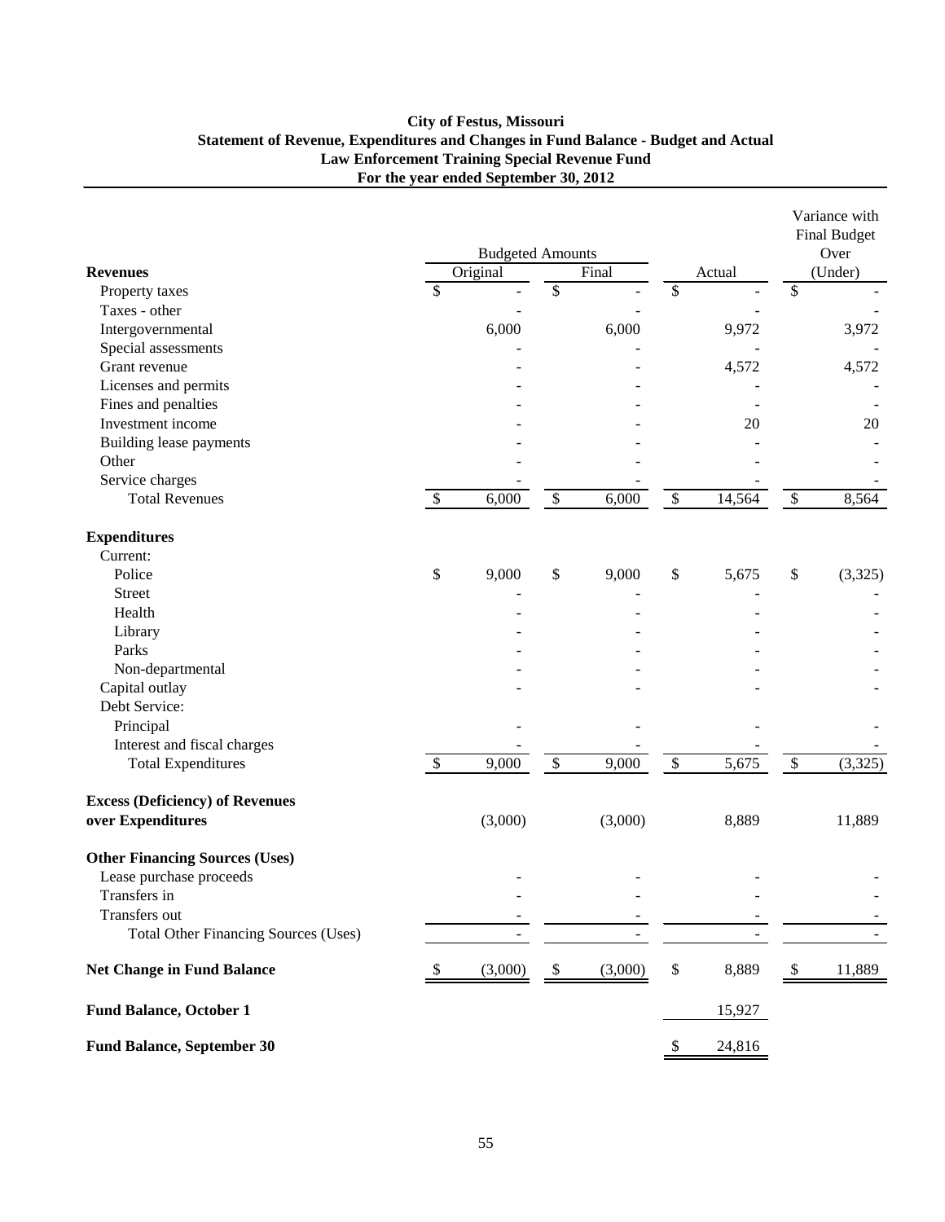**City of Festus, Missouri**
**Statement of Revenue, Expenditures and Changes in Fund Balance - Budget and Actual**
**Law Enforcement Training Special Revenue Fund**
**For the year ended September 30, 2012**

| | Budgeted Amounts | | | Variance with Final Budget |
|---|---|---|---|---|
| **Revenues** | Original | Final | Actual | Over (Under) |
| Property taxes | $ - | $ - | $ - | $ - |
| Taxes - other | - | - | - | - |
| Intergovernmental | 6,000 | 6,000 | 9,972 | 3,972 |
| Special assessments | - | - | - | - |
| Grant revenue | - | - | 4,572 | 4,572 |
| Licenses and permits | - | - | - | - |
| Fines and penalties | - | - | - | - |
| Investment income | - | - | 20 | 20 |
| Building lease payments | - | - | - | - |
| Other | - | - | - | - |
| Service charges | - | - | - | - |
| Total Revenues | $ 6,000 | $ 6,000 | $ 14,564 | $ 8,564 |
| **Expenditures** | | | | |
| Current: | | | | |
| Police | $ 9,000 | $ 9,000 | $ 5,675 | $ (3,325) |
| Street | - | - | - | - |
| Health | - | - | - | - |
| Library | - | - | - | - |
| Parks | - | - | - | - |
| Non-departmental | - | - | - | - |
| Capital outlay | - | - | - | - |
| Debt Service: | | | | |
| Principal | - | - | - | - |
| Interest and fiscal charges | - | - | - | - |
| Total Expenditures | $ 9,000 | $ 9,000 | $ 5,675 | $ (3,325) |
| **Excess (Deficiency) of Revenues over Expenditures** | (3,000) | (3,000) | 8,889 | 11,889 |
| **Other Financing Sources (Uses)** | | | | |
| Lease purchase proceeds | - | - | - | - |
| Transfers in | - | - | - | - |
| Transfers out | - | - | - | - |
| Total Other Financing Sources (Uses) | - | - | - | - |
| **Net Change in Fund Balance** | $ (3,000) | $ (3,000) | $ 8,889 | $ 11,889 |
| **Fund Balance, October 1** | | | 15,927 | |
| **Fund Balance, September 30** | | | $ 24,816 | |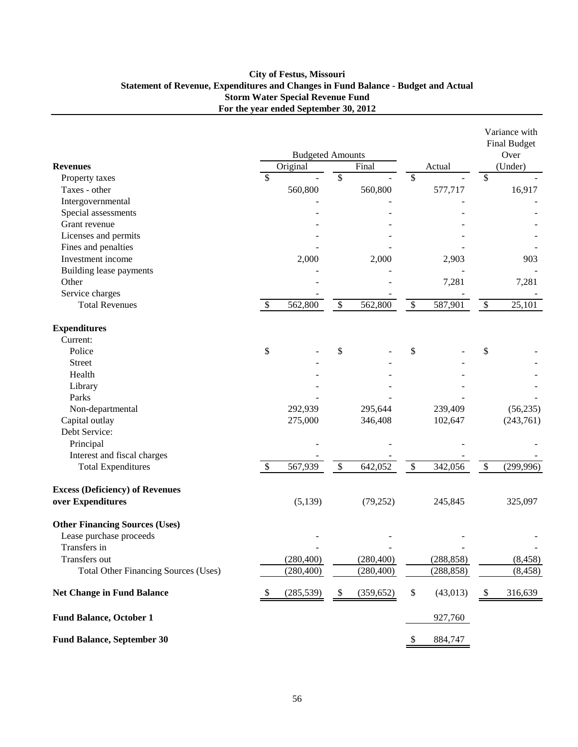# City of Festus, Missouri
## Statement of Revenue, Expenditures and Changes in Fund Balance - Budget and Actual
## Storm Water Special Revenue Fund
## For the year ended September 30, 2012

| | Budgeted Amounts | | | Variance with Final Budget Over |
|---|---|---|---|---|
| **Revenues** | Original | Final | Actual | (Under) |
| Property taxes | $ - | $ - | $ - | $ - |
| Taxes - other | 560,800 | 560,800 | 577,717 | 16,917 |
| Intergovernmental | - | - | - | - |
| Special assessments | - | - | - | - |
| Grant revenue | - | - | - | - |
| Licenses and permits | - | - | - | - |
| Fines and penalties | - | - | - | - |
| Investment income | 2,000 | 2,000 | 2,903 | 903 |
| Building lease payments | - | - | - | - |
| Other | - | - | 7,281 | 7,281 |
| Service charges | - | - | - | - |
| Total Revenues | $ 562,800 | $ 562,800 | $ 587,901 | $ 25,101 |
| **Expenditures** | | | | |
| Current: | | | | |
| Police | $ - | $ - | $ - | $ - |
| Street | - | - | - | - |
| Health | - | - | - | - |
| Library | - | - | - | - |
| Parks | - | - | - | - |
| Non-departmental | 292,939 | 295,644 | 239,409 | (56,235) |
| Capital outlay | 275,000 | 346,408 | 102,647 | (243,761) |
| Debt Service: | | | | |
| Principal | - | - | - | - |
| Interest and fiscal charges | - | - | - | - |
| Total Expenditures | $ 567,939 | $ 642,052 | $ 342,056 | $ (299,996) |
| **Excess (Deficiency) of Revenues over Expenditures** | (5,139) | (79,252) | 245,845 | 325,097 |
| **Other Financing Sources (Uses)** | | | | |
| Lease purchase proceeds | - | - | - | - |
| Transfers in | - | - | - | - |
| Transfers out | (280,400) | (280,400) | (288,858) | (8,458) |
| Total Other Financing Sources (Uses) | (280,400) | (280,400) | (288,858) | (8,458) |
| **Net Change in Fund Balance** | $ (285,539) | $ (359,652) | $ (43,013) | $ 316,639 |
| **Fund Balance, October 1** | | | 927,760 | |
| **Fund Balance, September 30** | | | $ 884,747 | |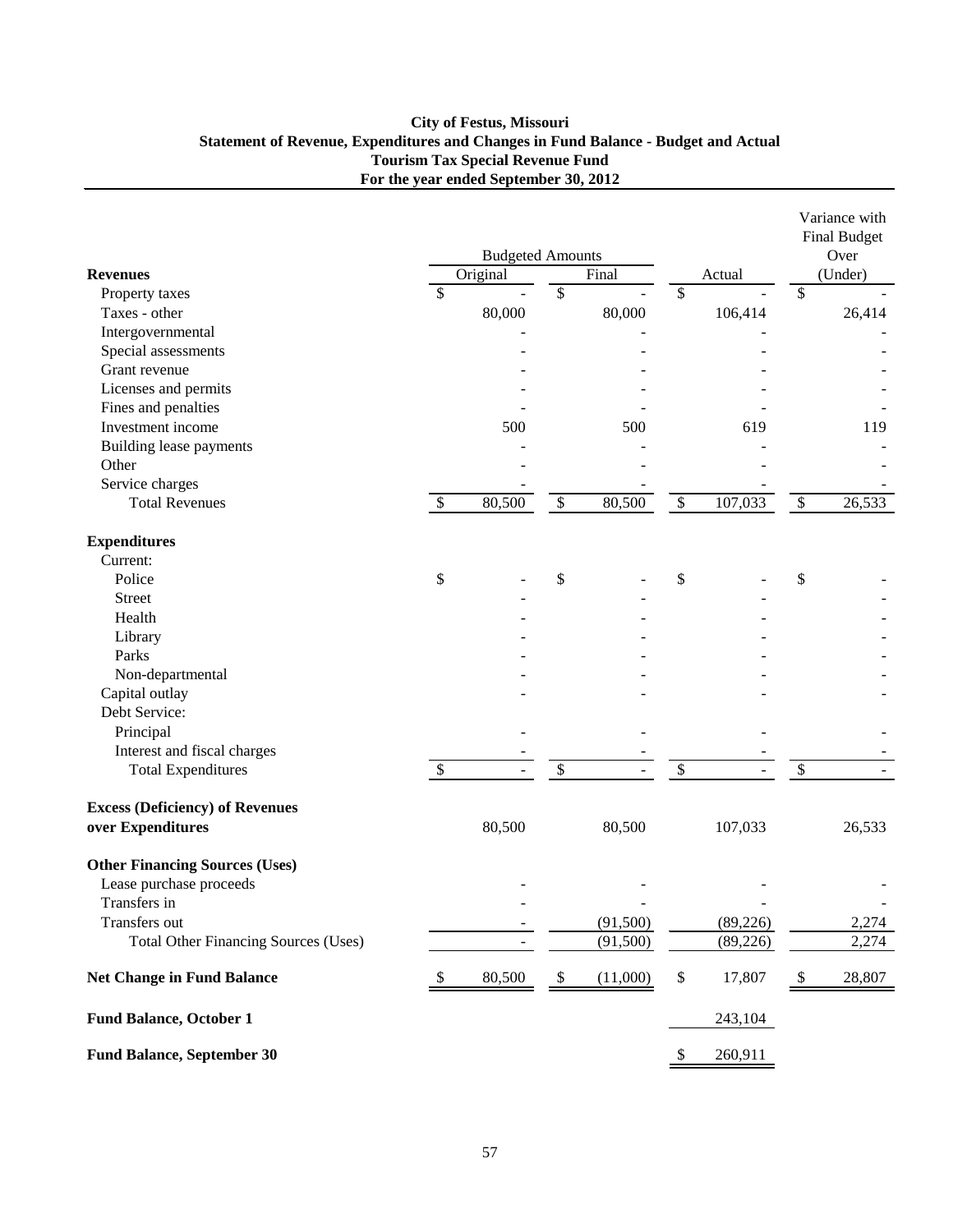**City of Festus, Missouri**
**Statement of Revenue, Expenditures and Changes in Fund Balance - Budget and Actual**
**Tourism Tax Special Revenue Fund**
**For the year ended September 30, 2012**

| | Budgeted Amounts | | | Variance with Final Budget Over |
|---|---|---|---|---|
| **Revenues** | Original | Final | Actual | (Under) |
| Property taxes | $ - | $ - | $ - | $ - |
| Taxes - other | 80,000 | 80,000 | 106,414 | 26,414 |
| Intergovernmental | - | - | - | - |
| Special assessments | - | - | - | - |
| Grant revenue | - | - | - | - |
| Licenses and permits | - | - | - | - |
| Fines and penalties | - | - | - | - |
| Investment income | 500 | 500 | 619 | 119 |
| Building lease payments | - | - | - | - |
| Other | - | - | - | - |
| Service charges | - | - | - | - |
| Total Revenues | $ 80,500 | $ 80,500 | $ 107,033 | $ 26,533 |
| **Expenditures** | | | | |
| Current: | | | | |
| Police | $ - | $ - | $ - | $ - |
| Street | - | - | - | - |
| Health | - | - | - | - |
| Library | - | - | - | - |
| Parks | - | - | - | - |
| Non-departmental | - | - | - | - |
| Capital outlay | - | - | - | - |
| Debt Service: | | | | |
| Principal | - | - | - | - |
| Interest and fiscal charges | - | - | - | - |
| Total Expenditures | $ - | $ - | $ - | $ - |
| **Excess (Deficiency) of Revenues over Expenditures** | 80,500 | 80,500 | 107,033 | 26,533 |
| **Other Financing Sources (Uses)** | | | | |
| Lease purchase proceeds | - | - | - | - |
| Transfers in | - | - | - | - |
| Transfers out | - | (91,500) | (89,226) | 2,274 |
| Total Other Financing Sources (Uses) | - | (91,500) | (89,226) | 2,274 |
| **Net Change in Fund Balance** | $ 80,500 | $ (11,000) | $ 17,807 | $ 28,807 |
| **Fund Balance, October 1** | | | 243,104 | |
| **Fund Balance, September 30** | | | $ 260,911 | |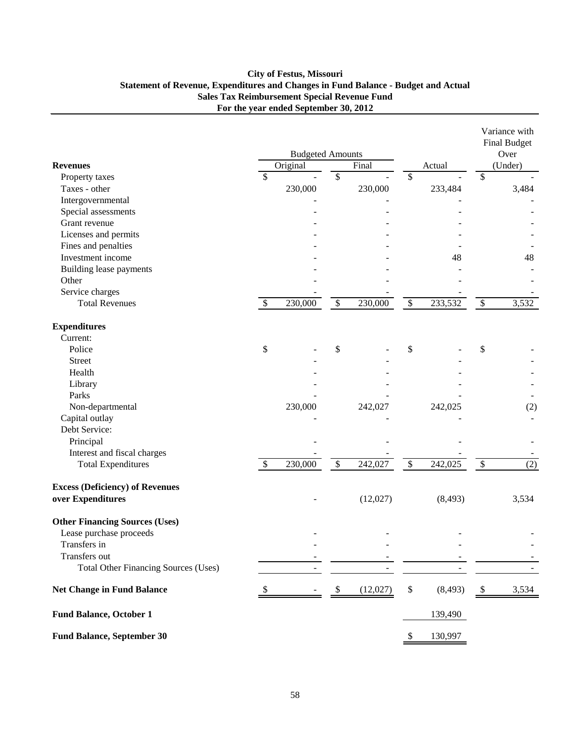**City of Festus, Missouri**
**Statement of Revenue, Expenditures and Changes in Fund Balance - Budget and Actual**
**Sales Tax Reimbursement Special Revenue Fund**
**For the year ended September 30, 2012**

| | Budgeted Amounts | | | Variance with Final Budget Over |
|---|---|---|---|---|
| **Revenues** | Original | Final | Actual | (Under) |
| Property taxes | $ - | $ - | $ - | $ - |
| Taxes - other | 230,000 | 230,000 | 233,484 | 3,484 |
| Intergovernmental | - | - | - | - |
| Special assessments | - | - | - | - |
| Grant revenue | - | - | - | - |
| Licenses and permits | - | - | - | - |
| Fines and penalties | - | - | - | - |
| Investment income | - | - | 48 | 48 |
| Building lease payments | - | - | - | - |
| Other | - | - | - | - |
| Service charges | - | - | - | - |
| Total Revenues | $ 230,000 | $ 230,000 | $ 233,532 | $ 3,532 |
| **Expenditures** | | | | |
| Current: | | | | |
| Police | $ - | $ - | $ - | $ - |
| Street | - | - | - | - |
| Health | - | - | - | - |
| Library | - | - | - | - |
| Parks | - | - | - | - |
| Non-departmental | 230,000 | 242,027 | 242,025 | (2) |
| Capital outlay | - | - | - | - |
| Debt Service: | | | | |
| Principal | - | - | - | - |
| Interest and fiscal charges | - | - | - | - |
| Total Expenditures | $ 230,000 | $ 242,027 | $ 242,025 | $ (2) |
| **Excess (Deficiency) of Revenues over Expenditures** | - | (12,027) | (8,493) | 3,534 |
| **Other Financing Sources (Uses)** | | | | |
| Lease purchase proceeds | - | - | - | - |
| Transfers in | - | - | - | - |
| Transfers out | - | - | - | - |
| Total Other Financing Sources (Uses) | - | - | - | - |
| **Net Change in Fund Balance** | $ - | $ (12,027) | $ (8,493) | $ 3,534 |
| **Fund Balance, October 1** | | | 139,490 | |
| **Fund Balance, September 30** | | | $ 130,997 | |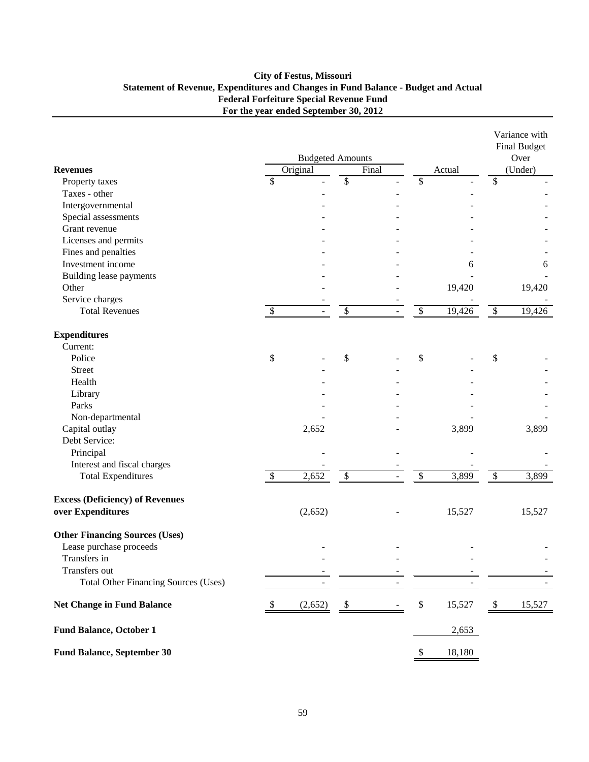**City of Festus, Missouri**
**Statement of Revenue, Expenditures and Changes in Fund Balance - Budget and Actual**
**Federal Forfeiture Special Revenue Fund**
**For the year ended September 30, 2012**

| | Budgeted Amounts | | | Variance with Final Budget Over |
|---|---|---|---|---|
| **Revenues** | Original | Final | Actual | (Under) |
| Property taxes | $ - | $ - | $ - | $ - |
| Taxes - other | - | - | - | - |
| Intergovernmental | - | - | - | - |
| Special assessments | - | - | - | - |
| Grant revenue | - | - | - | - |
| Licenses and permits | - | - | - | - |
| Fines and penalties | - | - | - | - |
| Investment income | - | - | 6 | 6 |
| Building lease payments | - | - | - | - |
| Other | - | - | 19,420 | 19,420 |
| Service charges | - | - | - | - |
| Total Revenues | $ - | $ - | $ 19,426 | $ 19,426 |
| **Expenditures** | | | | |
| Current: | | | | |
| Police | $ - | $ - | $ - | $ - |
| Street | - | - | - | - |
| Health | - | - | - | - |
| Library | - | - | - | - |
| Parks | - | - | - | - |
| Non-departmental | - | - | - | - |
| Capital outlay | 2,652 | - | 3,899 | 3,899 |
| Debt Service: | | | | |
| Principal | - | - | - | - |
| Interest and fiscal charges | - | - | - | - |
| Total Expenditures | $ 2,652 | $ - | $ 3,899 | $ 3,899 |
| **Excess (Deficiency) of Revenues over Expenditures** | (2,652) | - | 15,527 | 15,527 |
| **Other Financing Sources (Uses)** | | | | |
| Lease purchase proceeds | - | - | - | - |
| Transfers in | - | - | - | - |
| Transfers out | - | - | - | - |
| Total Other Financing Sources (Uses) | - | - | - | - |
| **Net Change in Fund Balance** | $ (2,652) | $ - | $ 15,527 | $ 15,527 |
| **Fund Balance, October 1** | | | 2,653 | |
| **Fund Balance, September 30** | | | $ 18,180 | |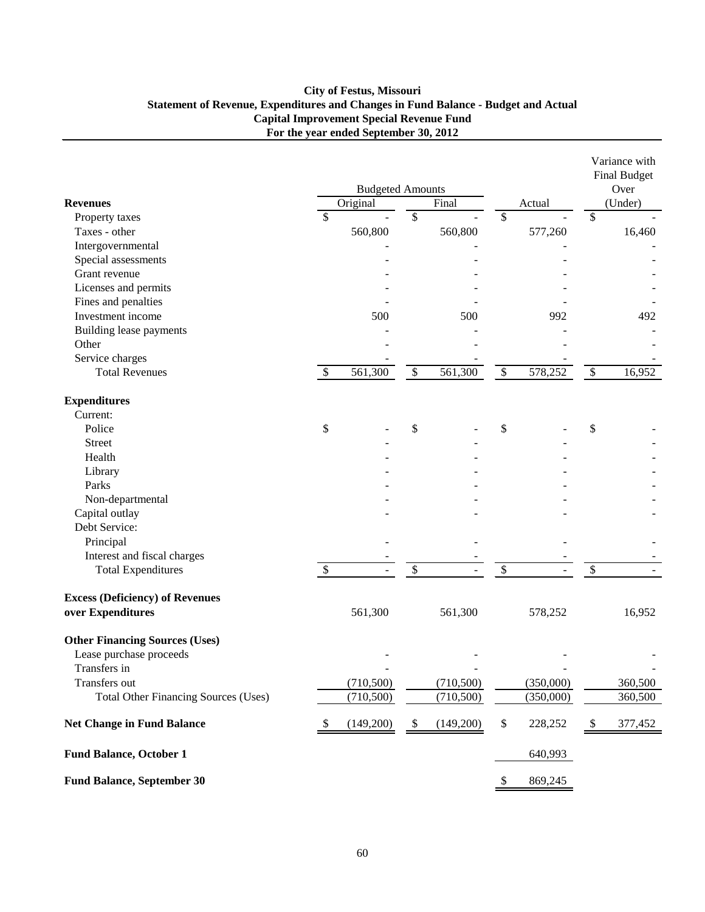**City of Festus, Missouri**
**Statement of Revenue, Expenditures and Changes in Fund Balance - Budget and Actual**
**Capital Improvement Special Revenue Fund**
**For the year ended September 30, 2012**

| | Budgeted Amounts | | | Variance with Final Budget Over |
|---|---|---|---|---|
| **Revenues** | Original | Final | Actual | (Under) |
| Property taxes | $ - | $ - | $ - | $ - |
| Taxes - other | 560,800 | 560,800 | 577,260 | 16,460 |
| Intergovernmental | - | - | - | - |
| Special assessments | - | - | - | - |
| Grant revenue | - | - | - | - |
| Licenses and permits | - | - | - | - |
| Fines and penalties | - | - | - | - |
| Investment income | 500 | 500 | 992 | 492 |
| Building lease payments | - | - | - | - |
| Other | - | - | - | - |
| Service charges | - | - | - | - |
| Total Revenues | $ 561,300 | $ 561,300 | $ 578,252 | $ 16,952 |
| **Expenditures** | | | | |
| Current: | | | | |
| Police | $ - | $ - | $ - | $ - |
| Street | - | - | - | - |
| Health | - | - | - | - |
| Library | - | - | - | - |
| Parks | - | - | - | - |
| Non-departmental | - | - | - | - |
| Capital outlay | - | - | - | - |
| Debt Service: | | | | |
| Principal | - | - | - | - |
| Interest and fiscal charges | - | - | - | - |
| Total Expenditures | $ - | $ - | $ - | $ - |
| **Excess (Deficiency) of Revenues over Expenditures** | 561,300 | 561,300 | 578,252 | 16,952 |
| **Other Financing Sources (Uses)** | | | | |
| Lease purchase proceeds | - | - | - | - |
| Transfers in | - | - | - | - |
| Transfers out | (710,500) | (710,500) | (350,000) | 360,500 |
| Total Other Financing Sources (Uses) | (710,500) | (710,500) | (350,000) | 360,500 |
| **Net Change in Fund Balance** | $ (149,200) | $ (149,200) | $ 228,252 | $ 377,452 |
| **Fund Balance, October 1** | | | 640,993 | |
| **Fund Balance, September 30** | | | $ 869,245 | |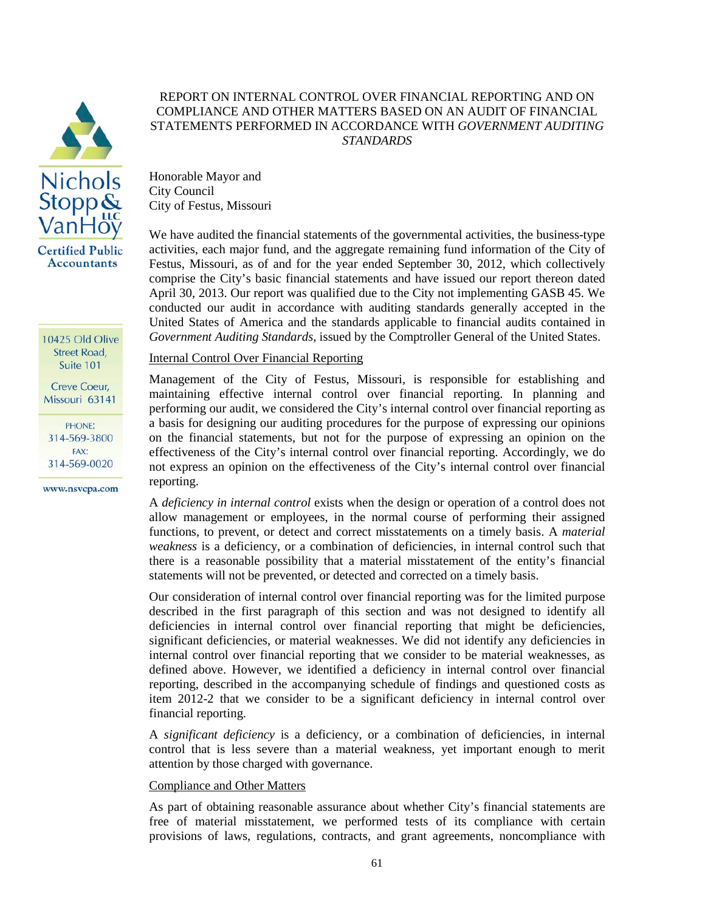Nichols Stopp & VanHoy LLC

Certified Public Accountants

10425 Old Olive Street Road, Suite 101

Creve Coeur, Missouri 63141

PHONE: 314-569-3800

FAX: 314-569-0020

www.nsvcpa.com

# REPORT ON INTERNAL CONTROL OVER FINANCIAL REPORTING AND ON COMPLIANCE AND OTHER MATTERS BASED ON AN AUDIT OF FINANCIAL STATEMENTS PERFORMED IN ACCORDANCE WITH *GOVERNMENT AUDITING STANDARDS*

Honorable Mayor and
City Council
City of Festus, Missouri

We have audited the financial statements of the governmental activities, the business-type activities, each major fund, and the aggregate remaining fund information of the City of Festus, Missouri, as of and for the year ended September 30, 2012, which collectively comprise the City's basic financial statements and have issued our report thereon dated April 30, 2013. Our report was qualified due to the City not implementing GASB 45. We conducted our audit in accordance with auditing standards generally accepted in the United States of America and the standards applicable to financial audits contained in *Government Auditing Standards*, issued by the Comptroller General of the United States.

## Internal Control Over Financial Reporting

Management of the City of Festus, Missouri, is responsible for establishing and maintaining effective internal control over financial reporting. In planning and performing our audit, we considered the City's internal control over financial reporting as a basis for designing our auditing procedures for the purpose of expressing our opinions on the financial statements, but not for the purpose of expressing an opinion on the effectiveness of the City's internal control over financial reporting. Accordingly, we do not express an opinion on the effectiveness of the City's internal control over financial reporting.

A *deficiency in internal control* exists when the design or operation of a control does not allow management or employees, in the normal course of performing their assigned functions, to prevent, or detect and correct misstatements on a timely basis. A *material weakness* is a deficiency, or a combination of deficiencies, in internal control such that there is a reasonable possibility that a material misstatement of the entity's financial statements will not be prevented, or detected and corrected on a timely basis.

Our consideration of internal control over financial reporting was for the limited purpose described in the first paragraph of this section and was not designed to identify all deficiencies in internal control over financial reporting that might be deficiencies, significant deficiencies, or material weaknesses. We did not identify any deficiencies in internal control over financial reporting that we consider to be material weaknesses, as defined above. However, we identified a deficiency in internal control over financial reporting, described in the accompanying schedule of findings and questioned costs as item 2012-2 that we consider to be a significant deficiency in internal control over financial reporting.

A *significant deficiency* is a deficiency, or a combination of deficiencies, in internal control that is less severe than a material weakness, yet important enough to merit attention by those charged with governance.

## Compliance and Other Matters

As part of obtaining reasonable assurance about whether City's financial statements are free of material misstatement, we performed tests of its compliance with certain provisions of laws, regulations, contracts, and grant agreements, noncompliance with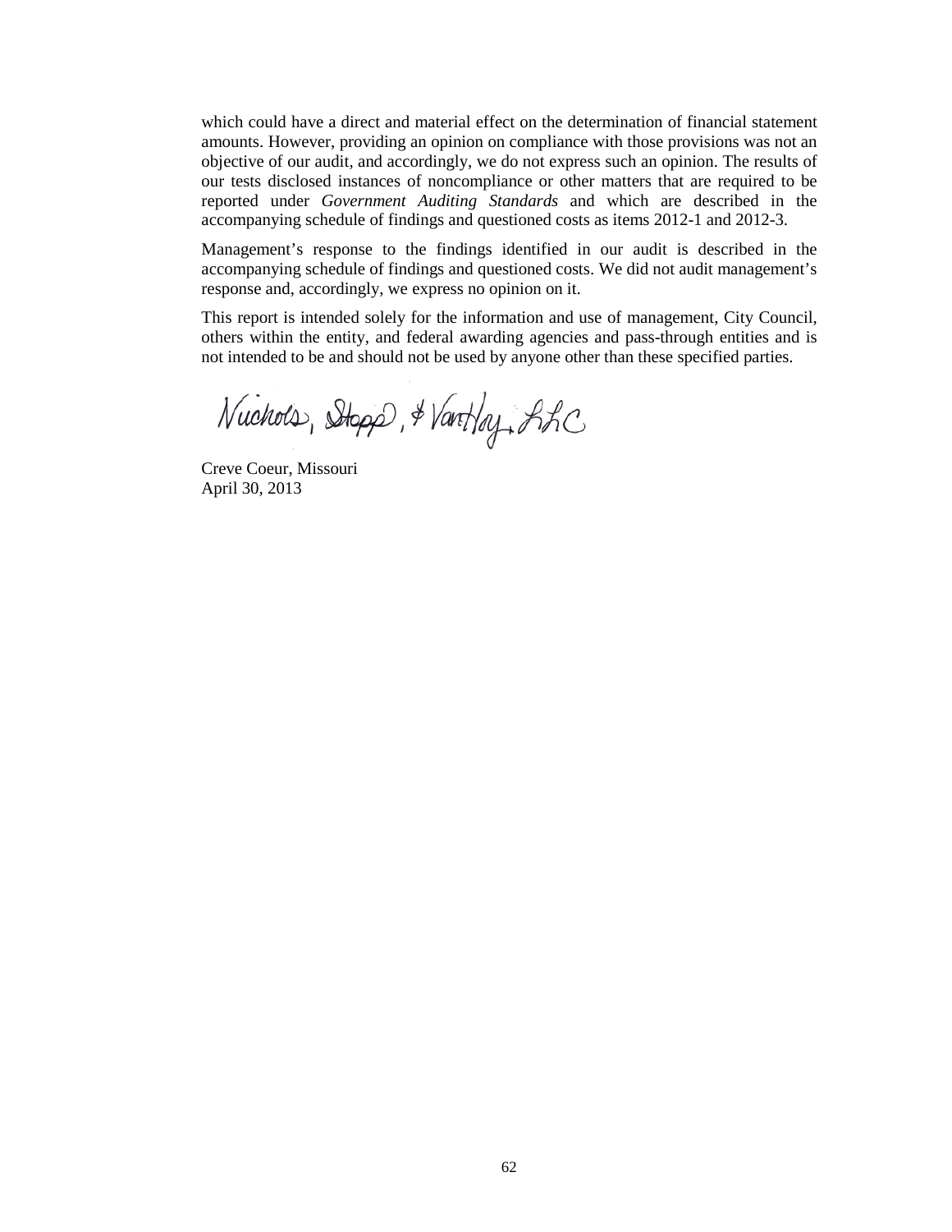which could have a direct and material effect on the determination of financial statement amounts. However, providing an opinion on compliance with those provisions was not an objective of our audit, and accordingly, we do not express such an opinion. The results of our tests disclosed instances of noncompliance or other matters that are required to be reported under *Government Auditing Standards* and which are described in the accompanying schedule of findings and questioned costs as items 2012-1 and 2012-3.

Management's response to the findings identified in our audit is described in the accompanying schedule of findings and questioned costs. We did not audit management's response and, accordingly, we express no opinion on it.

This report is intended solely for the information and use of management, City Council, others within the entity, and federal awarding agencies and pass-through entities and is not intended to be and should not be used by anyone other than these specified parties.

Nichols, Stopp, & VanHoy, LLC

Creve Coeur, Missouri
April 30, 2013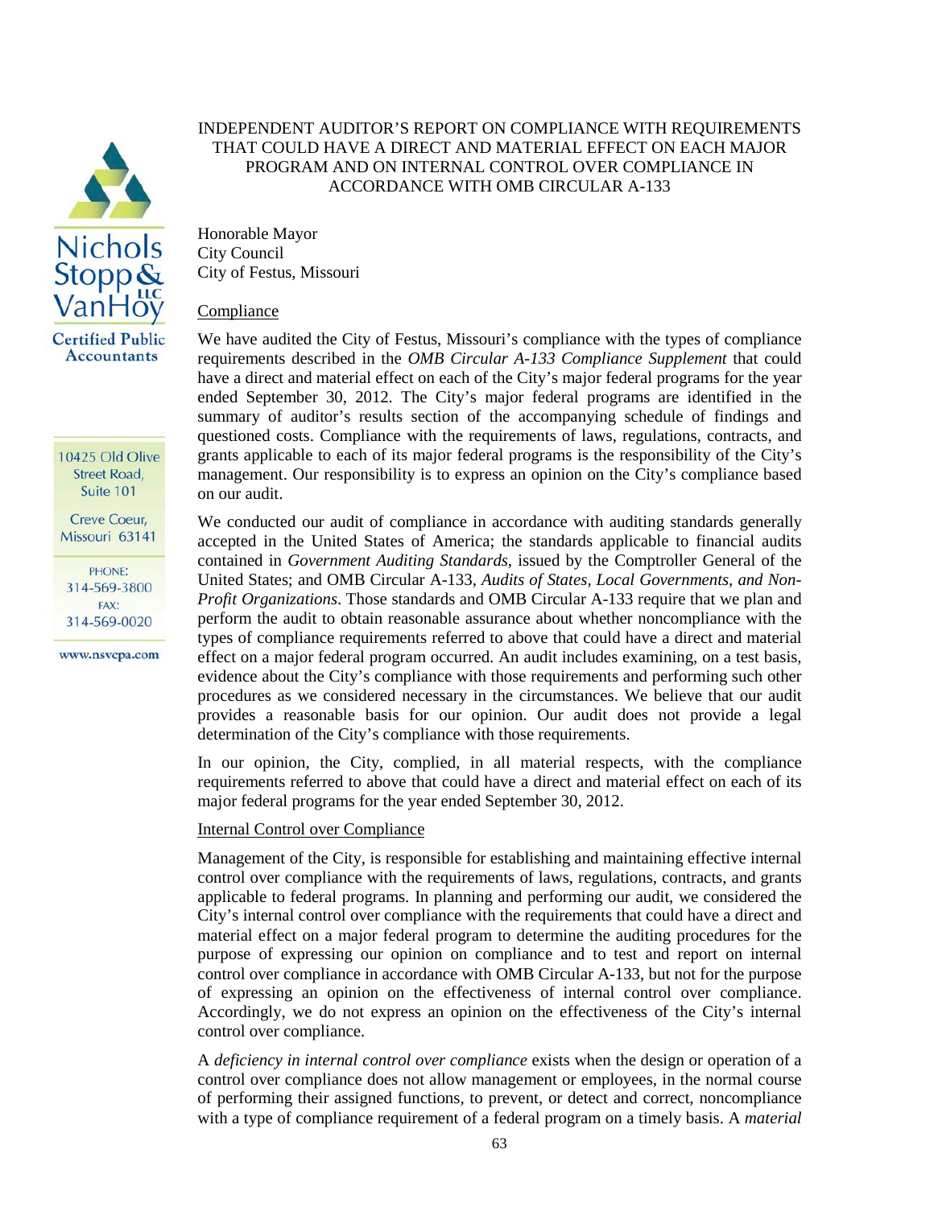Nichols Stopp & VanHoy LLC
Certified Public Accountants

10425 Old Olive Street Road, Suite 101

Creve Coeur, Missouri 63141

PHONE: 314-569-3800
FAX: 314-569-0020

www.nsvcpa.com

# INDEPENDENT AUDITOR'S REPORT ON COMPLIANCE WITH REQUIREMENTS THAT COULD HAVE A DIRECT AND MATERIAL EFFECT ON EACH MAJOR PROGRAM AND ON INTERNAL CONTROL OVER COMPLIANCE IN ACCORDANCE WITH OMB CIRCULAR A-133

Honorable Mayor
City Council
City of Festus, Missouri

## Compliance

We have audited the City of Festus, Missouri's compliance with the types of compliance requirements described in the *OMB Circular A-133 Compliance Supplement* that could have a direct and material effect on each of the City's major federal programs for the year ended September 30, 2012. The City's major federal programs are identified in the summary of auditor's results section of the accompanying schedule of findings and questioned costs. Compliance with the requirements of laws, regulations, contracts, and grants applicable to each of its major federal programs is the responsibility of the City's management. Our responsibility is to express an opinion on the City's compliance based on our audit.

We conducted our audit of compliance in accordance with auditing standards generally accepted in the United States of America; the standards applicable to financial audits contained in *Government Auditing Standards*, issued by the Comptroller General of the United States; and OMB Circular A-133, *Audits of States, Local Governments, and Non-Profit Organizations*. Those standards and OMB Circular A-133 require that we plan and perform the audit to obtain reasonable assurance about whether noncompliance with the types of compliance requirements referred to above that could have a direct and material effect on a major federal program occurred. An audit includes examining, on a test basis, evidence about the City's compliance with those requirements and performing such other procedures as we considered necessary in the circumstances. We believe that our audit provides a reasonable basis for our opinion. Our audit does not provide a legal determination of the City's compliance with those requirements.

In our opinion, the City, complied, in all material respects, with the compliance requirements referred to above that could have a direct and material effect on each of its major federal programs for the year ended September 30, 2012.

## Internal Control over Compliance

Management of the City, is responsible for establishing and maintaining effective internal control over compliance with the requirements of laws, regulations, contracts, and grants applicable to federal programs. In planning and performing our audit, we considered the City's internal control over compliance with the requirements that could have a direct and material effect on a major federal program to determine the auditing procedures for the purpose of expressing our opinion on compliance and to test and report on internal control over compliance in accordance with OMB Circular A-133, but not for the purpose of expressing an opinion on the effectiveness of internal control over compliance. Accordingly, we do not express an opinion on the effectiveness of the City's internal control over compliance.

A *deficiency in internal control over compliance* exists when the design or operation of a control over compliance does not allow management or employees, in the normal course of performing their assigned functions, to prevent, or detect and correct, noncompliance with a type of compliance requirement of a federal program on a timely basis. A *material*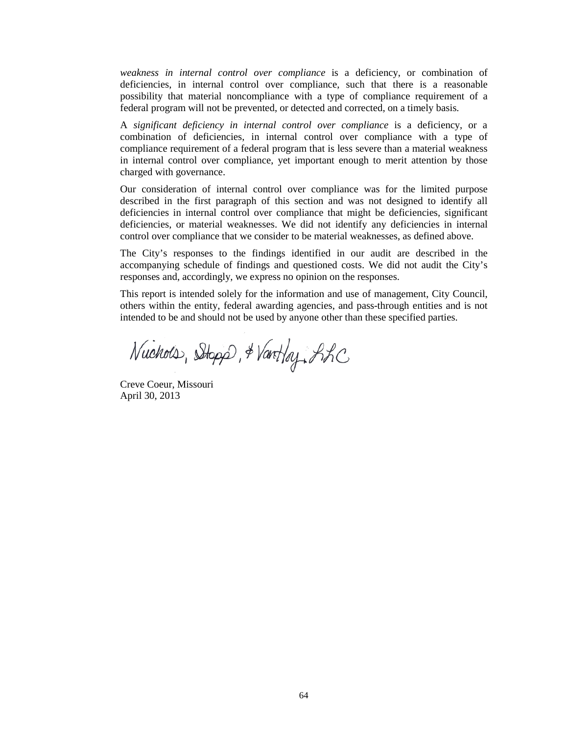*weakness in internal control over compliance* is a deficiency, or combination of deficiencies, in internal control over compliance, such that there is a reasonable possibility that material noncompliance with a type of compliance requirement of a federal program will not be prevented, or detected and corrected, on a timely basis.

A *significant deficiency in internal control over compliance* is a deficiency, or a combination of deficiencies, in internal control over compliance with a type of compliance requirement of a federal program that is less severe than a material weakness in internal control over compliance, yet important enough to merit attention by those charged with governance.

Our consideration of internal control over compliance was for the limited purpose described in the first paragraph of this section and was not designed to identify all deficiencies in internal control over compliance that might be deficiencies, significant deficiencies, or material weaknesses. We did not identify any deficiencies in internal control over compliance that we consider to be material weaknesses, as defined above.

The City's responses to the findings identified in our audit are described in the accompanying schedule of findings and questioned costs. We did not audit the City's responses and, accordingly, we express no opinion on the responses.

This report is intended solely for the information and use of management, City Council, others within the entity, federal awarding agencies, and pass-through entities and is not intended to be and should not be used by anyone other than these specified parties.

Nichols, Stopp, & VanHoy, LLC

Creve Coeur, Missouri
April 30, 2013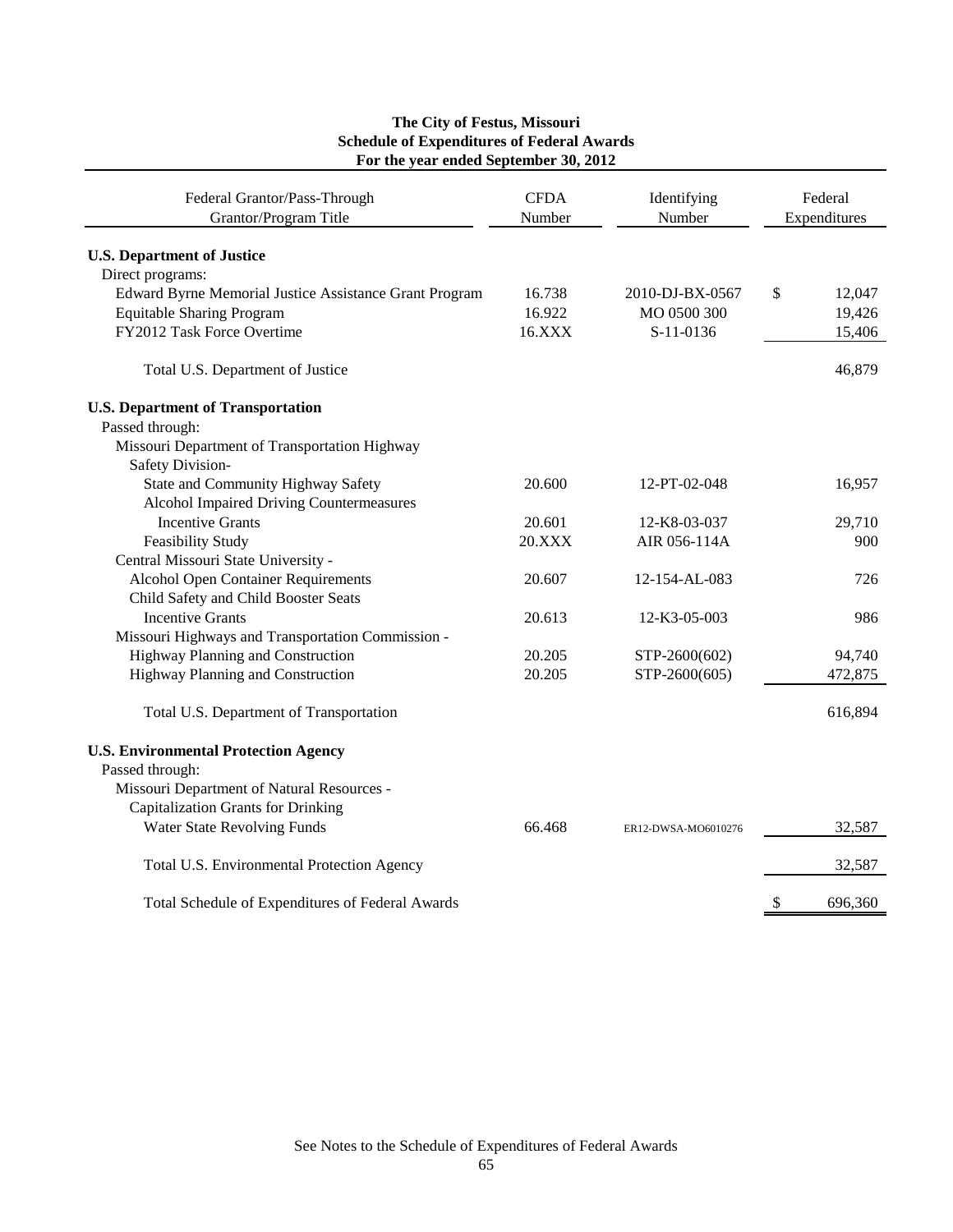# The City of Festus, Missouri
## Schedule of Expenditures of Federal Awards
### For the year ended September 30, 2012

| Federal Grantor/Pass-Through Grantor/Program Title | CFDA Number | Identifying Number | Federal Expenditures |
|---|---|---|---|
| **U.S. Department of Justice** | | | |
| Direct programs: | | | |
| Edward Byrne Memorial Justice Assistance Grant Program | 16.738 | 2010-DJ-BX-0567 | $ 12,047 |
| Equitable Sharing Program | 16.922 | MO 0500 300 | 19,426 |
| FY2012 Task Force Overtime | 16.XXX | S-11-0136 | 15,406 |
| Total U.S. Department of Justice | | | 46,879 |
| **U.S. Department of Transportation** | | | |
| Passed through: | | | |
| Missouri Department of Transportation Highway Safety Division- | | | |
| State and Community Highway Safety | 20.600 | 12-PT-02-048 | 16,957 |
| Alcohol Impaired Driving Countermeasures Incentive Grants | 20.601 | 12-K8-03-037 | 29,710 |
| Feasibility Study | 20.XXX | AIR 056-114A | 900 |
| Central Missouri State University - | | | |
| Alcohol Open Container Requirements | 20.607 | 12-154-AL-083 | 726 |
| Child Safety and Child Booster Seats Incentive Grants | 20.613 | 12-K3-05-003 | 986 |
| Missouri Highways and Transportation Commission - | | | |
| Highway Planning and Construction | 20.205 | STP-2600(602) | 94,740 |
| Highway Planning and Construction | 20.205 | STP-2600(605) | 472,875 |
| Total U.S. Department of Transportation | | | 616,894 |
| **U.S. Environmental Protection Agency** | | | |
| Passed through: | | | |
| Missouri Department of Natural Resources - | | | |
| Capitalization Grants for Drinking Water State Revolving Funds | 66.468 | ER12-DWSA-MO6010276 | 32,587 |
| Total U.S. Environmental Protection Agency | | | 32,587 |
| Total Schedule of Expenditures of Federal Awards | | | $ 696,360 |

See Notes to the Schedule of Expenditures of Federal Awards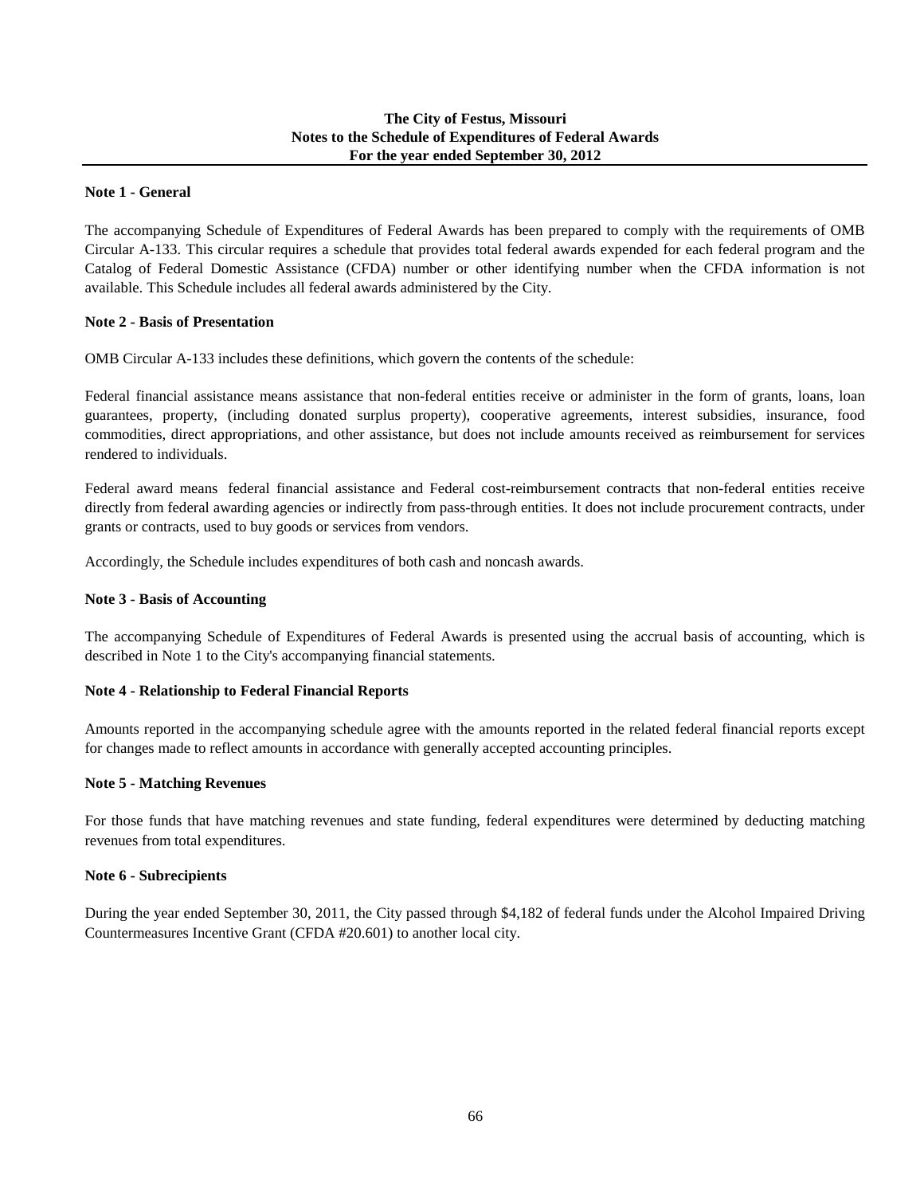# The City of Festus, Missouri
## Notes to the Schedule of Expenditures of Federal Awards
### For the year ended September 30, 2012

**Note 1 - General**

The accompanying Schedule of Expenditures of Federal Awards has been prepared to comply with the requirements of OMB Circular A-133. This circular requires a schedule that provides total federal awards expended for each federal program and the Catalog of Federal Domestic Assistance (CFDA) number or other identifying number when the CFDA information is not available. This Schedule includes all federal awards administered by the City.

**Note 2 - Basis of Presentation**

OMB Circular A-133 includes these definitions, which govern the contents of the schedule:

Federal financial assistance means assistance that non-federal entities receive or administer in the form of grants, loans, loan guarantees, property, (including donated surplus property), cooperative agreements, interest subsidies, insurance, food commodities, direct appropriations, and other assistance, but does not include amounts received as reimbursement for services rendered to individuals.

Federal award means federal financial assistance and Federal cost-reimbursement contracts that non-federal entities receive directly from federal awarding agencies or indirectly from pass-through entities. It does not include procurement contracts, under grants or contracts, used to buy goods or services from vendors.

Accordingly, the Schedule includes expenditures of both cash and noncash awards.

**Note 3 - Basis of Accounting**

The accompanying Schedule of Expenditures of Federal Awards is presented using the accrual basis of accounting, which is described in Note 1 to the City's accompanying financial statements.

**Note 4 - Relationship to Federal Financial Reports**

Amounts reported in the accompanying schedule agree with the amounts reported in the related federal financial reports except for changes made to reflect amounts in accordance with generally accepted accounting principles.

**Note 5 - Matching Revenues**

For those funds that have matching revenues and state funding, federal expenditures were determined by deducting matching revenues from total expenditures.

**Note 6 - Subrecipients**

During the year ended September 30, 2011, the City passed through $4,182 of federal funds under the Alcohol Impaired Driving Countermeasures Incentive Grant (CFDA #20.601) to another local city.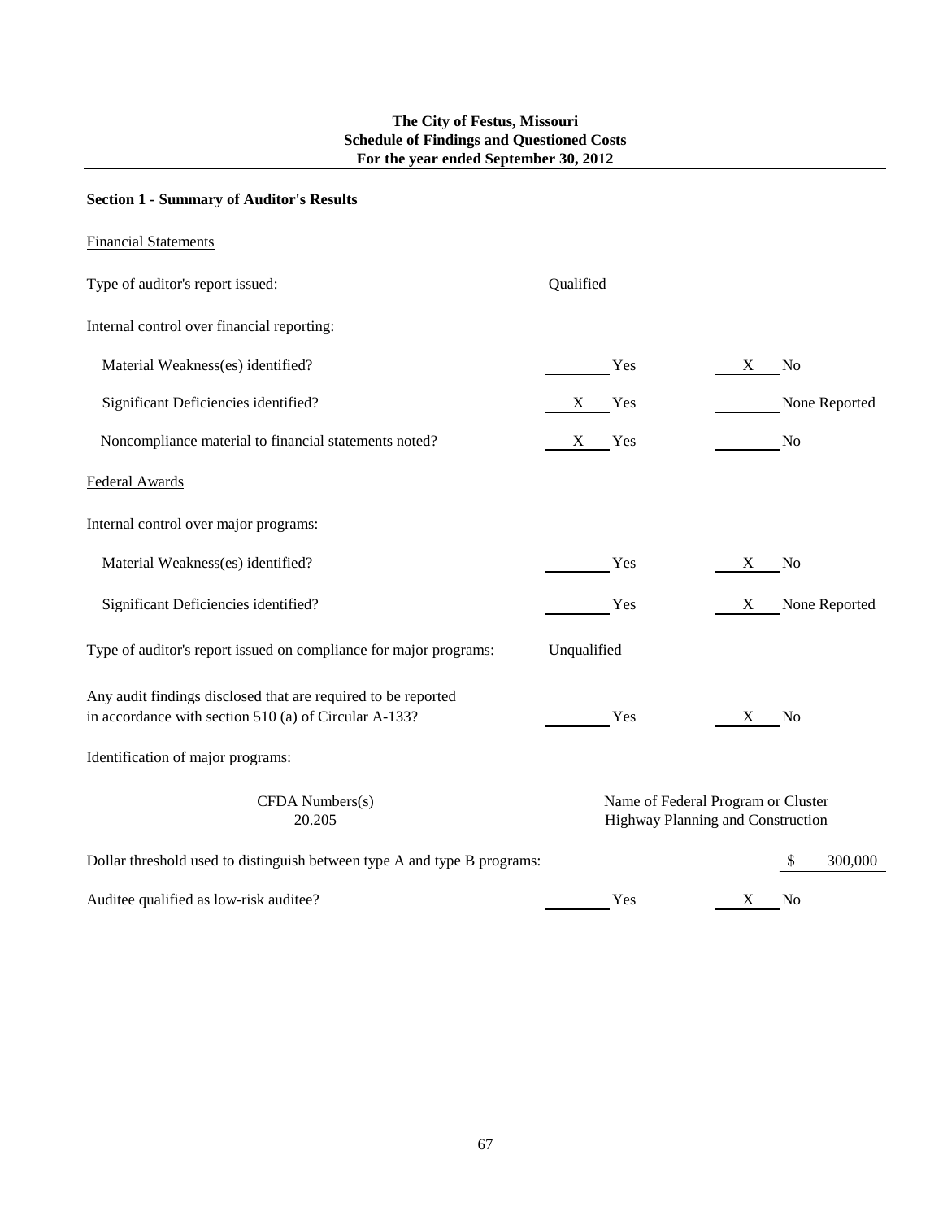**The City of Festus, Missouri**
**Schedule of Findings and Questioned Costs**
**For the year ended September 30, 2012**

**Section 1 - Summary of Auditor's Results**

Financial Statements

Type of auditor's report issued: Qualified

Internal control over financial reporting:

| | | |
|---|---|---|
| Material Weakness(es) identified? | ____ Yes | X No |
| Significant Deficiencies identified? | X Yes | ____ None Reported |
| Noncompliance material to financial statements noted? | X Yes | ____ No |

Federal Awards

Internal control over major programs:

| | | |
|---|---|---|
| Material Weakness(es) identified? | ____ Yes | X No |
| Significant Deficiencies identified? | ____ Yes | X None Reported |

Type of auditor's report issued on compliance for major programs: Unqualified

| | | |
|---|---|---|
| Any audit findings disclosed that are required to be reported in accordance with section 510 (a) of Circular A-133? | ____ Yes | X No |

Identification of major programs:

| CFDA Numbers(s) | Name of Federal Program or Cluster |
|---|---|
| 20.205 | Highway Planning and Construction |

Dollar threshold used to distinguish between type A and type B programs: $ 300,000

| | | |
|---|---|---|
| Auditee qualified as low-risk auditee? | ____ Yes | X No |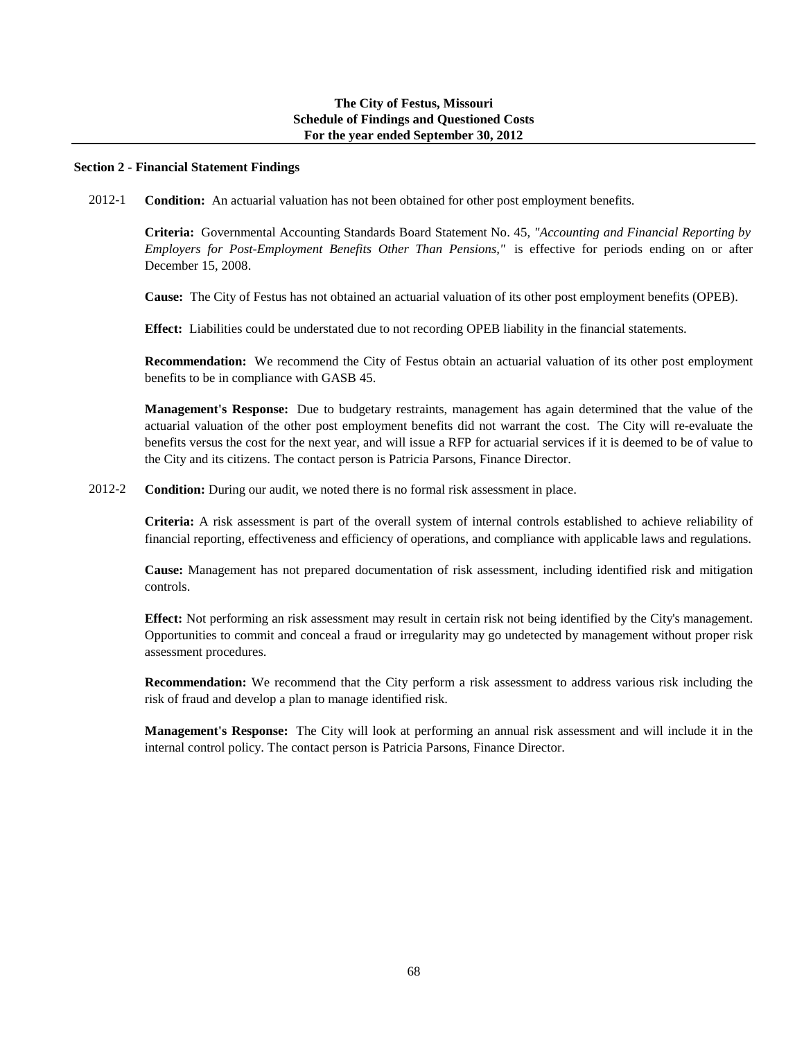**The City of Festus, Missouri**
**Schedule of Findings and Questioned Costs**
**For the year ended September 30, 2012**

## Section 2 - Financial Statement Findings

2012-1 **Condition:** An actuarial valuation has not been obtained for other post employment benefits.

**Criteria:** Governmental Accounting Standards Board Statement No. 45, *"Accounting and Financial Reporting by Employers for Post-Employment Benefits Other Than Pensions,"* is effective for periods ending on or after December 15, 2008.

**Cause:** The City of Festus has not obtained an actuarial valuation of its other post employment benefits (OPEB).

**Effect:** Liabilities could be understated due to not recording OPEB liability in the financial statements.

**Recommendation:** We recommend the City of Festus obtain an actuarial valuation of its other post employment benefits to be in compliance with GASB 45.

**Management's Response:** Due to budgetary restraints, management has again determined that the value of the actuarial valuation of the other post employment benefits did not warrant the cost. The City will re-evaluate the benefits versus the cost for the next year, and will issue a RFP for actuarial services if it is deemed to be of value to the City and its citizens. The contact person is Patricia Parsons, Finance Director.

2012-2 **Condition:** During our audit, we noted there is no formal risk assessment in place.

**Criteria:** A risk assessment is part of the overall system of internal controls established to achieve reliability of financial reporting, effectiveness and efficiency of operations, and compliance with applicable laws and regulations.

**Cause:** Management has not prepared documentation of risk assessment, including identified risk and mitigation controls.

**Effect:** Not performing an risk assessment may result in certain risk not being identified by the City's management. Opportunities to commit and conceal a fraud or irregularity may go undetected by management without proper risk assessment procedures.

**Recommendation:** We recommend that the City perform a risk assessment to address various risk including the risk of fraud and develop a plan to manage identified risk.

**Management's Response:** The City will look at performing an annual risk assessment and will include it in the internal control policy. The contact person is Patricia Parsons, Finance Director.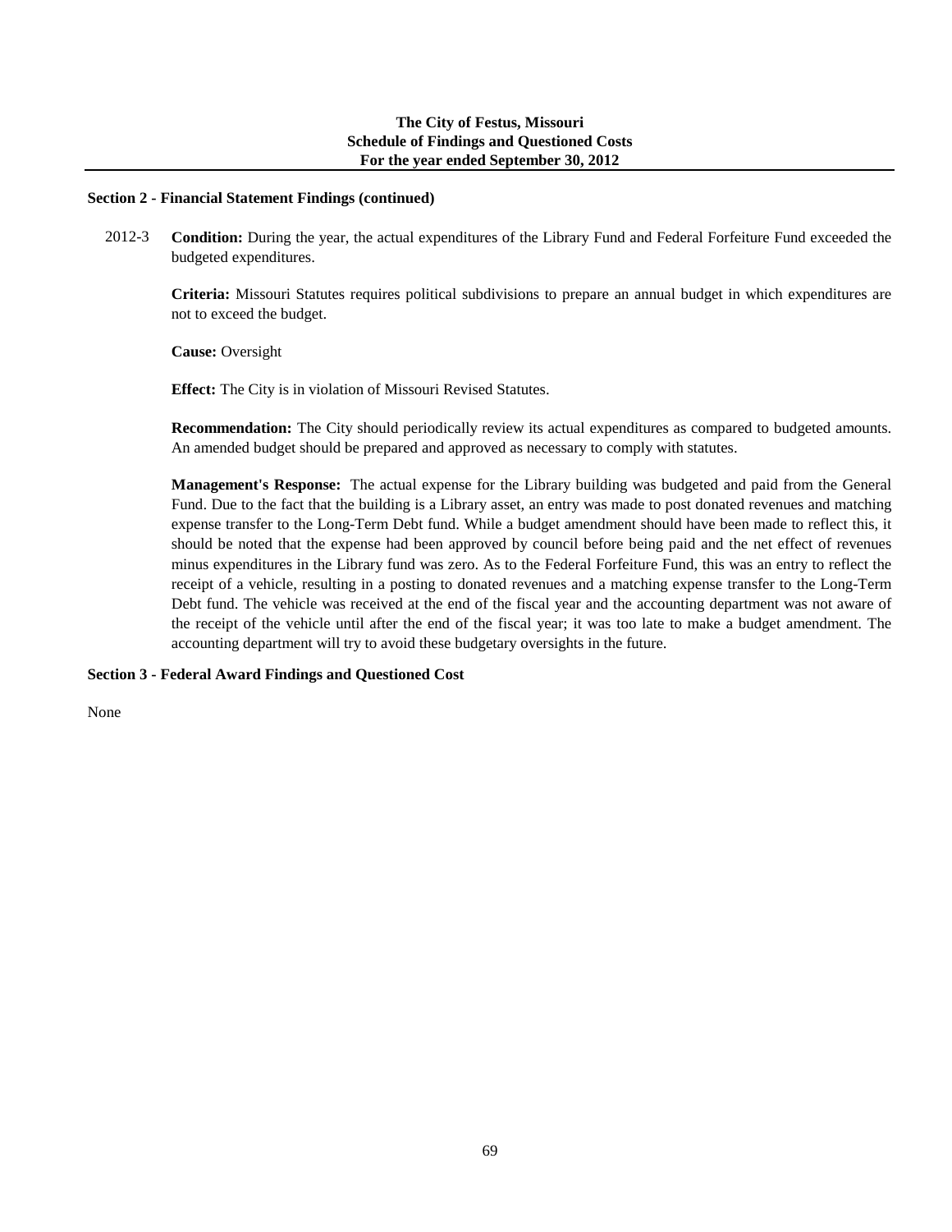**The City of Festus, Missouri**
**Schedule of Findings and Questioned Costs**
**For the year ended September 30, 2012**

## Section 2 - Financial Statement Findings (continued)

2012-3 **Condition:** During the year, the actual expenditures of the Library Fund and Federal Forfeiture Fund exceeded the budgeted expenditures.

**Criteria:** Missouri Statutes requires political subdivisions to prepare an annual budget in which expenditures are not to exceed the budget.

**Cause:** Oversight

**Effect:** The City is in violation of Missouri Revised Statutes.

**Recommendation:** The City should periodically review its actual expenditures as compared to budgeted amounts. An amended budget should be prepared and approved as necessary to comply with statutes.

**Management's Response:** The actual expense for the Library building was budgeted and paid from the General Fund. Due to the fact that the building is a Library asset, an entry was made to post donated revenues and matching expense transfer to the Long-Term Debt fund. While a budget amendment should have been made to reflect this, it should be noted that the expense had been approved by council before being paid and the net effect of revenues minus expenditures in the Library fund was zero. As to the Federal Forfeiture Fund, this was an entry to reflect the receipt of a vehicle, resulting in a posting to donated revenues and a matching expense transfer to the Long-Term Debt fund. The vehicle was received at the end of the fiscal year and the accounting department was not aware of the receipt of the vehicle until after the end of the fiscal year; it was too late to make a budget amendment. The accounting department will try to avoid these budgetary oversights in the future.

## Section 3 - Federal Award Findings and Questioned Cost

None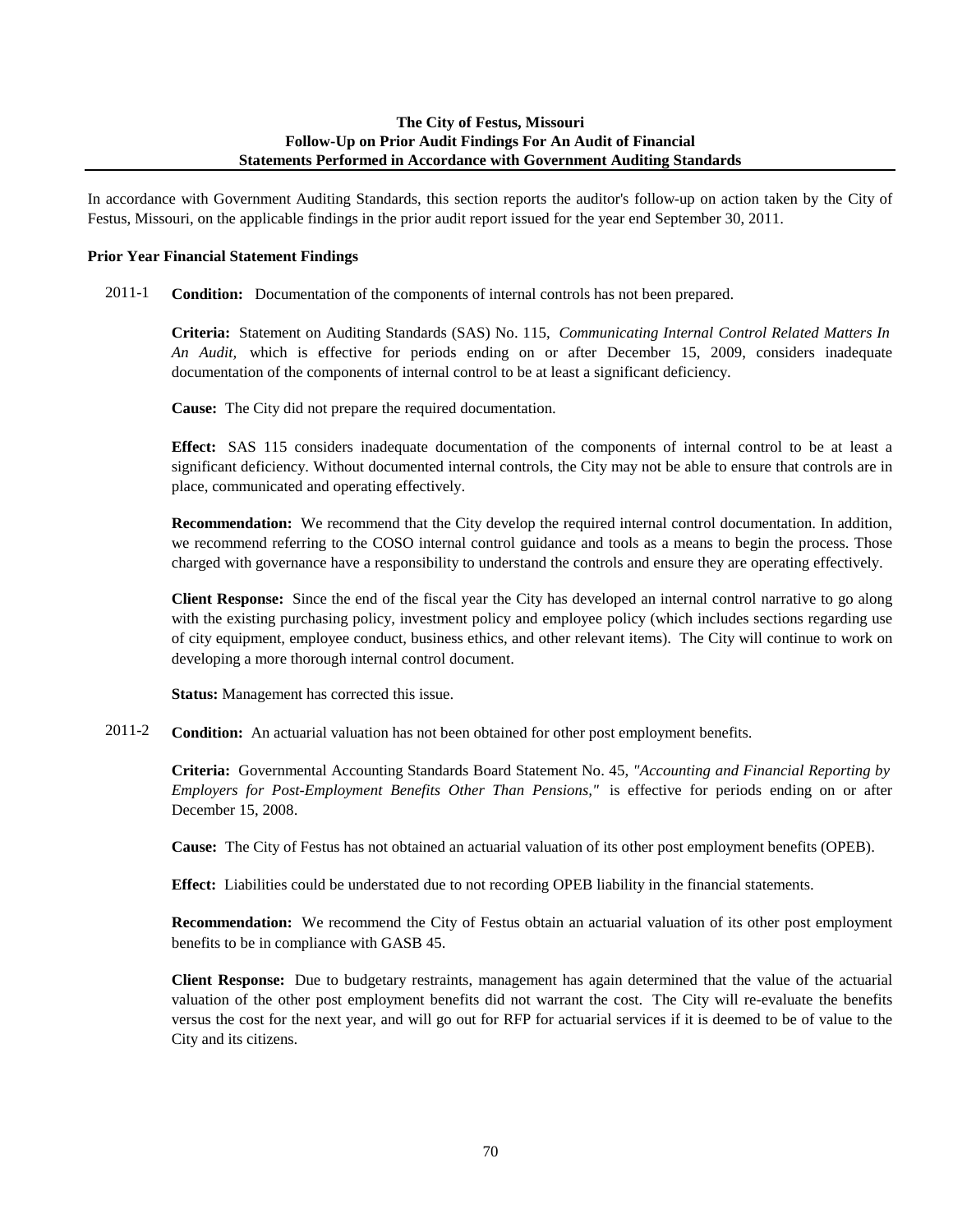## The City of Festus, Missouri
## Follow-Up on Prior Audit Findings For An Audit of Financial Statements Performed in Accordance with Government Auditing Standards

In accordance with Government Auditing Standards, this section reports the auditor's follow-up on action taken by the City of Festus, Missouri, on the applicable findings in the prior audit report issued for the year end September 30, 2011.

**Prior Year Financial Statement Findings**

2011-1 **Condition:** Documentation of the components of internal controls has not been prepared.

**Criteria:** Statement on Auditing Standards (SAS) No. 115, *Communicating Internal Control Related Matters In An Audit,* which is effective for periods ending on or after December 15, 2009, considers inadequate documentation of the components of internal control to be at least a significant deficiency.

**Cause:** The City did not prepare the required documentation.

**Effect:** SAS 115 considers inadequate documentation of the components of internal control to be at least a significant deficiency. Without documented internal controls, the City may not be able to ensure that controls are in place, communicated and operating effectively.

**Recommendation:** We recommend that the City develop the required internal control documentation. In addition, we recommend referring to the COSO internal control guidance and tools as a means to begin the process. Those charged with governance have a responsibility to understand the controls and ensure they are operating effectively.

**Client Response:** Since the end of the fiscal year the City has developed an internal control narrative to go along with the existing purchasing policy, investment policy and employee policy (which includes sections regarding use of city equipment, employee conduct, business ethics, and other relevant items). The City will continue to work on developing a more thorough internal control document.

**Status:** Management has corrected this issue.

2011-2 **Condition:** An actuarial valuation has not been obtained for other post employment benefits.

**Criteria:** Governmental Accounting Standards Board Statement No. 45, *"Accounting and Financial Reporting by Employers for Post-Employment Benefits Other Than Pensions,"* is effective for periods ending on or after December 15, 2008.

**Cause:** The City of Festus has not obtained an actuarial valuation of its other post employment benefits (OPEB).

**Effect:** Liabilities could be understated due to not recording OPEB liability in the financial statements.

**Recommendation:** We recommend the City of Festus obtain an actuarial valuation of its other post employment benefits to be in compliance with GASB 45.

**Client Response:** Due to budgetary restraints, management has again determined that the value of the actuarial valuation of the other post employment benefits did not warrant the cost. The City will re-evaluate the benefits versus the cost for the next year, and will go out for RFP for actuarial services if it is deemed to be of value to the City and its citizens.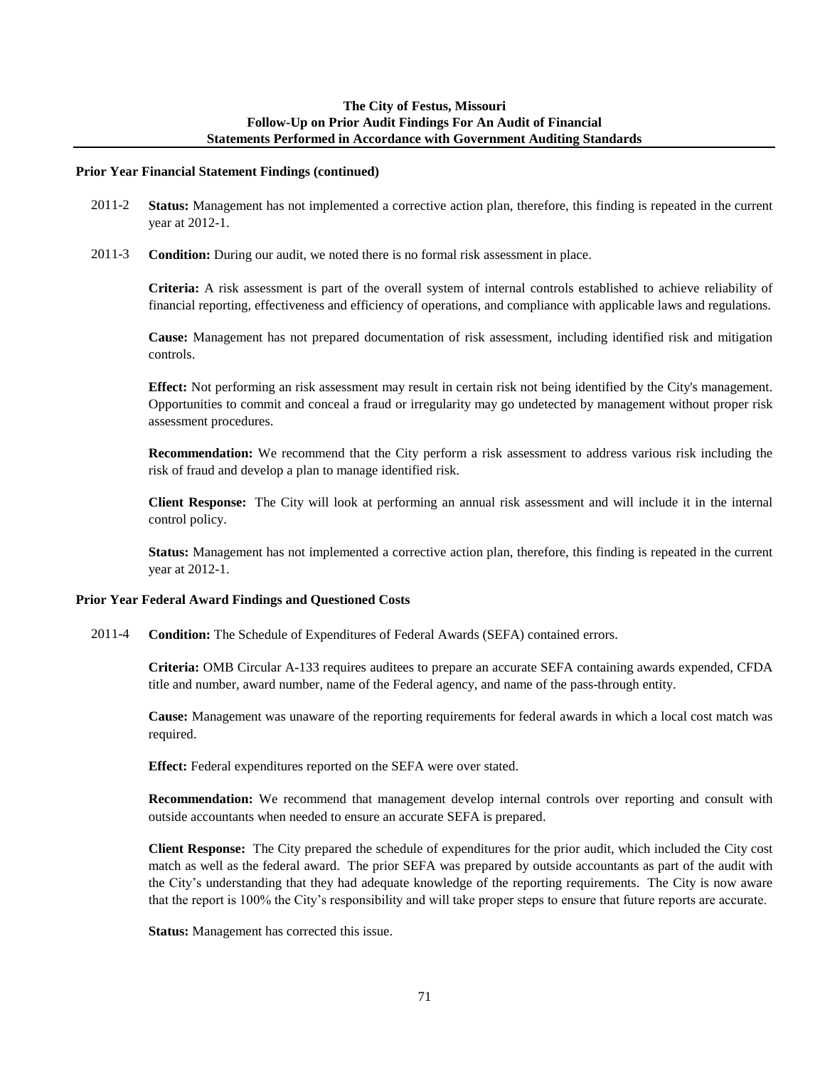**Prior Year Financial Statement Findings (continued)**

2011-2 **Status:** Management has not implemented a corrective action plan, therefore, this finding is repeated in the current year at 2012-1.

2011-3 **Condition:** During our audit, we noted there is no formal risk assessment in place.

**Criteria:** A risk assessment is part of the overall system of internal controls established to achieve reliability of financial reporting, effectiveness and efficiency of operations, and compliance with applicable laws and regulations.

**Cause:** Management has not prepared documentation of risk assessment, including identified risk and mitigation controls.

**Effect:** Not performing an risk assessment may result in certain risk not being identified by the City's management. Opportunities to commit and conceal a fraud or irregularity may go undetected by management without proper risk assessment procedures.

**Recommendation:** We recommend that the City perform a risk assessment to address various risk including the risk of fraud and develop a plan to manage identified risk.

**Client Response:** The City will look at performing an annual risk assessment and will include it in the internal control policy.

**Status:** Management has not implemented a corrective action plan, therefore, this finding is repeated in the current year at 2012-1.

**Prior Year Federal Award Findings and Questioned Costs**

2011-4 **Condition:** The Schedule of Expenditures of Federal Awards (SEFA) contained errors.

**Criteria:** OMB Circular A-133 requires auditees to prepare an accurate SEFA containing awards expended, CFDA title and number, award number, name of the Federal agency, and name of the pass-through entity.

**Cause:** Management was unaware of the reporting requirements for federal awards in which a local cost match was required.

**Effect:** Federal expenditures reported on the SEFA were over stated.

**Recommendation:** We recommend that management develop internal controls over reporting and consult with outside accountants when needed to ensure an accurate SEFA is prepared.

**Client Response:** The City prepared the schedule of expenditures for the prior audit, which included the City cost match as well as the federal award. The prior SEFA was prepared by outside accountants as part of the audit with the City's understanding that they had adequate knowledge of the reporting requirements. The City is now aware that the report is 100% the City's responsibility and will take proper steps to ensure that future reports are accurate.

**Status:** Management has corrected this issue.